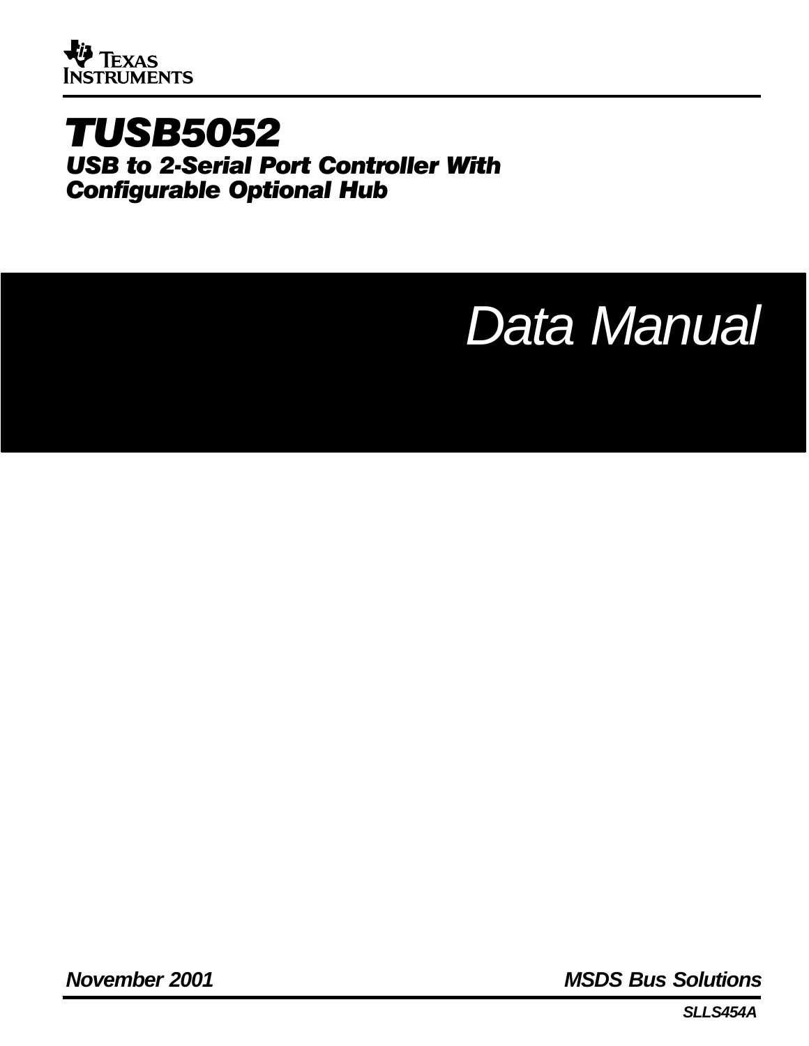Texas Instruments

# TUSB5052

## USB to 2-Serial Port Controller With Configurable Optional Hub

*Data Manual*

***November 2001*** ***MSDS Bus Solutions***

***SLLS454A***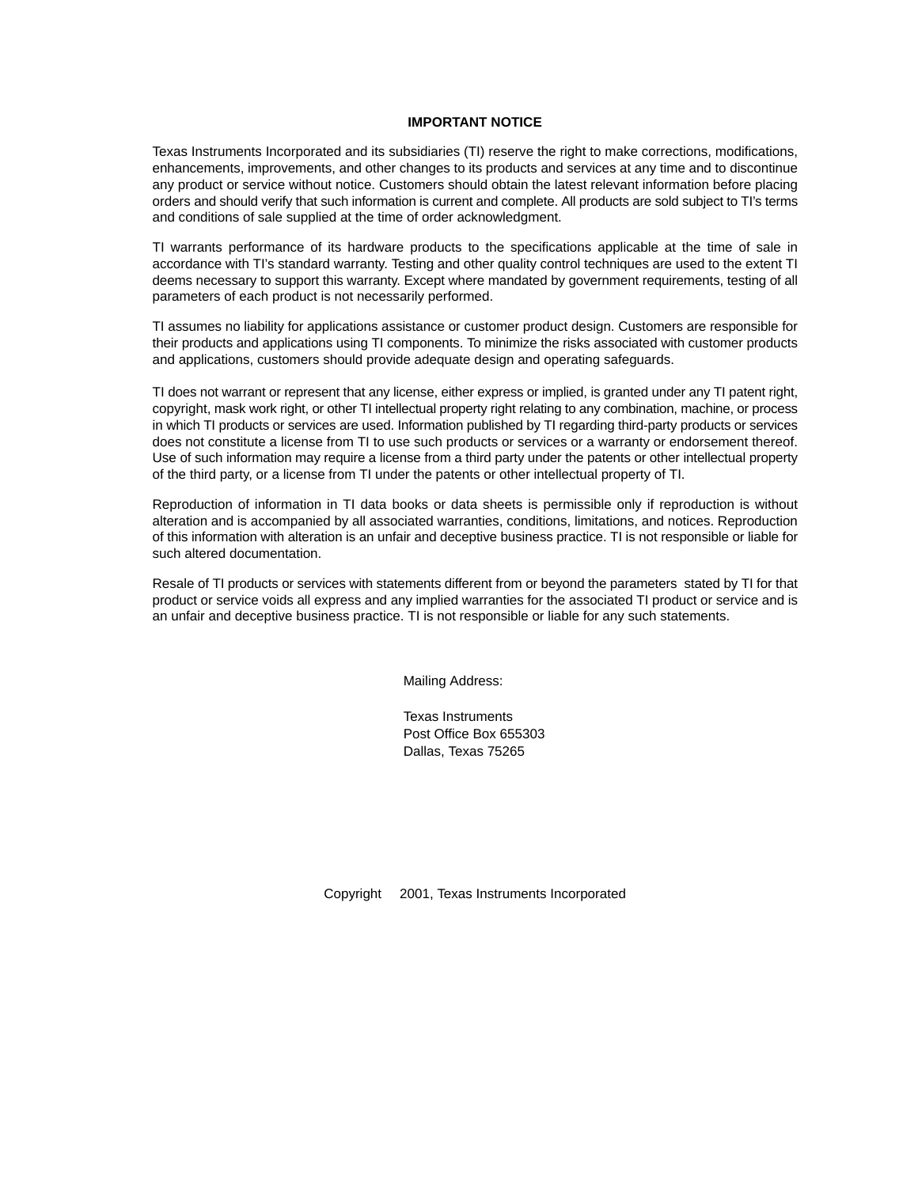**IMPORTANT NOTICE**

Texas Instruments Incorporated and its subsidiaries (TI) reserve the right to make corrections, modifications, enhancements, improvements, and other changes to its products and services at any time and to discontinue any product or service without notice. Customers should obtain the latest relevant information before placing orders and should verify that such information is current and complete. All products are sold subject to TI's terms and conditions of sale supplied at the time of order acknowledgment.

TI warrants performance of its hardware products to the specifications applicable at the time of sale in accordance with TI's standard warranty. Testing and other quality control techniques are used to the extent TI deems necessary to support this warranty. Except where mandated by government requirements, testing of all parameters of each product is not necessarily performed.

TI assumes no liability for applications assistance or customer product design. Customers are responsible for their products and applications using TI components. To minimize the risks associated with customer products and applications, customers should provide adequate design and operating safeguards.

TI does not warrant or represent that any license, either express or implied, is granted under any TI patent right, copyright, mask work right, or other TI intellectual property right relating to any combination, machine, or process in which TI products or services are used. Information published by TI regarding third-party products or services does not constitute a license from TI to use such products or services or a warranty or endorsement thereof. Use of such information may require a license from a third party under the patents or other intellectual property of the third party, or a license from TI under the patents or other intellectual property of TI.

Reproduction of information in TI data books or data sheets is permissible only if reproduction is without alteration and is accompanied by all associated warranties, conditions, limitations, and notices. Reproduction of this information with alteration is an unfair and deceptive business practice. TI is not responsible or liable for such altered documentation.

Resale of TI products or services with statements different from or beyond the parameters stated by TI for that product or service voids all express and any implied warranties for the associated TI product or service and is an unfair and deceptive business practice. TI is not responsible or liable for any such statements.

Mailing Address:

Texas Instruments
Post Office Box 655303
Dallas, Texas 75265

Copyright © 2001, Texas Instruments Incorporated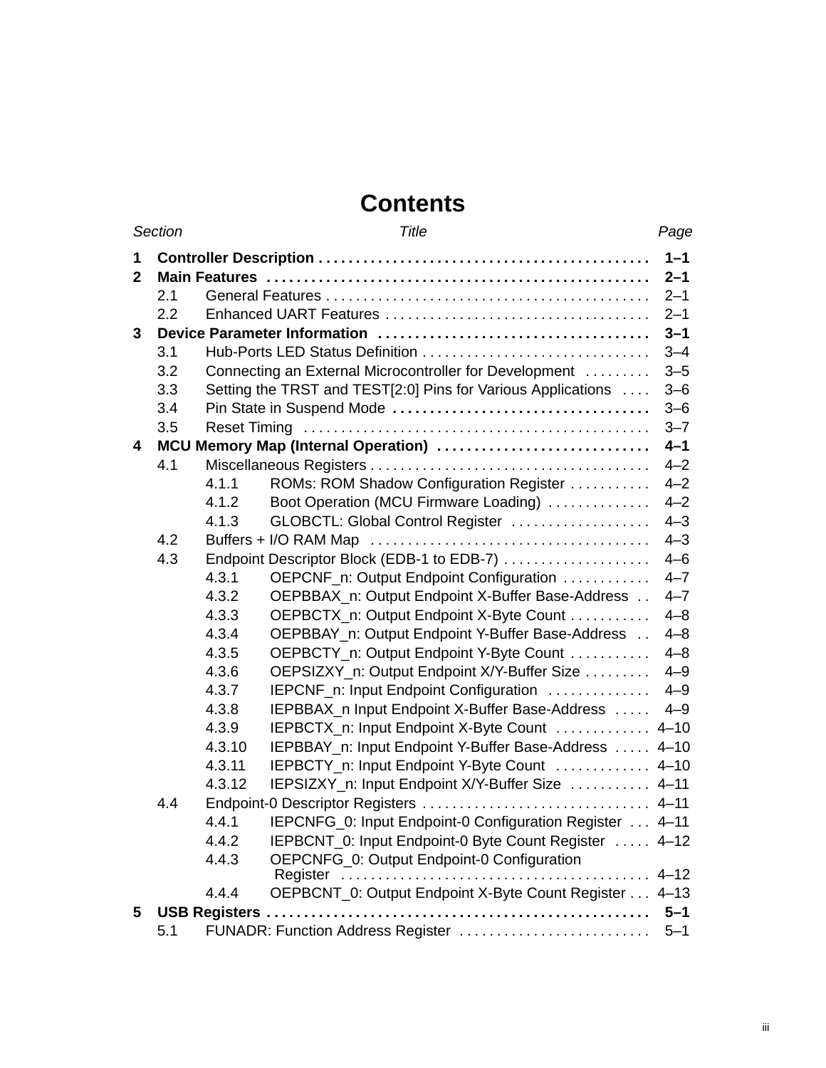# Contents

| Section | | | Title | Page |
|---|---|---|---|---|
| **1** | | | **Controller Description** | **1–1** |
| **2** | | | **Main Features** | **2–1** |
| | 2.1 | | General Features | 2–1 |
| | 2.2 | | Enhanced UART Features | 2–1 |
| **3** | | | **Device Parameter Information** | **3–1** |
| | 3.1 | | Hub-Ports LED Status Definition | 3–4 |
| | 3.2 | | Connecting an External Microcontroller for Development | 3–5 |
| | 3.3 | | Setting the TRST and TEST[2:0] Pins for Various Applications | 3–6 |
| | 3.4 | | Pin State in Suspend Mode | 3–6 |
| | 3.5 | | Reset Timing | 3–7 |
| **4** | | | **MCU Memory Map (Internal Operation)** | **4–1** |
| | 4.1 | | Miscellaneous Registers | 4–2 |
| | | 4.1.1 | ROMs: ROM Shadow Configuration Register | 4–2 |
| | | 4.1.2 | Boot Operation (MCU Firmware Loading) | 4–2 |
| | | 4.1.3 | GLOBCTL: Global Control Register | 4–3 |
| | 4.2 | | Buffers + I/O RAM Map | 4–3 |
| | 4.3 | | Endpoint Descriptor Block (EDB-1 to EDB-7) | 4–6 |
| | | 4.3.1 | OEPCNF_n: Output Endpoint Configuration | 4–7 |
| | | 4.3.2 | OEPBBAX_n: Output Endpoint X-Buffer Base-Address | 4–7 |
| | | 4.3.3 | OEPBCTX_n: Output Endpoint X-Byte Count | 4–8 |
| | | 4.3.4 | OEPBBAY_n: Output Endpoint Y-Buffer Base-Address | 4–8 |
| | | 4.3.5 | OEPBCTY_n: Output Endpoint Y-Byte Count | 4–8 |
| | | 4.3.6 | OEPSIZXY_n: Output Endpoint X/Y-Buffer Size | 4–9 |
| | | 4.3.7 | IEPCNF_n: Input Endpoint Configuration | 4–9 |
| | | 4.3.8 | IEPBBAX_n Input Endpoint X-Buffer Base-Address | 4–9 |
| | | 4.3.9 | IEPBCTX_n: Input Endpoint X-Byte Count | 4–10 |
| | | 4.3.10 | IEPBBAY_n: Input Endpoint Y-Buffer Base-Address | 4–10 |
| | | 4.3.11 | IEPBCTY_n: Input Endpoint Y-Byte Count | 4–10 |
| | | 4.3.12 | IEPSIZXY_n: Input Endpoint X/Y-Buffer Size | 4–11 |
| | 4.4 | | Endpoint-0 Descriptor Registers | 4–11 |
| | | 4.4.1 | IEPCNFG_0: Input Endpoint-0 Configuration Register | 4–11 |
| | | 4.4.2 | IEPBCNT_0: Input Endpoint-0 Byte Count Register | 4–12 |
| | | 4.4.3 | OEPCNFG_0: Output Endpoint-0 Configuration Register | 4–12 |
| | | 4.4.4 | OEPBCNT_0: Output Endpoint X-Byte Count Register | 4–13 |
| **5** | | | **USB Registers** | **5–1** |
| | 5.1 | | FUNADR: Function Address Register | 5–1 |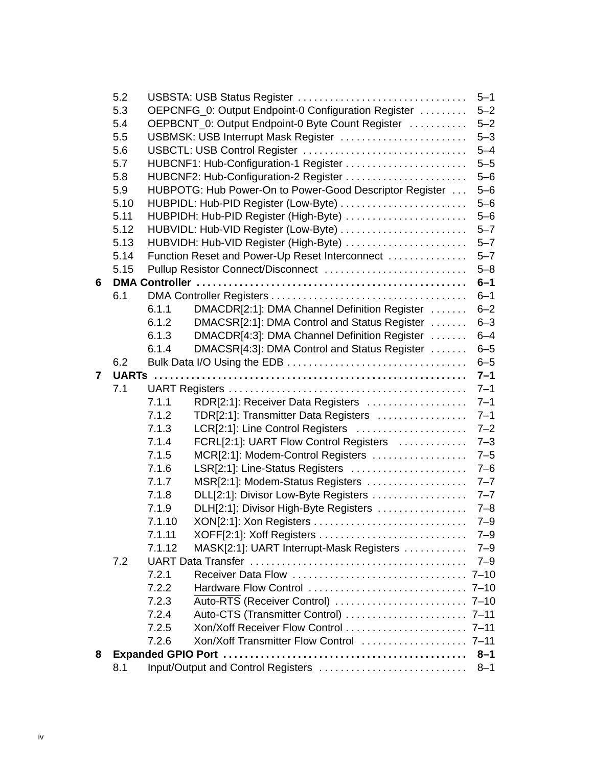- 5.2 USBSTA: USB Status Register ..... 5–1
- 5.3 OEPCNFG_0: Output Endpoint-0 Configuration Register ..... 5–2
- 5.4 OEPBCNT_0: Output Endpoint-0 Byte Count Register ..... 5–2
- 5.5 USBMSK: USB Interrupt Mask Register ..... 5–3
- 5.6 USBCTL: USB Control Register ..... 5–4
- 5.7 HUBCNF1: Hub-Configuration-1 Register ..... 5–5
- 5.8 HUBCNF2: Hub-Configuration-2 Register ..... 5–6
- 5.9 HUBPOTG: Hub Power-On to Power-Good Descriptor Register ..... 5–6
- 5.10 HUBPIDL: Hub-PID Register (Low-Byte) ..... 5–6
- 5.11 HUBPIDH: Hub-PID Register (High-Byte) ..... 5–6
- 5.12 HUBVIDL: Hub-VID Register (Low-Byte) ..... 5–7
- 5.13 HUBVIDH: Hub-VID Register (High-Byte) ..... 5–7
- 5.14 Function Reset and Power-Up Reset Interconnect ..... 5–7
- 5.15 Pullup Resistor Connect/Disconnect ..... 5–8

**6 DMA Controller ..... 6–1**

- 6.1 DMA Controller Registers ..... 6–1
  - 6.1.1 DMACDR[2:1]: DMA Channel Definition Register ..... 6–2
  - 6.1.2 DMACSR[2:1]: DMA Control and Status Register ..... 6–3
  - 6.1.3 DMACDR[4:3]: DMA Channel Definition Register ..... 6–4
  - 6.1.4 DMACSR[4:3]: DMA Control and Status Register ..... 6–5
- 6.2 Bulk Data I/O Using the EDB ..... 6–5

**7 UARTs ..... 7–1**

- 7.1 UART Registers ..... 7–1
  - 7.1.1 RDR[2:1]: Receiver Data Registers ..... 7–1
  - 7.1.2 TDR[2:1]: Transmitter Data Registers ..... 7–1
  - 7.1.3 LCR[2:1]: Line Control Registers ..... 7–2
  - 7.1.4 FCRL[2:1]: UART Flow Control Registers ..... 7–3
  - 7.1.5 MCR[2:1]: Modem-Control Registers ..... 7–5
  - 7.1.6 LSR[2:1]: Line-Status Registers ..... 7–6
  - 7.1.7 MSR[2:1]: Modem-Status Registers ..... 7–7
  - 7.1.8 DLL[2:1]: Divisor Low-Byte Registers ..... 7–7
  - 7.1.9 DLH[2:1]: Divisor High-Byte Registers ..... 7–8
  - 7.1.10 XON[2:1]: Xon Registers ..... 7–9
  - 7.1.11 XOFF[2:1]: Xoff Registers ..... 7–9
  - 7.1.12 MASK[2:1]: UART Interrupt-Mask Registers ..... 7–9
- 7.2 UART Data Transfer ..... 7–9
  - 7.2.1 Receiver Data Flow ..... 7–10
  - 7.2.2 Hardware Flow Control ..... 7–10
  - 7.2.3 Auto-RTS (Receiver Control) ..... 7–10
  - 7.2.4 Auto-CTS (Transmitter Control) ..... 7–11
  - 7.2.5 Xon/Xoff Receiver Flow Control ..... 7–11
  - 7.2.6 Xon/Xoff Transmitter Flow Control ..... 7–11

**8 Expanded GPIO Port ..... 8–1**

- 8.1 Input/Output and Control Registers ..... 8–1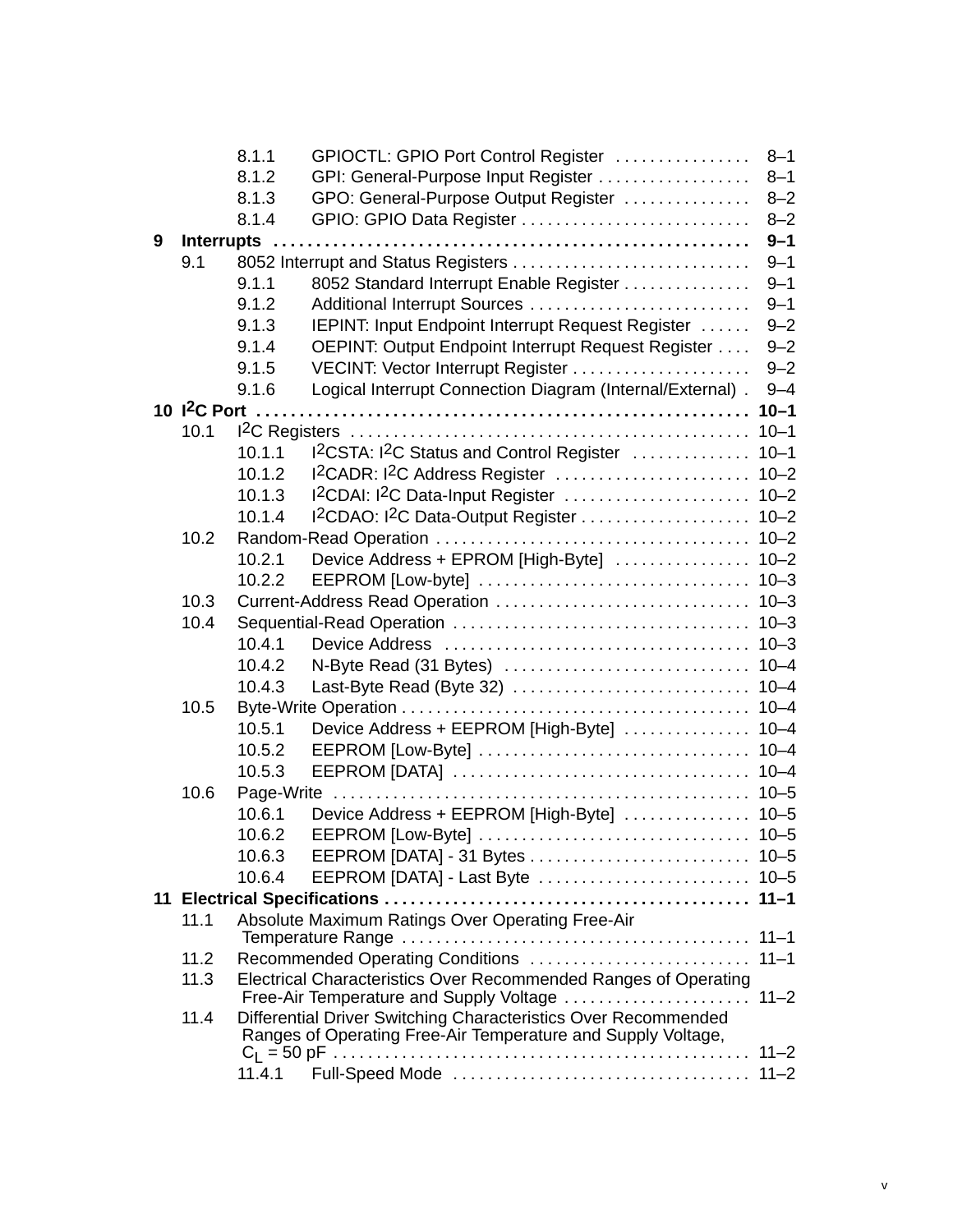| | | | |
|---|---|---|---|
| | 8.1.1 | GPIOCTL: GPIO Port Control Register | 8–1 |
| | 8.1.2 | GPI: General-Purpose Input Register | 8–1 |
| | 8.1.3 | GPO: General-Purpose Output Register | 8–2 |
| | 8.1.4 | GPIO: GPIO Data Register | 8–2 |
| **9** | **Interrupts** | | **9–1** |
| 9.1 | 8052 Interrupt and Status Registers | | 9–1 |
| | 9.1.1 | 8052 Standard Interrupt Enable Register | 9–1 |
| | 9.1.2 | Additional Interrupt Sources | 9–1 |
| | 9.1.3 | IEPINT: Input Endpoint Interrupt Request Register | 9–2 |
| | 9.1.4 | OEPINT: Output Endpoint Interrupt Request Register | 9–2 |
| | 9.1.5 | VECINT: Vector Interrupt Register | 9–2 |
| | 9.1.6 | Logical Interrupt Connection Diagram (Internal/External) | 9–4 |
| **10** | **$I^2C$ Port** | | **10–1** |
| 10.1 | $I^2C$ Registers | | 10–1 |
| | 10.1.1 | $I^2CSTA$: $I^2C$ Status and Control Register | 10–1 |
| | 10.1.2 | $I^2CADR$: $I^2C$ Address Register | 10–2 |
| | 10.1.3 | $I^2CDAI$: $I^2C$ Data-Input Register | 10–2 |
| | 10.1.4 | $I^2CDAO$: $I^2C$ Data-Output Register | 10–2 |
| 10.2 | Random-Read Operation | | 10–2 |
| | 10.2.1 | Device Address + EPROM [High-Byte] | 10–2 |
| | 10.2.2 | EEPROM [Low-byte] | 10–3 |
| 10.3 | Current-Address Read Operation | | 10–3 |
| 10.4 | Sequential-Read Operation | | 10–3 |
| | 10.4.1 | Device Address | 10–3 |
| | 10.4.2 | N-Byte Read (31 Bytes) | 10–4 |
| | 10.4.3 | Last-Byte Read (Byte 32) | 10–4 |
| 10.5 | Byte-Write Operation | | 10–4 |
| | 10.5.1 | Device Address + EEPROM [High-Byte] | 10–4 |
| | 10.5.2 | EEPROM [Low-Byte] | 10–4 |
| | 10.5.3 | EEPROM [DATA] | 10–4 |
| 10.6 | Page-Write | | 10–5 |
| | 10.6.1 | Device Address + EEPROM [High-Byte] | 10–5 |
| | 10.6.2 | EEPROM [Low-Byte] | 10–5 |
| | 10.6.3 | EEPROM [DATA] - 31 Bytes | 10–5 |
| | 10.6.4 | EEPROM [DATA] - Last Byte | 10–5 |
| **11** | **Electrical Specifications** | | **11–1** |
| 11.1 | Absolute Maximum Ratings Over Operating Free-Air Temperature Range | | 11–1 |
| 11.2 | Recommended Operating Conditions | | 11–1 |
| 11.3 | Electrical Characteristics Over Recommended Ranges of Operating Free-Air Temperature and Supply Voltage | | 11–2 |
| 11.4 | Differential Driver Switching Characteristics Over Recommended Ranges of Operating Free-Air Temperature and Supply Voltage, $C_L$ = 50 pF | | 11–2 |
| | 11.4.1 | Full-Speed Mode | 11–2 |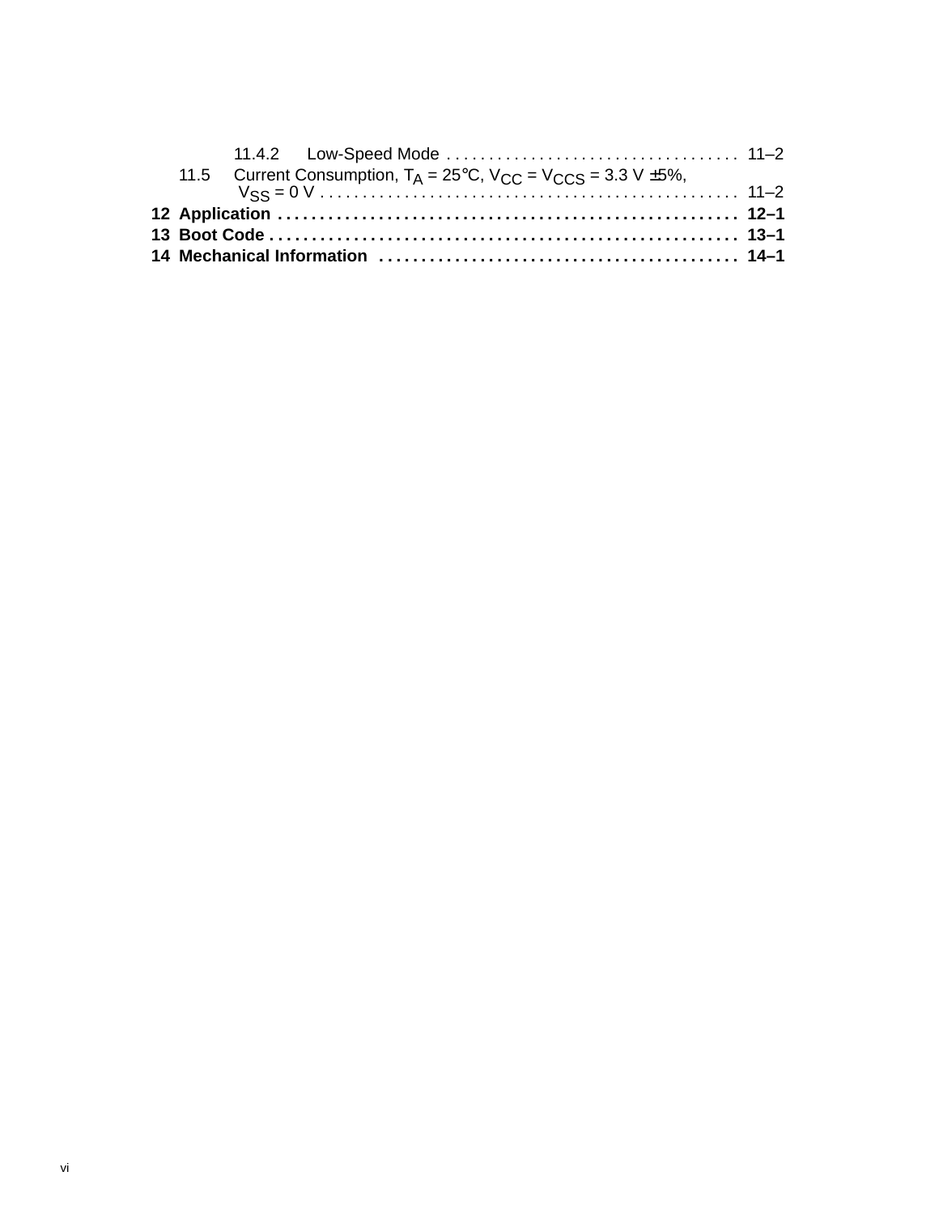11.4.2 Low-Speed Mode . . . . . . . . . . . . . . . . . . . . . . . . . . . . . . . . . . . 11–2

11.5 Current Consumption, $T_A$ = 25°C, $V_{CC}$ = $V_{CCS}$ = 3.3 V ±5%, $V_{SS}$ = 0 V . . . . . . . . . . . . . . . . . . . . . . . . . . . . . . . . . . . . . . . . . . . . . . . . 11–2

**12 Application . . . . . . . . . . . . . . . . . . . . . . . . . . . . . . . . . . . . . . . . . . . . . . . . . . . . . . 12–1**

**13 Boot Code . . . . . . . . . . . . . . . . . . . . . . . . . . . . . . . . . . . . . . . . . . . . . . . . . . . . . . . 13–1**

**14 Mechanical Information . . . . . . . . . . . . . . . . . . . . . . . . . . . . . . . . . . . . . . . . . . . 14–1**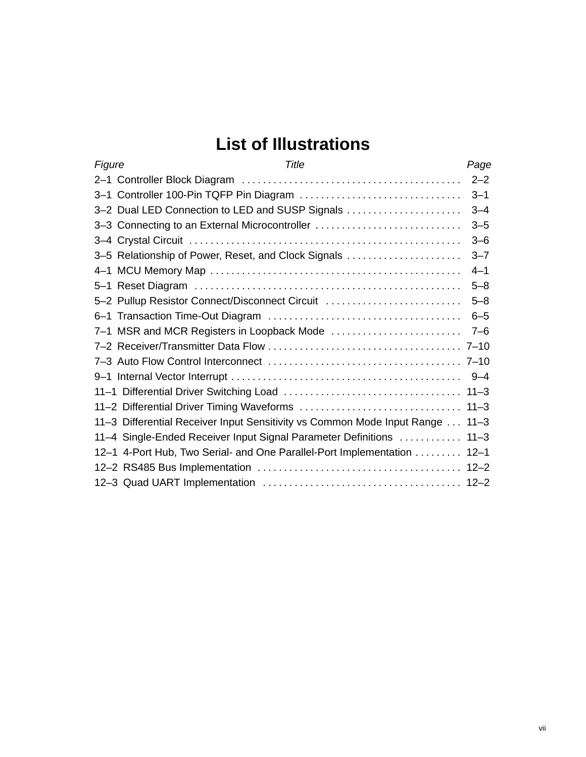# List of Illustrations

| *Figure* | *Title* | *Page* |
|---|---|---|
| 2–1 | Controller Block Diagram | 2–2 |
| 3–1 | Controller 100-Pin TQFP Pin Diagram | 3–1 |
| 3–2 | Dual LED Connection to LED and SUSP Signals | 3–4 |
| 3–3 | Connecting to an External Microcontroller | 3–5 |
| 3–4 | Crystal Circuit | 3–6 |
| 3–5 | Relationship of Power, Reset, and Clock Signals | 3–7 |
| 4–1 | MCU Memory Map | 4–1 |
| 5–1 | Reset Diagram | 5–8 |
| 5–2 | Pullup Resistor Connect/Disconnect Circuit | 5–8 |
| 6–1 | Transaction Time-Out Diagram | 6–5 |
| 7–1 | MSR and MCR Registers in Loopback Mode | 7–6 |
| 7–2 | Receiver/Transmitter Data Flow | 7–10 |
| 7–3 | Auto Flow Control Interconnect | 7–10 |
| 9–1 | Internal Vector Interrupt | 9–4 |
| 11–1 | Differential Driver Switching Load | 11–3 |
| 11–2 | Differential Driver Timing Waveforms | 11–3 |
| 11–3 | Differential Receiver Input Sensitivity vs Common Mode Input Range | 11–3 |
| 11–4 | Single-Ended Receiver Input Signal Parameter Definitions | 11–3 |
| 12–1 | 4-Port Hub, Two Serial- and One Parallel-Port Implementation | 12–1 |
| 12–2 | RS485 Bus Implementation | 12–2 |
| 12–3 | Quad UART Implementation | 12–2 |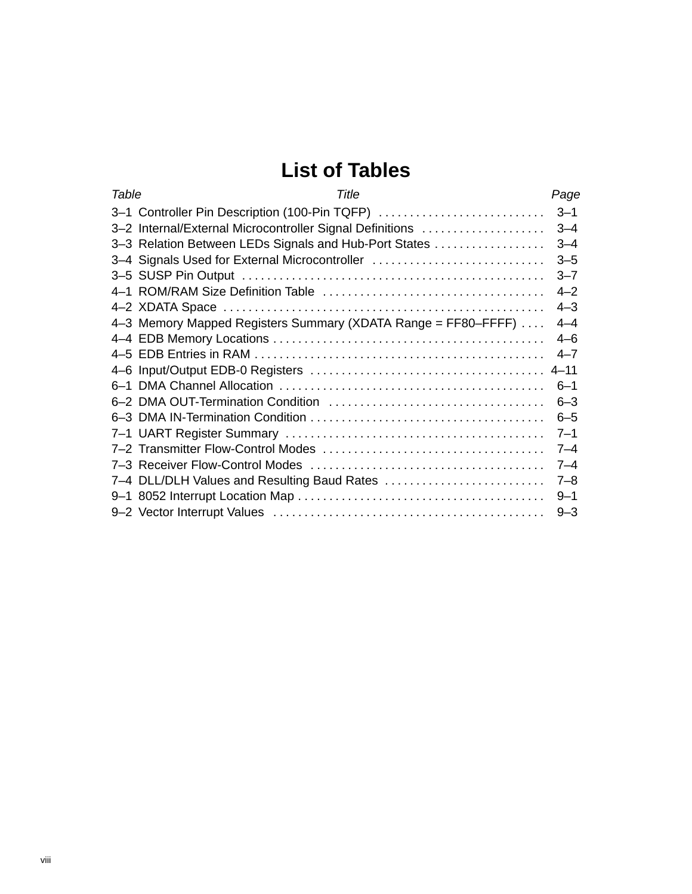# List of Tables

| Table | Title | Page |
|---|---|---|
| 3–1 | Controller Pin Description (100-Pin TQFP) | 3–1 |
| 3–2 | Internal/External Microcontroller Signal Definitions | 3–4 |
| 3–3 | Relation Between LEDs Signals and Hub-Port States | 3–4 |
| 3–4 | Signals Used for External Microcontroller | 3–5 |
| 3–5 | SUSP Pin Output | 3–7 |
| 4–1 | ROM/RAM Size Definition Table | 4–2 |
| 4–2 | XDATA Space | 4–3 |
| 4–3 | Memory Mapped Registers Summary (XDATA Range = FF80–FFFF) | 4–4 |
| 4–4 | EDB Memory Locations | 4–6 |
| 4–5 | EDB Entries in RAM | 4–7 |
| 4–6 | Input/Output EDB-0 Registers | 4–11 |
| 6–1 | DMA Channel Allocation | 6–1 |
| 6–2 | DMA OUT-Termination Condition | 6–3 |
| 6–3 | DMA IN-Termination Condition | 6–5 |
| 7–1 | UART Register Summary | 7–1 |
| 7–2 | Transmitter Flow-Control Modes | 7–4 |
| 7–3 | Receiver Flow-Control Modes | 7–4 |
| 7–4 | DLL/DLH Values and Resulting Baud Rates | 7–8 |
| 9–1 | 8052 Interrupt Location Map | 9–1 |
| 9–2 | Vector Interrupt Values | 9–3 |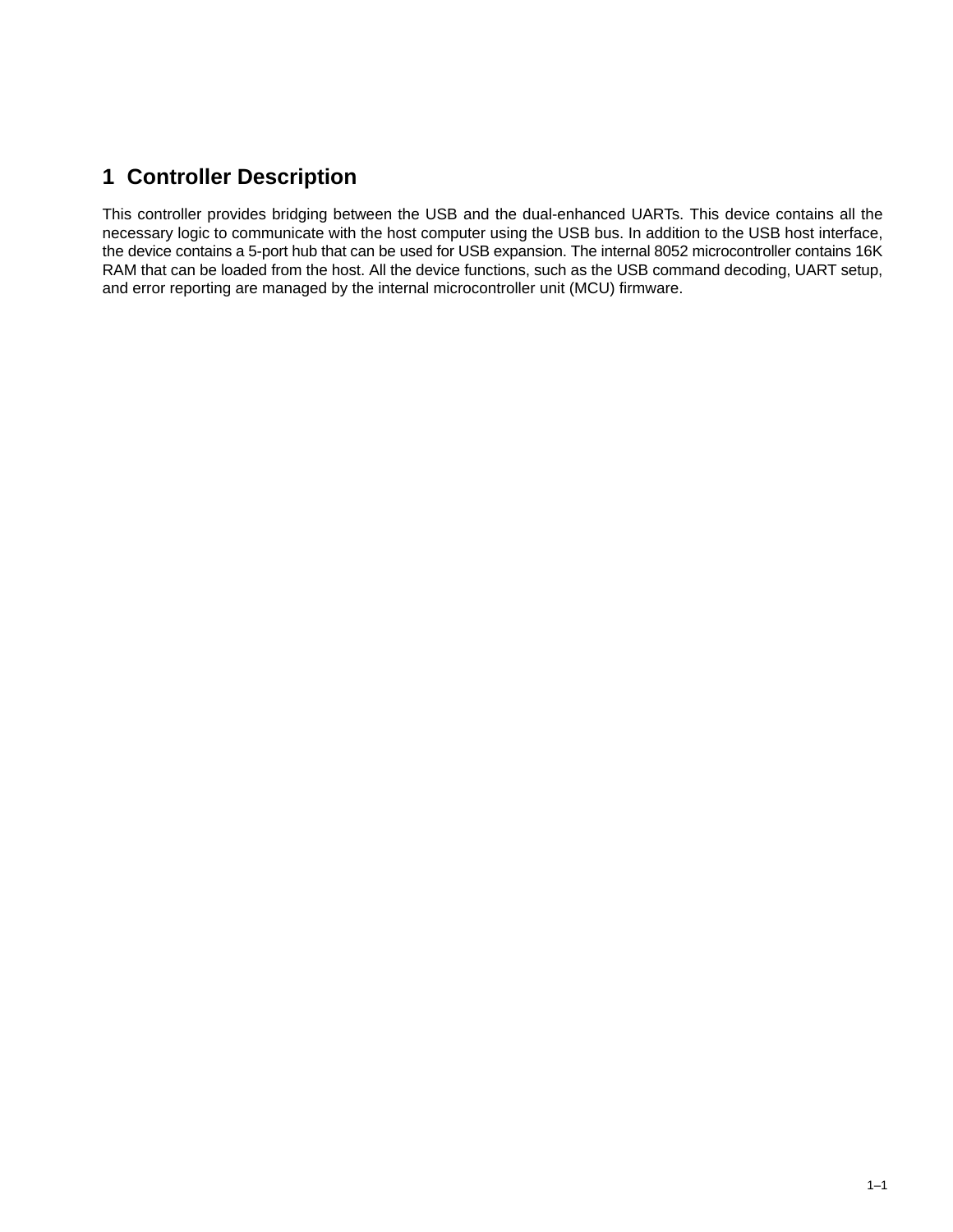# 1 Controller Description

This controller provides bridging between the USB and the dual-enhanced UARTs. This device contains all the necessary logic to communicate with the host computer using the USB bus. In addition to the USB host interface, the device contains a 5-port hub that can be used for USB expansion. The internal 8052 microcontroller contains 16K RAM that can be loaded from the host. All the device functions, such as the USB command decoding, UART setup, and error reporting are managed by the internal microcontroller unit (MCU) firmware.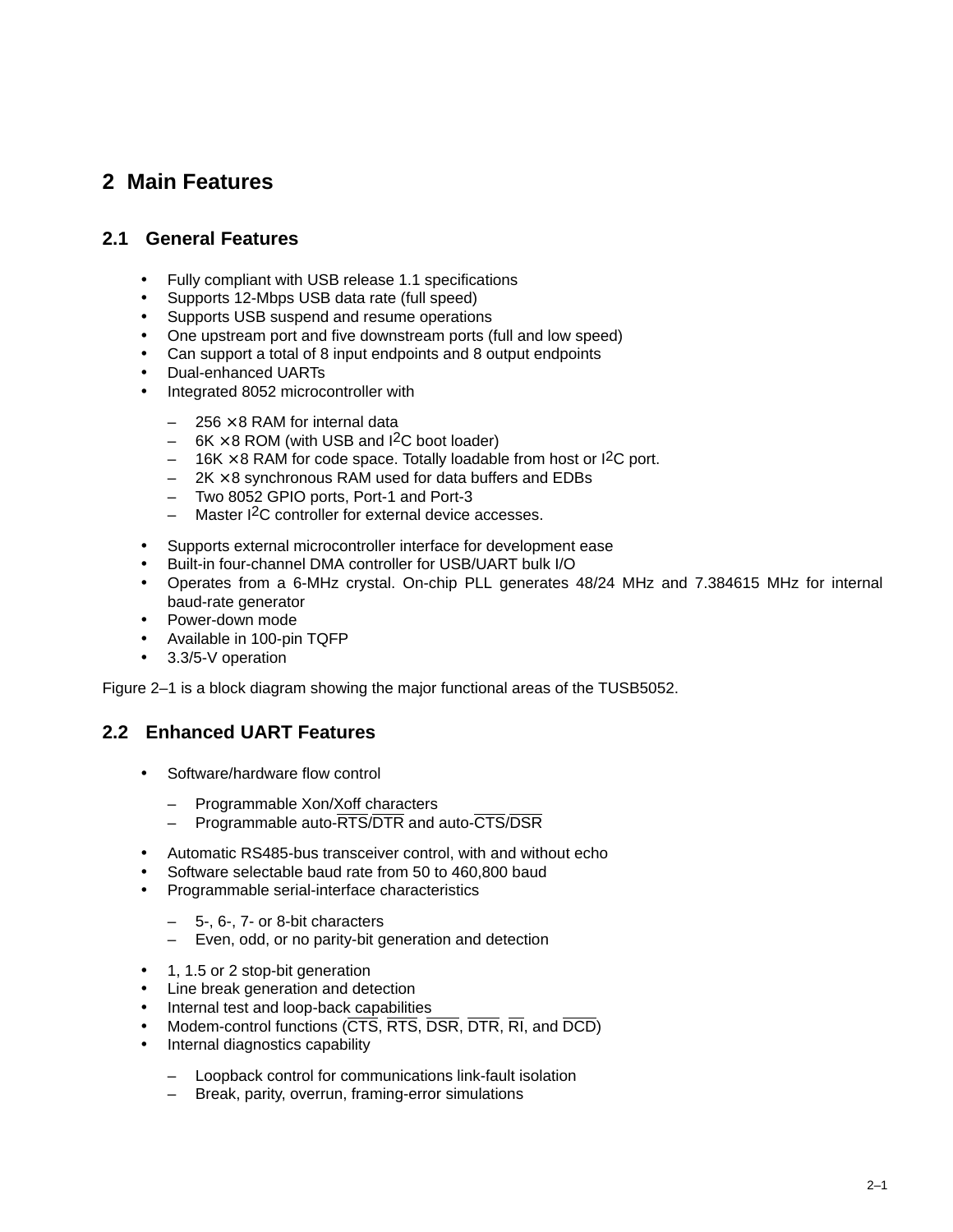# 2 Main Features

## 2.1 General Features

- Fully compliant with USB release 1.1 specifications
- Supports 12-Mbps USB data rate (full speed)
- Supports USB suspend and resume operations
- One upstream port and five downstream ports (full and low speed)
- Can support a total of 8 input endpoints and 8 output endpoints
- Dual-enhanced UARTs
- Integrated 8052 microcontroller with
  - 256 × 8 RAM for internal data
  - 6K × 8 ROM (with USB and I²C boot loader)
  - 16K × 8 RAM for code space. Totally loadable from host or I²C port.
  - 2K × 8 synchronous RAM used for data buffers and EDBs
  - Two 8052 GPIO ports, Port-1 and Port-3
  - Master I²C controller for external device accesses.
- Supports external microcontroller interface for development ease
- Built-in four-channel DMA controller for USB/UART bulk I/O
- Operates from a 6-MHz crystal. On-chip PLL generates 48/24 MHz and 7.384615 MHz for internal baud-rate generator
- Power-down mode
- Available in 100-pin TQFP
- 3.3/5-V operation

Figure 2–1 is a block diagram showing the major functional areas of the TUSB5052.

## 2.2 Enhanced UART Features

- Software/hardware flow control
  - Programmable Xon/Xoff characters
  - Programmable auto-$\overline{RTS}$/$\overline{DTR}$ and auto-$\overline{CTS}$/$\overline{DSR}$
- Automatic RS485-bus transceiver control, with and without echo
- Software selectable baud rate from 50 to 460,800 baud
- Programmable serial-interface characteristics
  - 5-, 6-, 7- or 8-bit characters
  - Even, odd, or no parity-bit generation and detection
- 1, 1.5 or 2 stop-bit generation
- Line break generation and detection
- Internal test and loop-back capabilities
- Modem-control functions ($\overline{CTS}$, $\overline{RTS}$, $\overline{DSR}$, $\overline{DTR}$, $\overline{RI}$, and $\overline{DCD}$)
- Internal diagnostics capability
  - Loopback control for communications link-fault isolation
  - Break, parity, overrun, framing-error simulations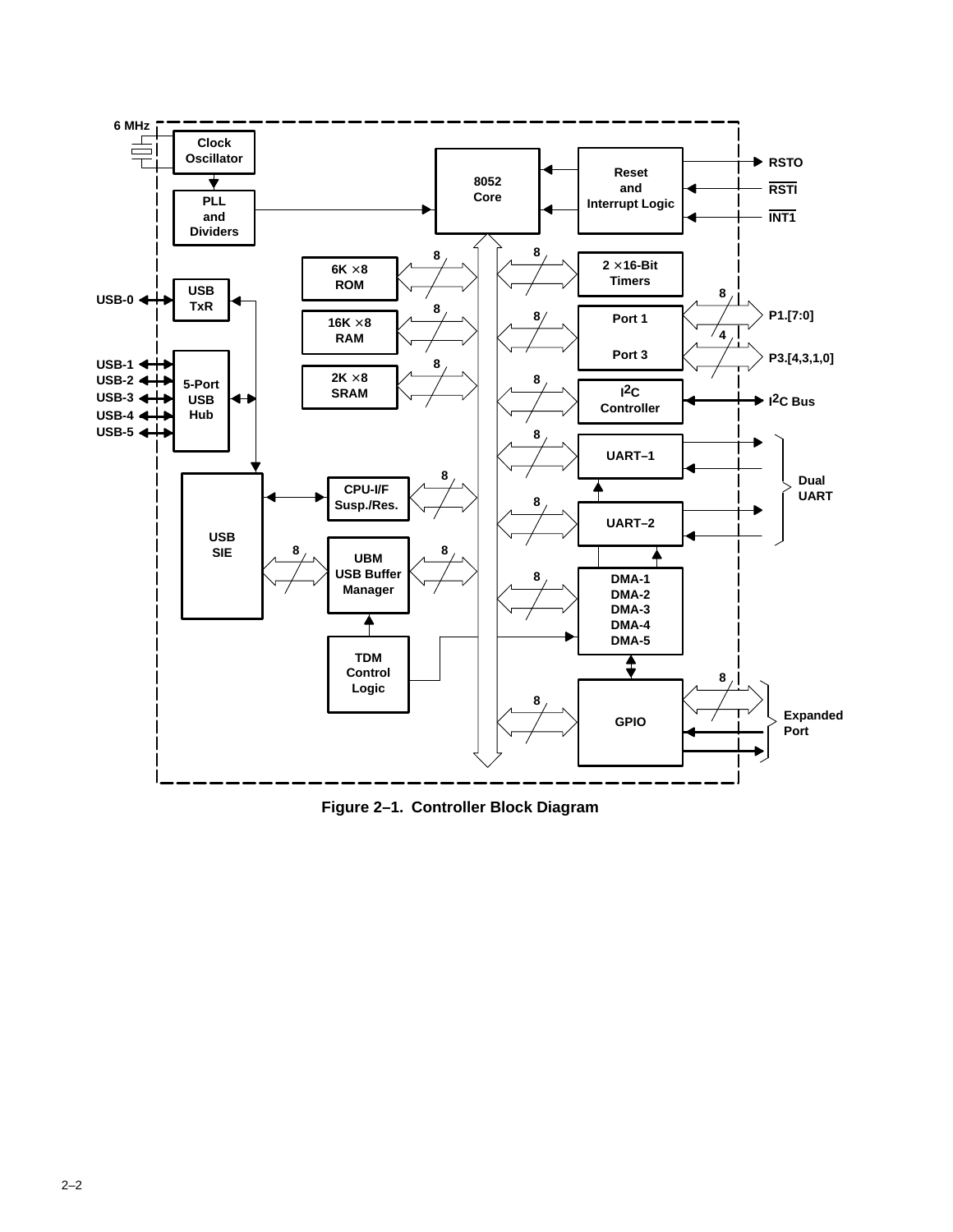Figure 2–1. Controller Block Diagram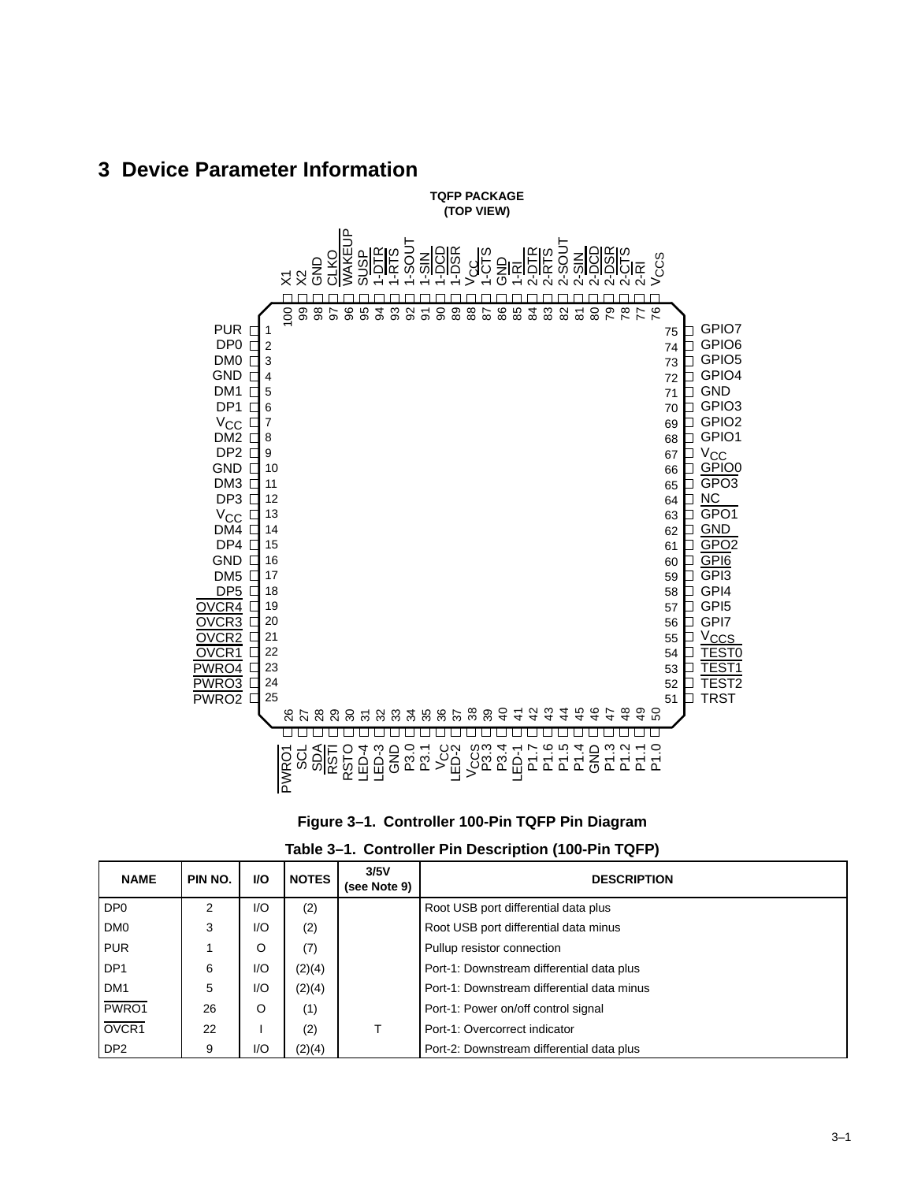# 3 Device Parameter Information

**TQFP PACKAGE (TOP VIEW)**

Figure 3–1. Controller 100-Pin TQFP Pin Diagram

**Table 3–1. Controller Pin Description (100-Pin TQFP)**

| NAME | PIN NO. | I/O | NOTES | 3/5V (see Note 9) | DESCRIPTION |
|---|---|---|---|---|---|
| DP0 | 2 | I/O | (2) | | Root USB port differential data plus |
| DM0 | 3 | I/O | (2) | | Root USB port differential data minus |
| PUR | 1 | O | (7) | | Pullup resistor connection |
| DP1 | 6 | I/O | (2)(4) | | Port-1: Downstream differential data plus |
| DM1 | 5 | I/O | (2)(4) | | Port-1: Downstream differential data minus |
| PWRO1 | 26 | O | (1) | | Port-1: Power on/off control signal |
| OVCR1 | 22 | I | (2) | T | Port-1: Overcorrect indicator |
| DP2 | 9 | I/O | (2)(4) | | Port-2: Downstream differential data plus |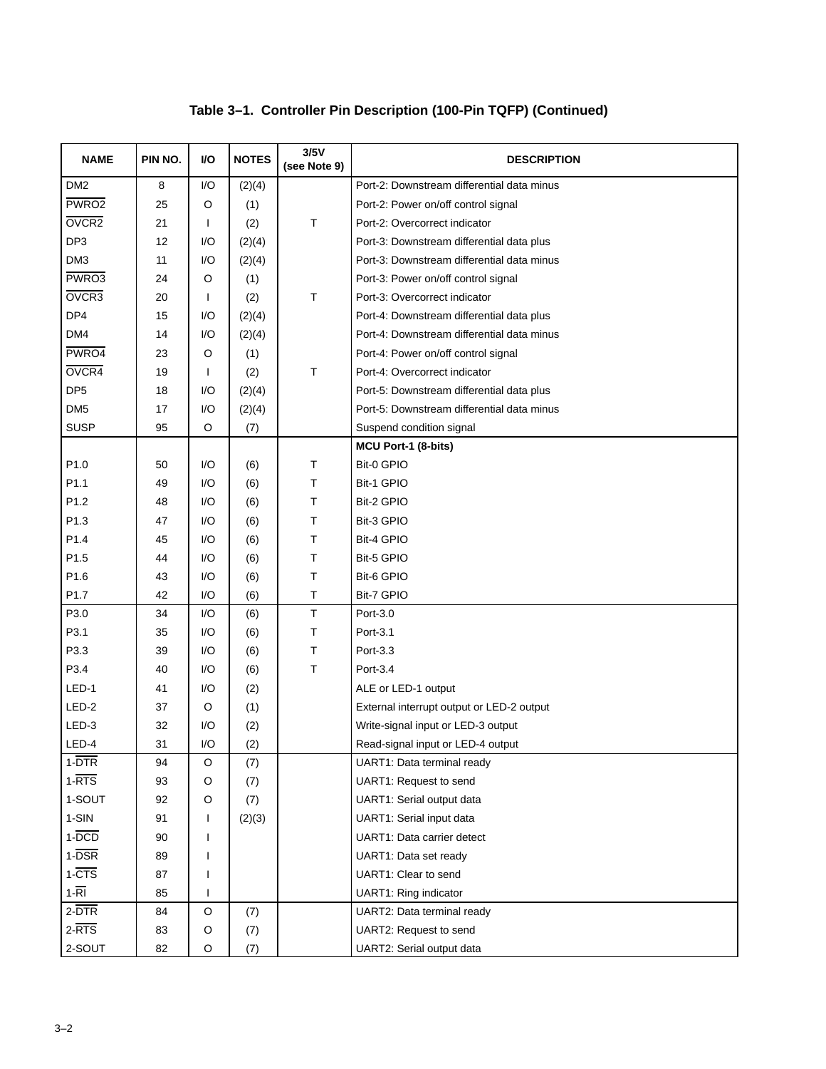**Table 3–1. Controller Pin Description (100-Pin TQFP) (Continued)**

| NAME | PIN NO. | I/O | NOTES | 3/5V (see Note 9) | DESCRIPTION |
|---|---|---|---|---|---|
| DM2 | 8 | I/O | (2)(4) | | Port-2: Downstream differential data minus |
| $\overline{\text{PWRO2}}$ | 25 | O | (1) | | Port-2: Power on/off control signal |
| $\overline{\text{OVCR2}}$ | 21 | I | (2) | T | Port-2: Overcorrect indicator |
| DP3 | 12 | I/O | (2)(4) | | Port-3: Downstream differential data plus |
| DM3 | 11 | I/O | (2)(4) | | Port-3: Downstream differential data minus |
| $\overline{\text{PWRO3}}$ | 24 | O | (1) | | Port-3: Power on/off control signal |
| $\overline{\text{OVCR3}}$ | 20 | I | (2) | T | Port-3: Overcorrect indicator |
| DP4 | 15 | I/O | (2)(4) | | Port-4: Downstream differential data plus |
| DM4 | 14 | I/O | (2)(4) | | Port-4: Downstream differential data minus |
| $\overline{\text{PWRO4}}$ | 23 | O | (1) | | Port-4: Power on/off control signal |
| $\overline{\text{OVCR4}}$ | 19 | I | (2) | T | Port-4: Overcorrect indicator |
| DP5 | 18 | I/O | (2)(4) | | Port-5: Downstream differential data plus |
| DM5 | 17 | I/O | (2)(4) | | Port-5: Downstream differential data minus |
| SUSP | 95 | O | (7) | | Suspend condition signal |
| | | | | | **MCU Port-1 (8-bits)** |
| P1.0 | 50 | I/O | (6) | T | Bit-0 GPIO |
| P1.1 | 49 | I/O | (6) | T | Bit-1 GPIO |
| P1.2 | 48 | I/O | (6) | T | Bit-2 GPIO |
| P1.3 | 47 | I/O | (6) | T | Bit-3 GPIO |
| P1.4 | 45 | I/O | (6) | T | Bit-4 GPIO |
| P1.5 | 44 | I/O | (6) | T | Bit-5 GPIO |
| P1.6 | 43 | I/O | (6) | T | Bit-6 GPIO |
| P1.7 | 42 | I/O | (6) | T | Bit-7 GPIO |
| P3.0 | 34 | I/O | (6) | T | Port-3.0 |
| P3.1 | 35 | I/O | (6) | T | Port-3.1 |
| P3.3 | 39 | I/O | (6) | T | Port-3.3 |
| P3.4 | 40 | I/O | (6) | T | Port-3.4 |
| LED-1 | 41 | I/O | (2) | | ALE or LED-1 output |
| LED-2 | 37 | O | (1) | | External interrupt output or LED-2 output |
| LED-3 | 32 | I/O | (2) | | Write-signal input or LED-3 output |
| LED-4 | 31 | I/O | (2) | | Read-signal input or LED-4 output |
| 1-$\overline{\text{DTR}}$ | 94 | O | (7) | | UART1: Data terminal ready |
| 1-$\overline{\text{RTS}}$ | 93 | O | (7) | | UART1: Request to send |
| 1-SOUT | 92 | O | (7) | | UART1: Serial output data |
| 1-SIN | 91 | I | (2)(3) | | UART1: Serial input data |
| 1-$\overline{\text{DCD}}$ | 90 | I | | | UART1: Data carrier detect |
| 1-$\overline{\text{DSR}}$ | 89 | I | | | UART1: Data set ready |
| 1-$\overline{\text{CTS}}$ | 87 | I | | | UART1: Clear to send |
| 1-$\overline{\text{RI}}$ | 85 | I | | | UART1: Ring indicator |
| 2-$\overline{\text{DTR}}$ | 84 | O | (7) | | UART2: Data terminal ready |
| 2-$\overline{\text{RTS}}$ | 83 | O | (7) | | UART2: Request to send |
| 2-SOUT | 82 | O | (7) | | UART2: Serial output data |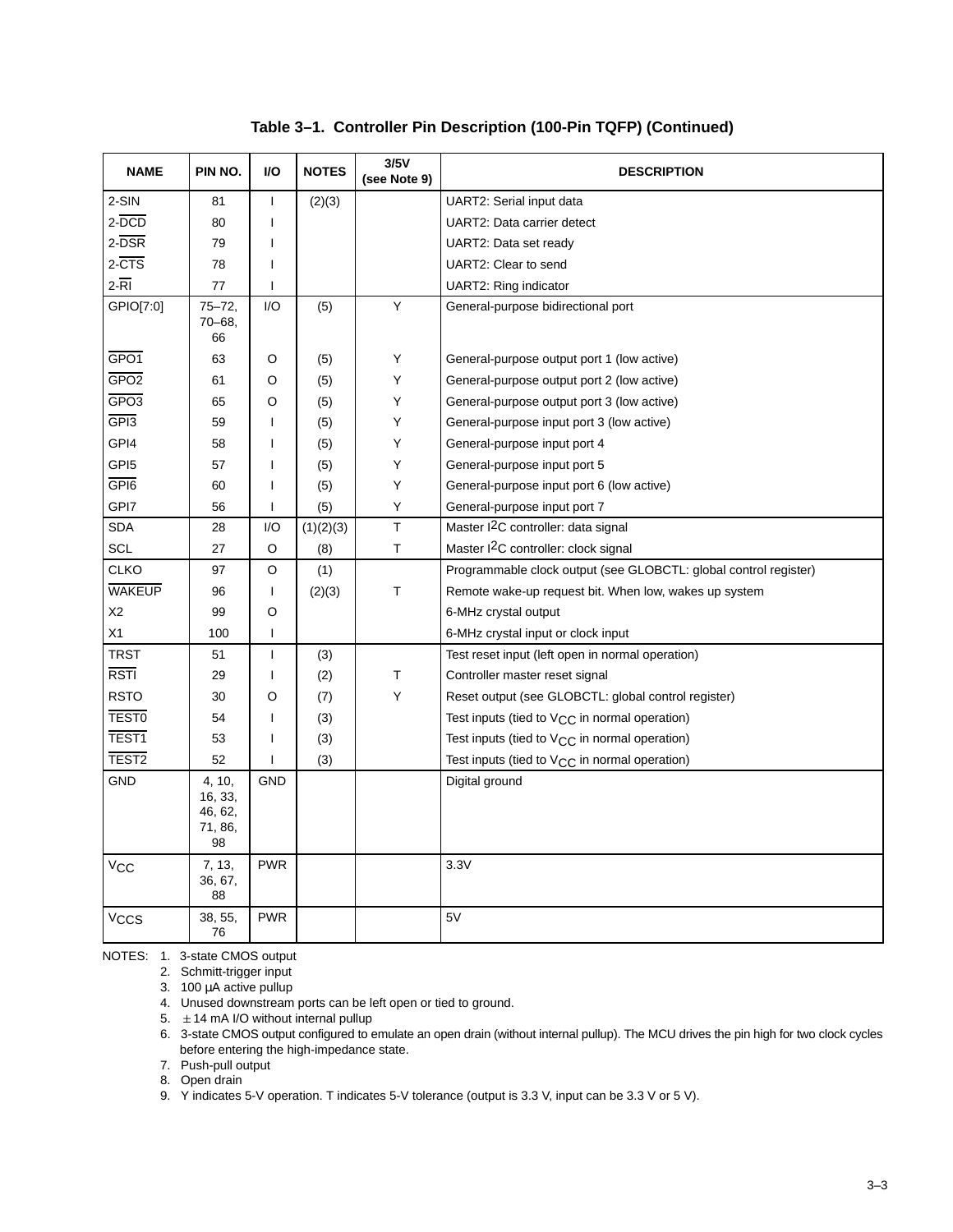**Table 3–1. Controller Pin Description (100-Pin TQFP) (Continued)**

| NAME | PIN NO. | I/O | NOTES | 3/5V (see Note 9) | DESCRIPTION |
|---|---|---|---|---|---|
| 2-SIN | 81 | I | (2)(3) | | UART2: Serial input data |
| 2-$\overline{DCD}$ | 80 | I | | | UART2: Data carrier detect |
| 2-$\overline{DSR}$ | 79 | I | | | UART2: Data set ready |
| 2-$\overline{CTS}$ | 78 | I | | | UART2: Clear to send |
| 2-$\overline{RI}$ | 77 | I | | | UART2: Ring indicator |
| GPIO[7:0] | 75–72, 70–68, 66 | I/O | (5) | Y | General-purpose bidirectional port |
| $\overline{GPO1}$ | 63 | O | (5) | Y | General-purpose output port 1 (low active) |
| $\overline{GPO2}$ | 61 | O | (5) | Y | General-purpose output port 2 (low active) |
| $\overline{GPO3}$ | 65 | O | (5) | Y | General-purpose output port 3 (low active) |
| $\overline{GPI3}$ | 59 | I | (5) | Y | General-purpose input port 3 (low active) |
| GPI4 | 58 | I | (5) | Y | General-purpose input port 4 |
| GPI5 | 57 | I | (5) | Y | General-purpose input port 5 |
| $\overline{GPI6}$ | 60 | I | (5) | Y | General-purpose input port 6 (low active) |
| GPI7 | 56 | I | (5) | Y | General-purpose input port 7 |
| SDA | 28 | I/O | (1)(2)(3) | T | Master $I^2C$ controller: data signal |
| SCL | 27 | O | (8) | T | Master $I^2C$ controller: clock signal |
| CLKO | 97 | O | (1) | | Programmable clock output (see GLOBCTL: global control register) |
| $\overline{WAKEUP}$ | 96 | I | (2)(3) | T | Remote wake-up request bit. When low, wakes up system |
| X2 | 99 | O | | | 6-MHz crystal output |
| X1 | 100 | I | | | 6-MHz crystal input or clock input |
| TRST | 51 | I | (3) | | Test reset input (left open in normal operation) |
| $\overline{RSTI}$ | 29 | I | (2) | T | Controller master reset signal |
| RSTO | 30 | O | (7) | Y | Reset output (see GLOBCTL: global control register) |
| $\overline{TEST0}$ | 54 | I | (3) | | Test inputs (tied to $V_{CC}$ in normal operation) |
| $\overline{TEST1}$ | 53 | I | (3) | | Test inputs (tied to $V_{CC}$ in normal operation) |
| $\overline{TEST2}$ | 52 | I | (3) | | Test inputs (tied to $V_{CC}$ in normal operation) |
| GND | 4, 10, 16, 33, 46, 62, 71, 86, 98 | GND | | | Digital ground |
| $V_{CC}$ | 7, 13, 36, 67, 88 | PWR | | | 3.3V |
| $V_{CCS}$ | 38, 55, 76 | PWR | | | 5V |

NOTES:
1. 3-state CMOS output
2. Schmitt-trigger input
3. 100 µA active pullup
4. Unused downstream ports can be left open or tied to ground.
5. ± 14 mA I/O without internal pullup
6. 3-state CMOS output configured to emulate an open drain (without internal pullup). The MCU drives the pin high for two clock cycles before entering the high-impedance state.
7. Push-pull output
8. Open drain
9. Y indicates 5-V operation. T indicates 5-V tolerance (output is 3.3 V, input can be 3.3 V or 5 V).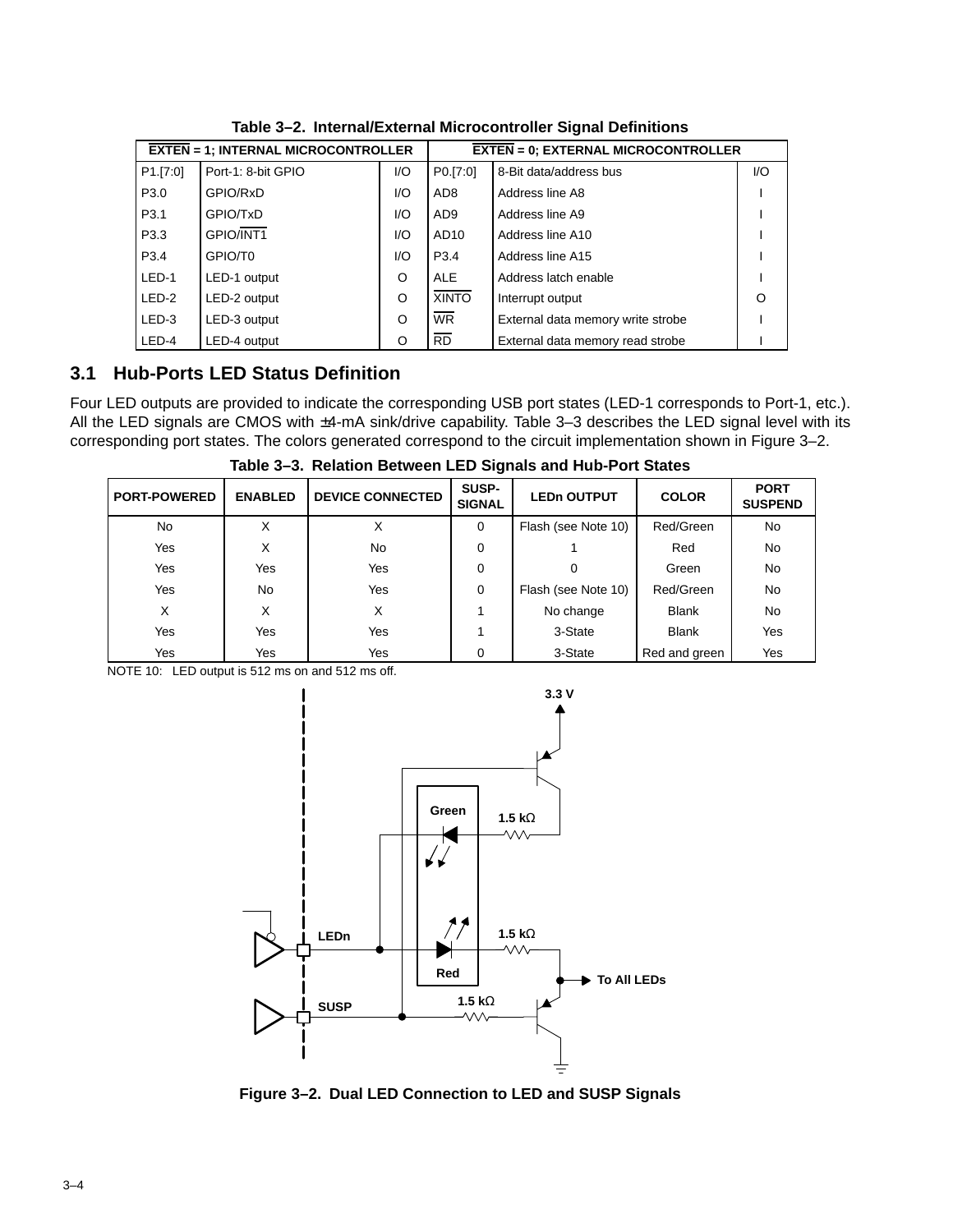**Table 3–2. Internal/External Microcontroller Signal Definitions**

| $\overline{EXTEN}$ = 1; INTERNAL MICROCONTROLLER | | | $\overline{EXTEN}$ = 0; EXTERNAL MICROCONTROLLER | | |
|---|---|---|---|---|---|
| P1.[7:0] | Port-1: 8-bit GPIO | I/O | P0.[7:0] | 8-Bit data/address bus | I/O |
| P3.0 | GPIO/RxD | I/O | AD8 | Address line A8 | I |
| P3.1 | GPIO/TxD | I/O | AD9 | Address line A9 | I |
| P3.3 | GPIO/$\overline{INT1}$ | I/O | AD10 | Address line A10 | I |
| P3.4 | GPIO/T0 | I/O | P3.4 | Address line A15 | I |
| LED-1 | LED-1 output | O | ALE | Address latch enable | I |
| LED-2 | LED-2 output | O | $\overline{XINTO}$ | Interrupt output | O |
| LED-3 | LED-3 output | O | $\overline{WR}$ | External data memory write strobe | I |
| LED-4 | LED-4 output | O | $\overline{RD}$ | External data memory read strobe | I |

## 3.1 Hub-Ports LED Status Definition

Four LED outputs are provided to indicate the corresponding USB port states (LED-1 corresponds to Port-1, etc.). All the LED signals are CMOS with ±4-mA sink/drive capability. Table 3–3 describes the LED signal level with its corresponding port states. The colors generated correspond to the circuit implementation shown in Figure 3–2.

**Table 3–3. Relation Between LED Signals and Hub-Port States**

| PORT-POWERED | ENABLED | DEVICE CONNECTED | SUSP-SIGNAL | LEDn OUTPUT | COLOR | PORT SUSPEND |
|---|---|---|---|---|---|---|
| No | X | X | 0 | Flash (see Note 10) | Red/Green | No |
| Yes | X | No | 0 | 1 | Red | No |
| Yes | Yes | Yes | 0 | 0 | Green | No |
| Yes | No | Yes | 0 | Flash (see Note 10) | Red/Green | No |
| X | X | X | 1 | No change | Blank | No |
| Yes | Yes | Yes | 1 | 3-State | Blank | Yes |
| Yes | Yes | Yes | 0 | 3-State | Red and green | Yes |

NOTE 10: LED output is 512 ms on and 512 ms off.

**Figure 3–2. Dual LED Connection to LED and SUSP Signals**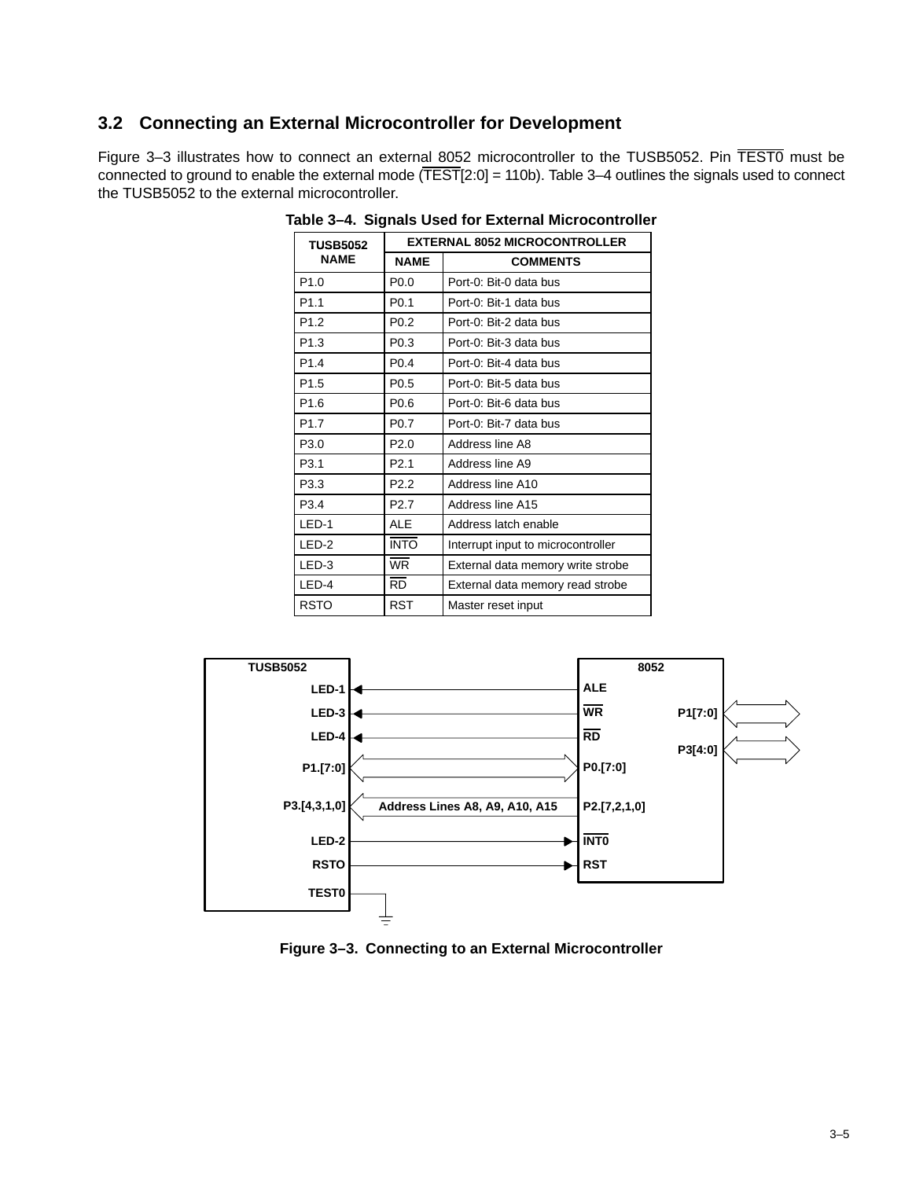### 3.2 Connecting an External Microcontroller for Development

Figure 3–3 illustrates how to connect an external 8052 microcontroller to the TUSB5052. Pin $\overline{\text{TEST0}}$ must be connected to ground to enable the external mode ($\overline{\text{TEST}}$[2:0] = 110b). Table 3–4 outlines the signals used to connect the TUSB5052 to the external microcontroller.

**Table 3–4. Signals Used for External Microcontroller**

| TUSB5052 NAME | EXTERNAL 8052 MICROCONTROLLER | |
|---|---|---|
| | NAME | COMMENTS |
| P1.0 | P0.0 | Port-0: Bit-0 data bus |
| P1.1 | P0.1 | Port-0: Bit-1 data bus |
| P1.2 | P0.2 | Port-0: Bit-2 data bus |
| P1.3 | P0.3 | Port-0: Bit-3 data bus |
| P1.4 | P0.4 | Port-0: Bit-4 data bus |
| P1.5 | P0.5 | Port-0: Bit-5 data bus |
| P1.6 | P0.6 | Port-0: Bit-6 data bus |
| P1.7 | P0.7 | Port-0: Bit-7 data bus |
| P3.0 | P2.0 | Address line A8 |
| P3.1 | P2.1 | Address line A9 |
| P3.3 | P2.2 | Address line A10 |
| P3.4 | P2.7 | Address line A15 |
| LED-1 | ALE | Address latch enable |
| LED-2 | $\overline{\text{INTO}}$ | Interrupt input to microcontroller |
| LED-3 | $\overline{\text{WR}}$ | External data memory write strobe |
| LED-4 | $\overline{\text{RD}}$ | External data memory read strobe |
| RSTO | RST | Master reset input |

TUSB5052: LED-1, LED-3, LED-4, P1.[7:0], P3.[4,3,1,0], LED-2, RSTO, TEST0

8052: ALE, $\overline{\text{WR}}$, $\overline{\text{RD}}$, P0.[7:0], P2.[7,2,1,0], $\overline{\text{INT0}}$, RST, P1[7:0], P3[4:0]

Address Lines A8, A9, A10, A15

**Figure 3–3. Connecting to an External Microcontroller**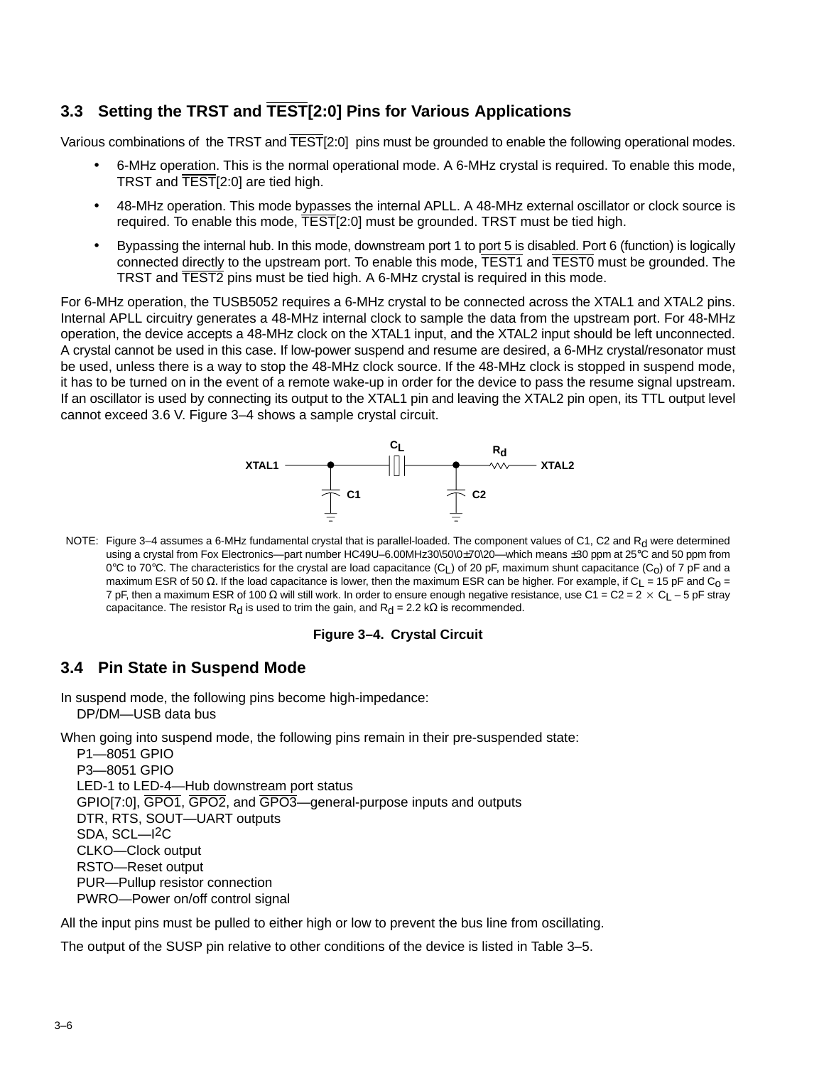## 3.3 Setting the TRST and $\overline{TEST}$[2:0] Pins for Various Applications

Various combinations of the TRST and $\overline{TEST}$[2:0] pins must be grounded to enable the following operational modes.

- 6-MHz operation. This is the normal operational mode. A 6-MHz crystal is required. To enable this mode, TRST and $\overline{TEST}$[2:0] are tied high.
- 48-MHz operation. This mode bypasses the internal APLL. A 48-MHz external oscillator or clock source is required. To enable this mode, $\overline{TEST}$[2:0] must be grounded. TRST must be tied high.
- Bypassing the internal hub. In this mode, downstream port 1 to port 5 is disabled. Port 6 (function) is logically connected directly to the upstream port. To enable this mode, $\overline{TEST1}$ and $\overline{TEST0}$ must be grounded. The TRST and $\overline{TEST2}$ pins must be tied high. A 6-MHz crystal is required in this mode.

For 6-MHz operation, the TUSB5052 requires a 6-MHz crystal to be connected across the XTAL1 and XTAL2 pins. Internal APLL circuitry generates a 48-MHz internal clock to sample the data from the upstream port. For 48-MHz operation, the device accepts a 48-MHz clock on the XTAL1 input, and the XTAL2 input should be left unconnected. A crystal cannot be used in this case. If low-power suspend and resume are desired, a 6-MHz crystal/resonator must be used, unless there is a way to stop the 48-MHz clock source. If the 48-MHz clock is stopped in suspend mode, it has to be turned on in the event of a remote wake-up in order for the device to pass the resume signal upstream. If an oscillator is used by connecting its output to the XTAL1 pin and leaving the XTAL2 pin open, its TTL output level cannot exceed 3.6 V. Figure 3–4 shows a sample crystal circuit.

NOTE: Figure 3–4 assumes a 6-MHz fundamental crystal that is parallel-loaded. The component values of C1, C2 and $R_d$ were determined using a crystal from Fox Electronics—part number HC49U–6.00MHz30\50\0±70\20—which means ±30 ppm at 25°C and 50 ppm from 0°C to 70°C. The characteristics for the crystal are load capacitance ($C_L$) of 20 pF, maximum shunt capacitance ($C_o$) of 7 pF and a maximum ESR of 50 Ω. If the load capacitance is lower, then the maximum ESR can be higher. For example, if $C_L$ = 15 pF and $C_o$ = 7 pF, then a maximum ESR of 100 Ω will still work. In order to ensure enough negative resistance, use C1 = C2 = 2 × $C_L$ – 5 pF stray capacitance. The resistor $R_d$ is used to trim the gain, and $R_d$ = 2.2 kΩ is recommended.

**Figure 3–4. Crystal Circuit**

## 3.4 Pin State in Suspend Mode

In suspend mode, the following pins become high-impedance:
DP/DM—USB data bus

When going into suspend mode, the following pins remain in their pre-suspended state:
P1—8051 GPIO
P3—8051 GPIO
LED-1 to LED-4—Hub downstream port status
GPIO[7:0], $\overline{GPO1}$, $\overline{GPO2}$, and $\overline{GPO3}$—general-purpose inputs and outputs
DTR, RTS, SOUT—UART outputs
SDA, SCL—I$^2$C
CLKO—Clock output
RSTO—Reset output
PUR—Pullup resistor connection
PWRO—Power on/off control signal

All the input pins must be pulled to either high or low to prevent the bus line from oscillating.

The output of the SUSP pin relative to other conditions of the device is listed in Table 3–5.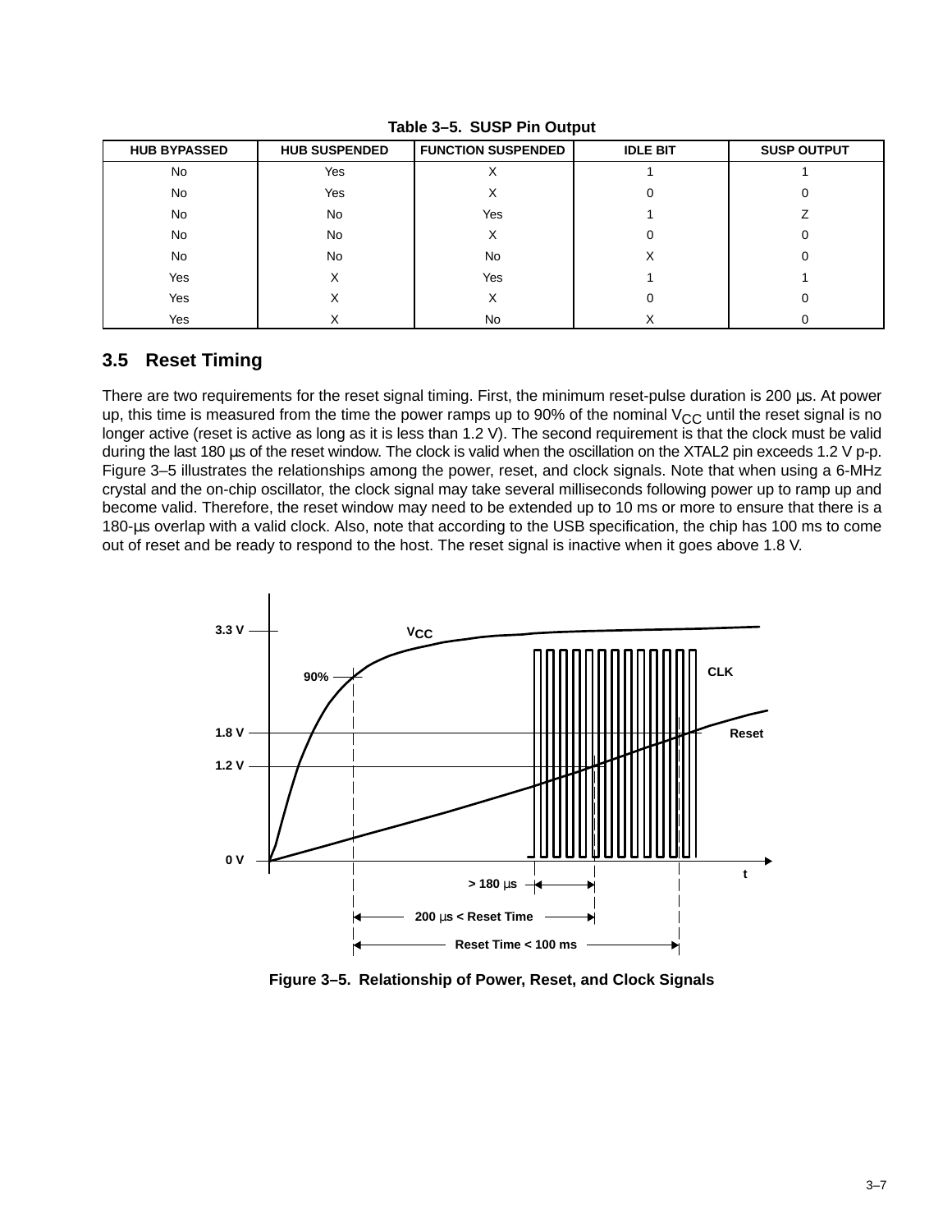**Table 3–5. SUSP Pin Output**

| HUB BYPASSED | HUB SUSPENDED | FUNCTION SUSPENDED | IDLE BIT | SUSP OUTPUT |
| --- | --- | --- | --- | --- |
| No | Yes | X | 1 | 1 |
| No | Yes | X | 0 | 0 |
| No | No | Yes | 1 | Z |
| No | No | X | 0 | 0 |
| No | No | No | X | 0 |
| Yes | X | Yes | 1 | 1 |
| Yes | X | X | 0 | 0 |
| Yes | X | No | X | 0 |

## 3.5 Reset Timing

There are two requirements for the reset signal timing. First, the minimum reset-pulse duration is 200 µs. At power up, this time is measured from the time the power ramps up to 90% of the nominal $V_{CC}$ until the reset signal is no longer active (reset is active as long as it is less than 1.2 V). The second requirement is that the clock must be valid during the last 180 µs of the reset window. The clock is valid when the oscillation on the XTAL2 pin exceeds 1.2 V p-p. Figure 3–5 illustrates the relationships among the power, reset, and clock signals. Note that when using a 6-MHz crystal and the on-chip oscillator, the clock signal may take several milliseconds following power up to ramp up and become valid. Therefore, the reset window may need to be extended up to 10 ms or more to ensure that there is a 180-µs overlap with a valid clock. Also, note that according to the USB specification, the chip has 100 ms to come out of reset and be ready to respond to the host. The reset signal is inactive when it goes above 1.8 V.

**Figure 3–5. Relationship of Power, Reset, and Clock Signals**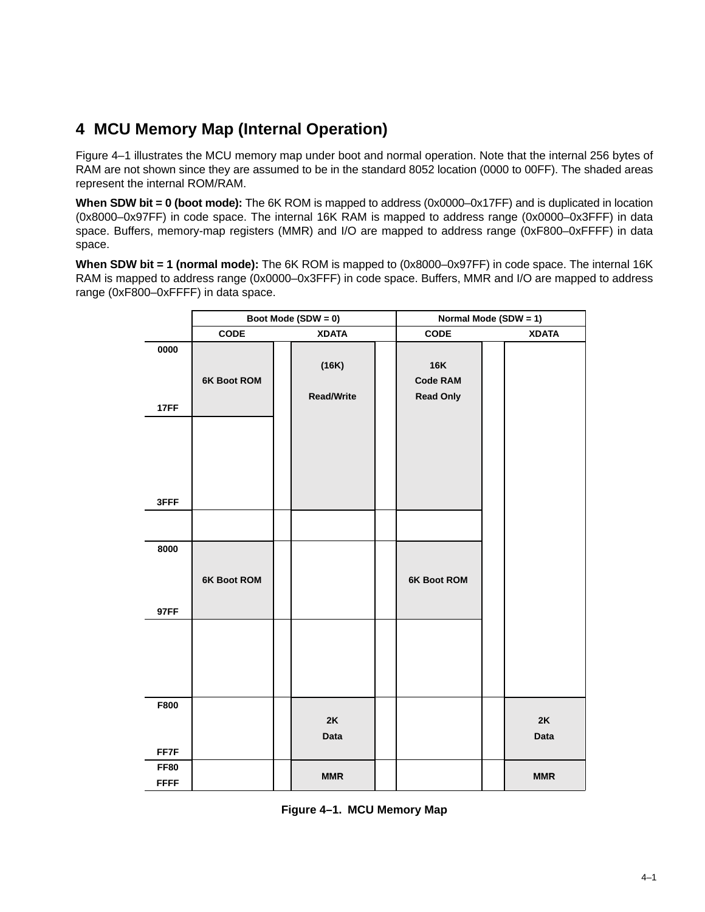# 4 MCU Memory Map (Internal Operation)

Figure 4–1 illustrates the MCU memory map under boot and normal operation. Note that the internal 256 bytes of RAM are not shown since they are assumed to be in the standard 8052 location (0000 to 00FF). The shaded areas represent the internal ROM/RAM.

**When SDW bit = 0 (boot mode):** The 6K ROM is mapped to address (0x0000–0x17FF) and is duplicated in location (0x8000–0x97FF) in code space. The internal 16K RAM is mapped to address range (0x0000–0x3FFF) in data space. Buffers, memory-map registers (MMR) and I/O are mapped to address range (0xF800–0xFFFF) in data space.

**When SDW bit = 1 (normal mode):** The 6K ROM is mapped to (0x8000–0x97FF) in code space. The internal 16K RAM is mapped to address range (0x0000–0x3FFF) in code space. Buffers, MMR and I/O are mapped to address range (0xF800–0xFFFF) in data space.

| Address | Boot Mode (SDW = 0) | | Normal Mode (SDW = 1) | |
|---|---|---|---|---|
| | CODE | XDATA | CODE | XDATA |
| 0000–17FF | 6K Boot ROM | (16K) Read/Write | 16K Code RAM Read Only | |
| 1800–3FFF | | (16K) Read/Write | 16K Code RAM Read Only | |
| 4000–7FFF | | | | |
| 8000–97FF | 6K Boot ROM | | 6K Boot ROM | |
| 9800–F7FF | | | | |
| F800–FF7F | | 2K Data | | 2K Data |
| FF80–FFFF | | MMR | | MMR |

Figure 4–1. MCU Memory Map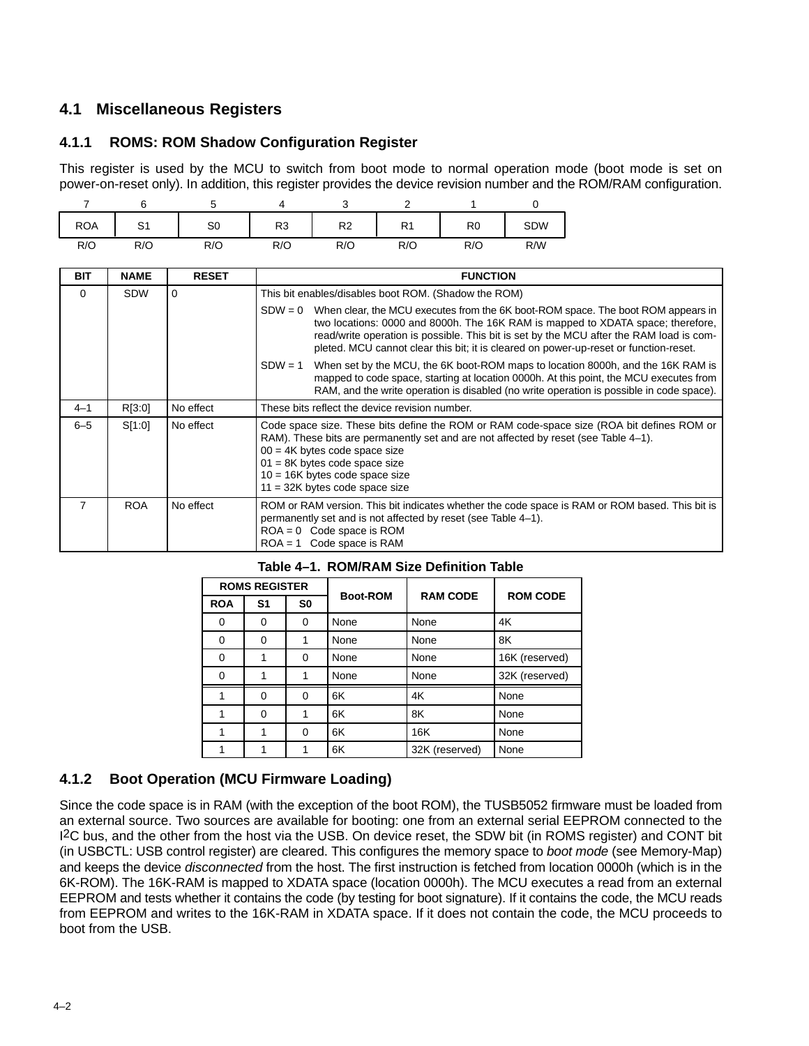## 4.1 Miscellaneous Registers

### 4.1.1 ROMS: ROM Shadow Configuration Register

This register is used by the MCU to switch from boot mode to normal operation mode (boot mode is set on power-on-reset only). In addition, this register provides the device revision number and the ROM/RAM configuration.

| 7 | 6 | 5 | 4 | 3 | 2 | 1 | 0 |
|---|---|---|---|---|---|---|---|
| ROA | S1 | S0 | R3 | R2 | R1 | R0 | SDW |
| R/O | R/O | R/O | R/O | R/O | R/O | R/O | R/W |

| BIT | NAME | RESET | FUNCTION |
|---|---|---|---|
| 0 | SDW | 0 | This bit enables/disables boot ROM. (Shadow the ROM)<br>SDW = 0 When clear, the MCU executes from the 6K boot-ROM space. The boot ROM appears in two locations: 0000 and 8000h. The 16K RAM is mapped to XDATA space; therefore, read/write operation is possible. This bit is set by the MCU after the RAM load is completed. MCU cannot clear this bit; it is cleared on power-up-reset or function-reset.<br>SDW = 1 When set by the MCU, the 6K boot-ROM maps to location 8000h, and the 16K RAM is mapped to code space, starting at location 0000h. At this point, the MCU executes from RAM, and the write operation is disabled (no write operation is possible in code space). |
| 4–1 | R[3:0] | No effect | These bits reflect the device revision number. |
| 6–5 | S[1:0] | No effect | Code space size. These bits define the ROM or RAM code-space size (ROA bit defines ROM or RAM). These bits are permanently set and are not affected by reset (see Table 4–1).<br>00 = 4K bytes code space size<br>01 = 8K bytes code space size<br>10 = 16K bytes code space size<br>11 = 32K bytes code space size |
| 7 | ROA | No effect | ROM or RAM version. This bit indicates whether the code space is RAM or ROM based. This bit is permanently set and is not affected by reset (see Table 4–1).<br>ROA = 0 Code space is ROM<br>ROA = 1 Code space is RAM |

**Table 4–1. ROM/RAM Size Definition Table**

| ROMS REGISTER | | | Boot-ROM | RAM CODE | ROM CODE |
|---|---|---|---|---|---|
| ROA | S1 | S0 | | | |
| 0 | 0 | 0 | None | None | 4K |
| 0 | 0 | 1 | None | None | 8K |
| 0 | 1 | 0 | None | None | 16K (reserved) |
| 0 | 1 | 1 | None | None | 32K (reserved) |
| 1 | 0 | 0 | 6K | 4K | None |
| 1 | 0 | 1 | 6K | 8K | None |
| 1 | 1 | 0 | 6K | 16K | None |
| 1 | 1 | 1 | 6K | 32K (reserved) | None |

### 4.1.2 Boot Operation (MCU Firmware Loading)

Since the code space is in RAM (with the exception of the boot ROM), the TUSB5052 firmware must be loaded from an external source. Two sources are available for booting: one from an external serial EEPROM connected to the I2C bus, and the other from the host via the USB. On device reset, the SDW bit (in ROMS register) and CONT bit (in USBCTL: USB control register) are cleared. This configures the memory space to *boot mode* (see Memory-Map) and keeps the device *disconnected* from the host. The first instruction is fetched from location 0000h (which is in the 6K-ROM). The 16K-RAM is mapped to XDATA space (location 0000h). The MCU executes a read from an external EEPROM and tests whether it contains the code (by testing for boot signature). If it contains the code, the MCU reads from EEPROM and writes to the 16K-RAM in XDATA space. If it does not contain the code, the MCU proceeds to boot from the USB.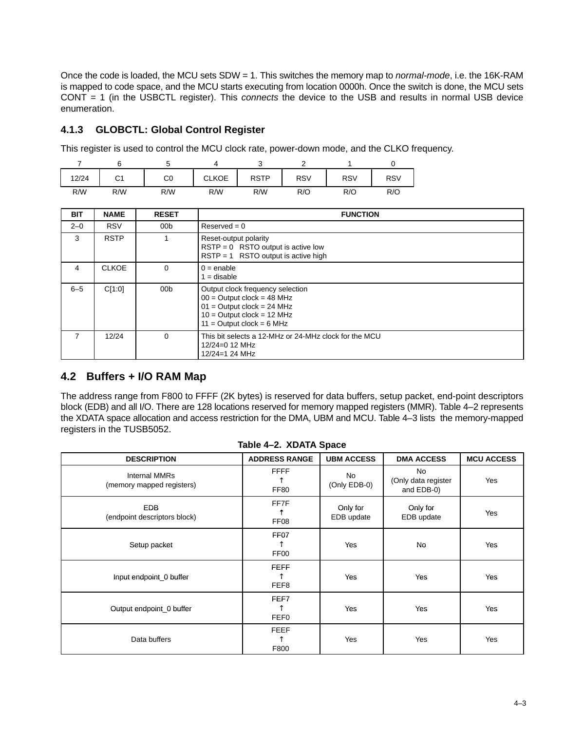Once the code is loaded, the MCU sets SDW = 1. This switches the memory map to *normal-mode*, i.e. the 16K-RAM is mapped to code space, and the MCU starts executing from location 0000h. Once the switch is done, the MCU sets CONT = 1 (in the USBCTL register). This *connects* the device to the USB and results in normal USB device enumeration.

### 4.1.3 GLOBCTL: Global Control Register

This register is used to control the MCU clock rate, power-down mode, and the CLKO frequency.

| 7 | 6 | 5 | 4 | 3 | 2 | 1 | 0 |
|---|---|---|---|---|---|---|---|
| 12/24 | C1 | C0 | CLKOE | RSTP | RSV | RSV | RSV |
| R/W | R/W | R/W | R/W | R/W | R/O | R/O | R/O |

| BIT | NAME | RESET | FUNCTION |
|---|---|---|---|
| 2–0 | RSV | 00b | Reserved = 0 |
| 3 | RSTP | 1 | Reset-output polarity<br>RSTP = 0 RSTO output is active low<br>RSTP = 1 RSTO output is active high |
| 4 | CLKOE | 0 | 0 = enable<br>1 = disable |
| 6–5 | C[1:0] | 00b | Output clock frequency selection<br>00 = Output clock = 48 MHz<br>01 = Output clock = 24 MHz<br>10 = Output clock = 12 MHz<br>11 = Output clock = 6 MHz |
| 7 | 12/24 | 0 | This bit selects a 12-MHz or 24-MHz clock for the MCU<br>12/24=0 12 MHz<br>12/24=1 24 MHz |

## 4.2 Buffers + I/O RAM Map

The address range from F800 to FFFF (2K bytes) is reserved for data buffers, setup packet, end-point descriptors block (EDB) and all I/O. There are 128 locations reserved for memory mapped registers (MMR). Table 4–2 represents the XDATA space allocation and access restriction for the DMA, UBM and MCU. Table 4–3 lists the memory-mapped registers in the TUSB5052.

**Table 4–2. XDATA Space**

| DESCRIPTION | ADDRESS RANGE | UBM ACCESS | DMA ACCESS | MCU ACCESS |
|---|---|---|---|---|
| Internal MMRs<br>(memory mapped registers) | FFFF<br>↑<br>FF80 | No<br>(Only EDB-0) | No<br>(Only data register and EDB-0) | Yes |
| EDB<br>(endpoint descriptors block) | FF7F<br>↑<br>FF08 | Only for<br>EDB update | Only for<br>EDB update | Yes |
| Setup packet | FF07<br>↑<br>FF00 | Yes | No | Yes |
| Input endpoint_0 buffer | FEFF<br>↑<br>FEF8 | Yes | Yes | Yes |
| Output endpoint_0 buffer | FEF7<br>↑<br>FEF0 | Yes | Yes | Yes |
| Data buffers | FEEF<br>↑<br>F800 | Yes | Yes | Yes |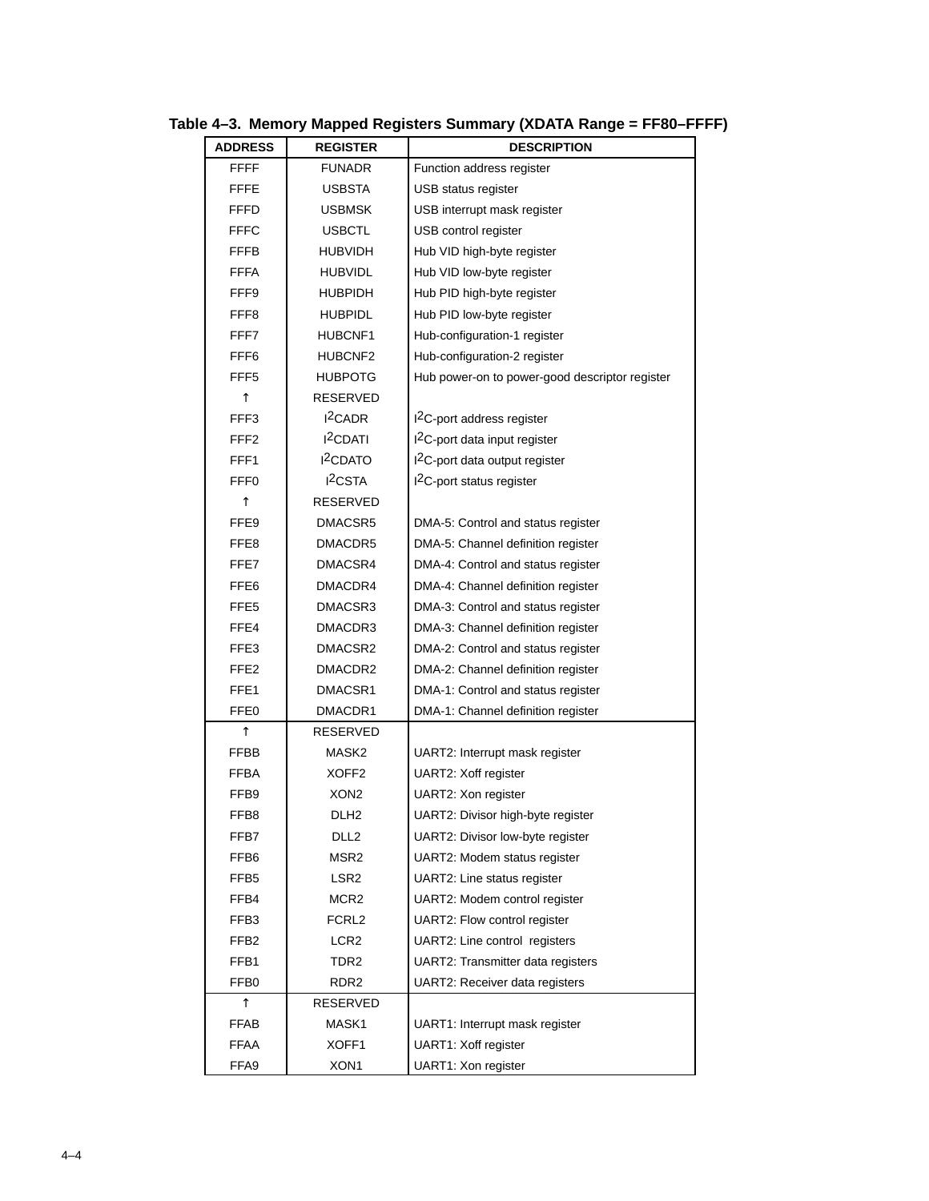**Table 4–3. Memory Mapped Registers Summary (XDATA Range = FF80–FFFF)**

| ADDRESS | REGISTER | DESCRIPTION |
|---|---|---|
| FFFF | FUNADR | Function address register |
| FFFE | USBSTA | USB status register |
| FFFD | USBMSK | USB interrupt mask register |
| FFFC | USBCTL | USB control register |
| FFFB | HUBVIDH | Hub VID high-byte register |
| FFFA | HUBVIDL | Hub VID low-byte register |
| FFF9 | HUBPIDH | Hub PID high-byte register |
| FFF8 | HUBPIDL | Hub PID low-byte register |
| FFF7 | HUBCNF1 | Hub-configuration-1 register |
| FFF6 | HUBCNF2 | Hub-configuration-2 register |
| FFF5 | HUBPOTG | Hub power-on to power-good descriptor register |
| ↑ | RESERVED | |
| FFF3 | I2CADR | I2C-port address register |
| FFF2 | I2CDATI | I2C-port data input register |
| FFF1 | I2CDATO | I2C-port data output register |
| FFF0 | I2CSTA | I2C-port status register |
| ↑ | RESERVED | |
| FFE9 | DMACSR5 | DMA-5: Control and status register |
| FFE8 | DMACDR5 | DMA-5: Channel definition register |
| FFE7 | DMACSR4 | DMA-4: Control and status register |
| FFE6 | DMACDR4 | DMA-4: Channel definition register |
| FFE5 | DMACSR3 | DMA-3: Control and status register |
| FFE4 | DMACDR3 | DMA-3: Channel definition register |
| FFE3 | DMACSR2 | DMA-2: Control and status register |
| FFE2 | DMACDR2 | DMA-2: Channel definition register |
| FFE1 | DMACSR1 | DMA-1: Control and status register |
| FFE0 | DMACDR1 | DMA-1: Channel definition register |
| ↑ | RESERVED | |
| FFBB | MASK2 | UART2: Interrupt mask register |
| FFBA | XOFF2 | UART2: Xoff register |
| FFB9 | XON2 | UART2: Xon register |
| FFB8 | DLH2 | UART2: Divisor high-byte register |
| FFB7 | DLL2 | UART2: Divisor low-byte register |
| FFB6 | MSR2 | UART2: Modem status register |
| FFB5 | LSR2 | UART2: Line status register |
| FFB4 | MCR2 | UART2: Modem control register |
| FFB3 | FCRL2 | UART2: Flow control register |
| FFB2 | LCR2 | UART2: Line control registers |
| FFB1 | TDR2 | UART2: Transmitter data registers |
| FFB0 | RDR2 | UART2: Receiver data registers |
| ↑ | RESERVED | |
| FFAB | MASK1 | UART1: Interrupt mask register |
| FFAA | XOFF1 | UART1: Xoff register |
| FFA9 | XON1 | UART1: Xon register |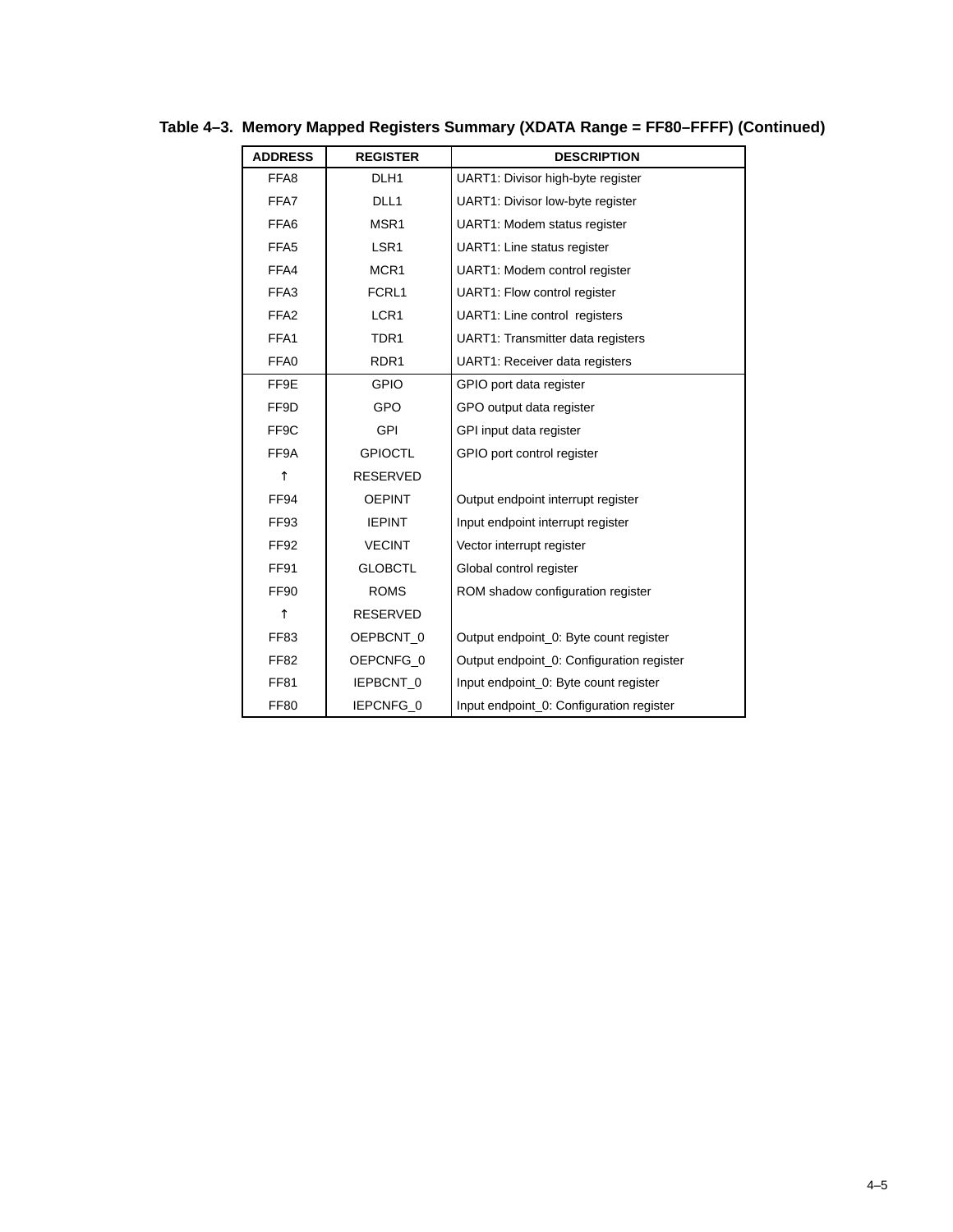**Table 4–3. Memory Mapped Registers Summary (XDATA Range = FF80–FFFF) (Continued)**

| ADDRESS | REGISTER | DESCRIPTION |
|---|---|---|
| FFA8 | DLH1 | UART1: Divisor high-byte register |
| FFA7 | DLL1 | UART1: Divisor low-byte register |
| FFA6 | MSR1 | UART1: Modem status register |
| FFA5 | LSR1 | UART1: Line status register |
| FFA4 | MCR1 | UART1: Modem control register |
| FFA3 | FCRL1 | UART1: Flow control register |
| FFA2 | LCR1 | UART1: Line control registers |
| FFA1 | TDR1 | UART1: Transmitter data registers |
| FFA0 | RDR1 | UART1: Receiver data registers |
| FF9E | GPIO | GPIO port data register |
| FF9D | GPO | GPO output data register |
| FF9C | GPI | GPI input data register |
| FF9A | GPIOCTL | GPIO port control register |
| ↑ | RESERVED | |
| FF94 | OEPINT | Output endpoint interrupt register |
| FF93 | IEPINT | Input endpoint interrupt register |
| FF92 | VECINT | Vector interrupt register |
| FF91 | GLOBCTL | Global control register |
| FF90 | ROMS | ROM shadow configuration register |
| ↑ | RESERVED | |
| FF83 | OEPBCNT_0 | Output endpoint_0: Byte count register |
| FF82 | OEPCNFG_0 | Output endpoint_0: Configuration register |
| FF81 | IEPBCNT_0 | Input endpoint_0: Byte count register |
| FF80 | IEPCNFG_0 | Input endpoint_0: Configuration register |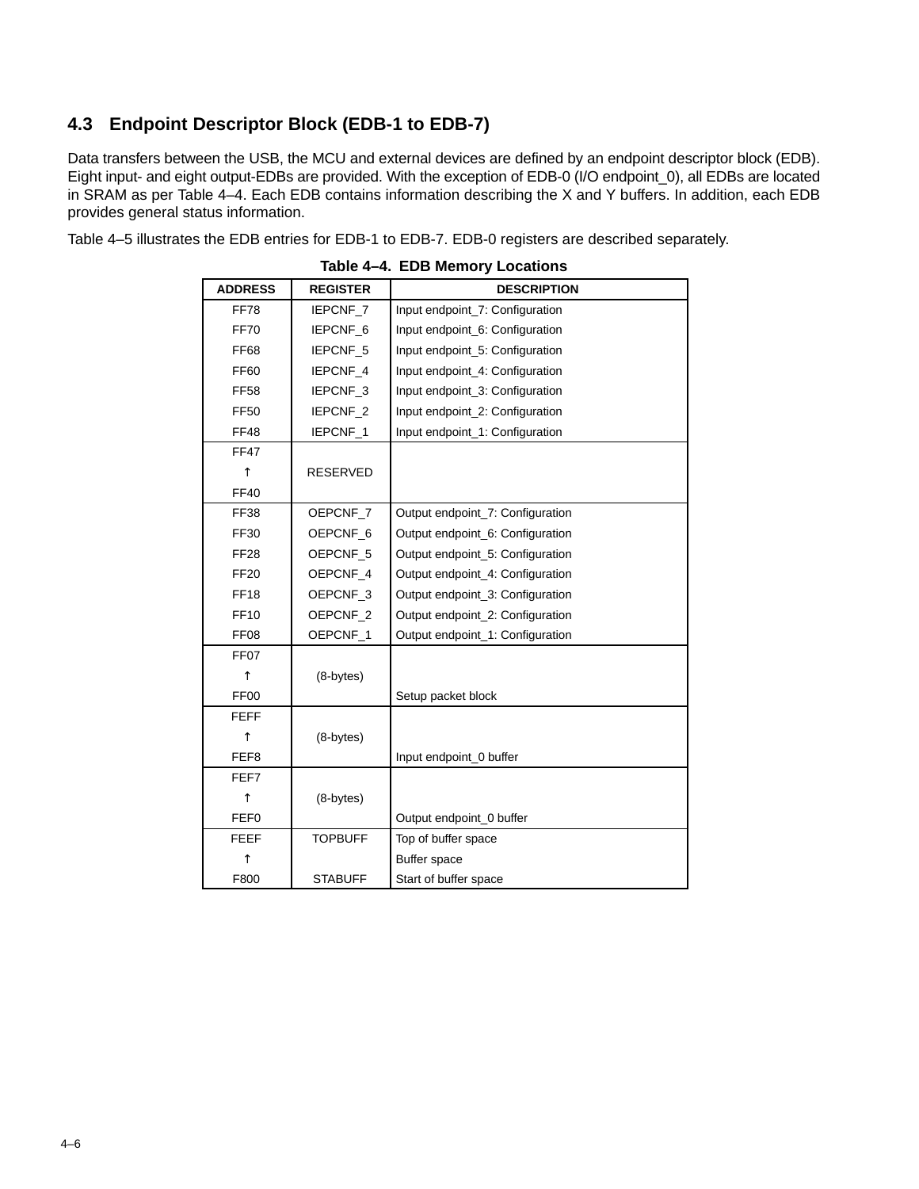## 4.3 Endpoint Descriptor Block (EDB-1 to EDB-7)

Data transfers between the USB, the MCU and external devices are defined by an endpoint descriptor block (EDB). Eight input- and eight output-EDBs are provided. With the exception of EDB-0 (I/O endpoint_0), all EDBs are located in SRAM as per Table 4–4. Each EDB contains information describing the X and Y buffers. In addition, each EDB provides general status information.

Table 4–5 illustrates the EDB entries for EDB-1 to EDB-7. EDB-0 registers are described separately.

**Table 4–4. EDB Memory Locations**

| ADDRESS | REGISTER | DESCRIPTION |
|---|---|---|
| FF78 | IEPCNF_7 | Input endpoint_7: Configuration |
| FF70 | IEPCNF_6 | Input endpoint_6: Configuration |
| FF68 | IEPCNF_5 | Input endpoint_5: Configuration |
| FF60 | IEPCNF_4 | Input endpoint_4: Configuration |
| FF58 | IEPCNF_3 | Input endpoint_3: Configuration |
| FF50 | IEPCNF_2 | Input endpoint_2: Configuration |
| FF48 | IEPCNF_1 | Input endpoint_1: Configuration |
| FF47 ↑ FF40 | RESERVED | |
| FF38 | OEPCNF_7 | Output endpoint_7: Configuration |
| FF30 | OEPCNF_6 | Output endpoint_6: Configuration |
| FF28 | OEPCNF_5 | Output endpoint_5: Configuration |
| FF20 | OEPCNF_4 | Output endpoint_4: Configuration |
| FF18 | OEPCNF_3 | Output endpoint_3: Configuration |
| FF10 | OEPCNF_2 | Output endpoint_2: Configuration |
| FF08 | OEPCNF_1 | Output endpoint_1: Configuration |
| FF07 ↑ FF00 | (8-bytes) | Setup packet block |
| FEFF ↑ FEF8 | (8-bytes) | Input endpoint_0 buffer |
| FEF7 ↑ FEF0 | (8-bytes) | Output endpoint_0 buffer |
| FEEF | TOPBUFF | Top of buffer space |
| ↑ | | Buffer space |
| F800 | STABUFF | Start of buffer space |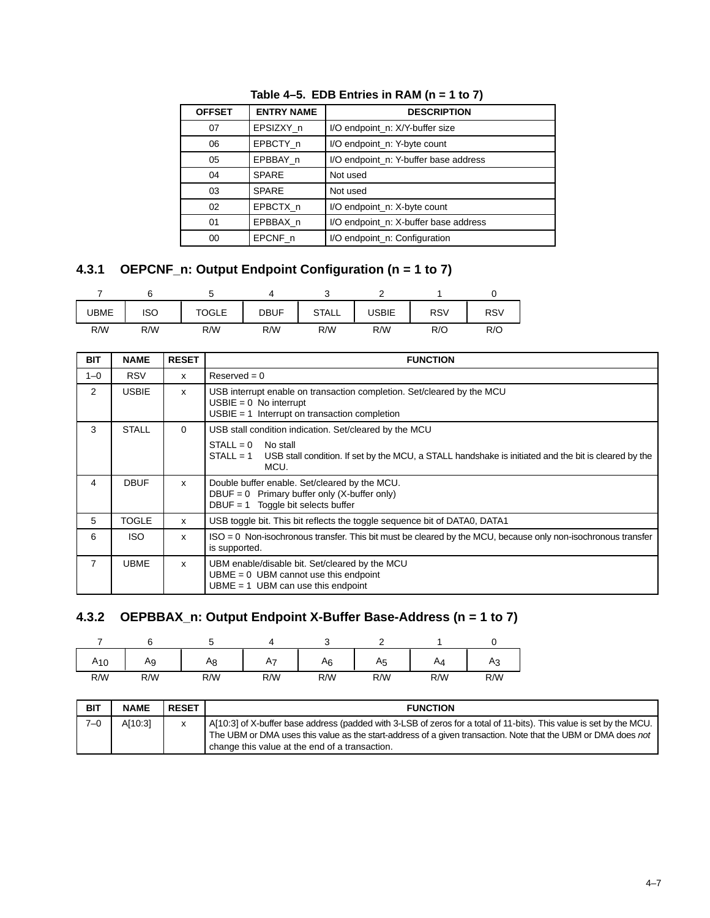**Table 4–5. EDB Entries in RAM (n = 1 to 7)**

| OFFSET | ENTRY NAME | DESCRIPTION |
|---|---|---|
| 07 | EPSIZXY_n | I/O endpoint_n: X/Y-buffer size |
| 06 | EPBCTY_n | I/O endpoint_n: Y-byte count |
| 05 | EPBBAY_n | I/O endpoint_n: Y-buffer base address |
| 04 | SPARE | Not used |
| 03 | SPARE | Not used |
| 02 | EPBCTX_n | I/O endpoint_n: X-byte count |
| 01 | EPBBAX_n | I/O endpoint_n: X-buffer base address |
| 00 | EPCNF_n | I/O endpoint_n: Configuration |

### 4.3.1 OEPCNF_n: Output Endpoint Configuration (n = 1 to 7)

| 7 | 6 | 5 | 4 | 3 | 2 | 1 | 0 |
|---|---|---|---|---|---|---|---|
| UBME | ISO | TOGLE | DBUF | STALL | USBIE | RSV | RSV |
| R/W | R/W | R/W | R/W | R/W | R/W | R/O | R/O |

| BIT | NAME | RESET | FUNCTION |
|---|---|---|---|
| 1–0 | RSV | x | Reserved = 0 |
| 2 | USBIE | x | USB interrupt enable on transaction completion. Set/cleared by the MCU<br>USBIE = 0 No interrupt<br>USBIE = 1 Interrupt on transaction completion |
| 3 | STALL | 0 | USB stall condition indication. Set/cleared by the MCU<br>STALL = 0 No stall<br>STALL = 1 USB stall condition. If set by the MCU, a STALL handshake is initiated and the bit is cleared by the MCU. |
| 4 | DBUF | x | Double buffer enable. Set/cleared by the MCU.<br>DBUF = 0 Primary buffer only (X-buffer only)<br>DBUF = 1 Toggle bit selects buffer |
| 5 | TOGLE | x | USB toggle bit. This bit reflects the toggle sequence bit of DATA0, DATA1 |
| 6 | ISO | x | ISO = 0 Non-isochronous transfer. This bit must be cleared by the MCU, because only non-isochronous transfer is supported. |
| 7 | UBME | x | UBM enable/disable bit. Set/cleared by the MCU<br>UBME = 0 UBM cannot use this endpoint<br>UBME = 1 UBM can use this endpoint |

### 4.3.2 OEPBBAX_n: Output Endpoint X-Buffer Base-Address (n = 1 to 7)

| 7 | 6 | 5 | 4 | 3 | 2 | 1 | 0 |
|---|---|---|---|---|---|---|---|
| $A_{10}$ | $A_9$ | $A_8$ | $A_7$ | $A_6$ | $A_5$ | $A_4$ | $A_3$ |
| R/W | R/W | R/W | R/W | R/W | R/W | R/W | R/W |

| BIT | NAME | RESET | FUNCTION |
|---|---|---|---|
| 7–0 | A[10:3] | x | A[10:3] of X-buffer base address (padded with 3-LSB of zeros for a total of 11-bits). This value is set by the MCU. The UBM or DMA uses this value as the start-address of a given transaction. Note that the UBM or DMA does *not* change this value at the end of a transaction. |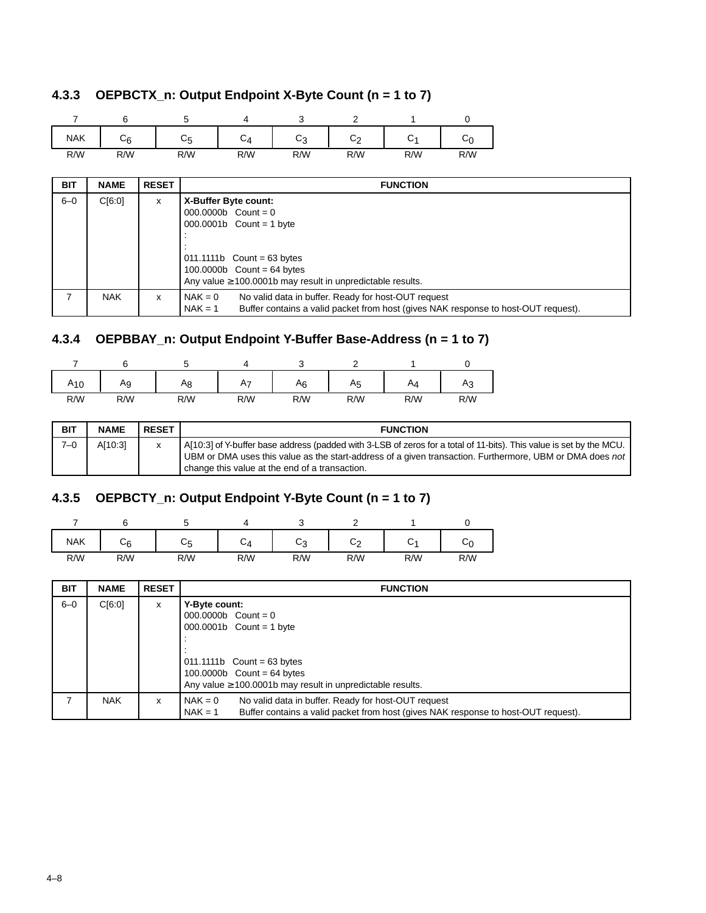### 4.3.3 OEPBCTX_n: Output Endpoint X-Byte Count (n = 1 to 7)

| 7 | 6 | 5 | 4 | 3 | 2 | 1 | 0 |
|---|---|---|---|---|---|---|---|
| NAK | $C_6$ | $C_5$ | $C_4$ | $C_3$ | $C_2$ | $C_1$ | $C_0$ |
| R/W | R/W | R/W | R/W | R/W | R/W | R/W | R/W |

| BIT | NAME | RESET | FUNCTION |
|---|---|---|---|
| 6–0 | C[6:0] | x | **X-Buffer Byte count:**<br>000.0000b Count = 0<br>000.0001b Count = 1 byte<br>:<br>:<br>011.1111b Count = 63 bytes<br>100.0000b Count = 64 bytes<br>Any value ≥ 100.0001b may result in unpredictable results. |
| 7 | NAK | x | NAK = 0 No valid data in buffer. Ready for host-OUT request<br>NAK = 1 Buffer contains a valid packet from host (gives NAK response to host-OUT request). |

### 4.3.4 OEPBBAY_n: Output Endpoint Y-Buffer Base-Address (n = 1 to 7)

| 7 | 6 | 5 | 4 | 3 | 2 | 1 | 0 |
|---|---|---|---|---|---|---|---|
| $A_{10}$ | $A_9$ | $A_8$ | $A_7$ | $A_6$ | $A_5$ | $A_4$ | $A_3$ |
| R/W | R/W | R/W | R/W | R/W | R/W | R/W | R/W |

| BIT | NAME | RESET | FUNCTION |
|---|---|---|---|
| 7–0 | A[10:3] | x | A[10:3] of Y-buffer base address (padded with 3-LSB of zeros for a total of 11-bits). This value is set by the MCU. UBM or DMA uses this value as the start-address of a given transaction. Furthermore, UBM or DMA does *not* change this value at the end of a transaction. |

### 4.3.5 OEPBCTY_n: Output Endpoint Y-Byte Count (n = 1 to 7)

| 7 | 6 | 5 | 4 | 3 | 2 | 1 | 0 |
|---|---|---|---|---|---|---|---|
| NAK | $C_6$ | $C_5$ | $C_4$ | $C_3$ | $C_2$ | $C_1$ | $C_0$ |
| R/W | R/W | R/W | R/W | R/W | R/W | R/W | R/W |

| BIT | NAME | RESET | FUNCTION |
|---|---|---|---|
| 6–0 | C[6:0] | x | **Y-Byte count:**<br>000.0000b Count = 0<br>000.0001b Count = 1 byte<br>:<br>:<br>011.1111b Count = 63 bytes<br>100.0000b Count = 64 bytes<br>Any value ≥ 100.0001b may result in unpredictable results. |
| 7 | NAK | x | NAK = 0 No valid data in buffer. Ready for host-OUT request<br>NAK = 1 Buffer contains a valid packet from host (gives NAK response to host-OUT request). |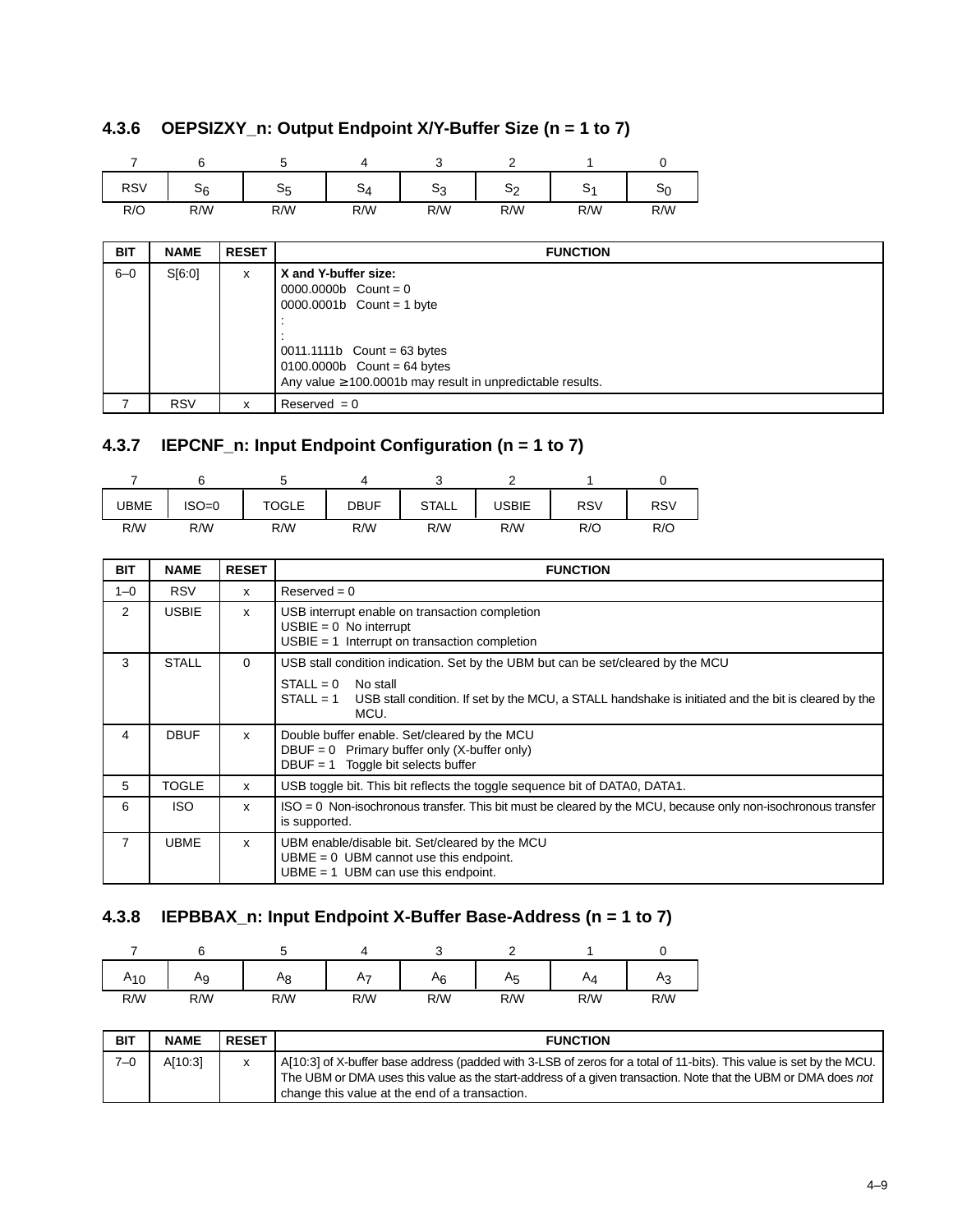### 4.3.6 OEPSIZXY_n: Output Endpoint X/Y-Buffer Size (n = 1 to 7)

| 7 | 6 | 5 | 4 | 3 | 2 | 1 | 0 |
|---|---|---|---|---|---|---|---|
| RSV | $S_6$ | $S_5$ | $S_4$ | $S_3$ | $S_2$ | $S_1$ | $S_0$ |
| R/O | R/W | R/W | R/W | R/W | R/W | R/W | R/W |

| BIT | NAME | RESET | FUNCTION |
|---|---|---|---|
| 6–0 | S[6:0] | x | **X and Y-buffer size:**<br>0000.0000b Count = 0<br>0000.0001b Count = 1 byte<br>:<br>:<br>0011.1111b Count = 63 bytes<br>0100.0000b Count = 64 bytes<br>Any value ≥ 100.0001b may result in unpredictable results. |
| 7 | RSV | x | Reserved = 0 |

### 4.3.7 IEPCNF_n: Input Endpoint Configuration (n = 1 to 7)

| 7 | 6 | 5 | 4 | 3 | 2 | 1 | 0 |
|---|---|---|---|---|---|---|---|
| UBME | ISO=0 | TOGLE | DBUF | STALL | USBIE | RSV | RSV |
| R/W | R/W | R/W | R/W | R/W | R/W | R/O | R/O |

| BIT | NAME | RESET | FUNCTION |
|---|---|---|---|
| 1–0 | RSV | x | Reserved = 0 |
| 2 | USBIE | x | USB interrupt enable on transaction completion<br>USBIE = 0 No interrupt<br>USBIE = 1 Interrupt on transaction completion |
| 3 | STALL | 0 | USB stall condition indication. Set by the UBM but can be set/cleared by the MCU<br>STALL = 0 No stall<br>STALL = 1 USB stall condition. If set by the MCU, a STALL handshake is initiated and the bit is cleared by the MCU. |
| 4 | DBUF | x | Double buffer enable. Set/cleared by the MCU<br>DBUF = 0 Primary buffer only (X-buffer only)<br>DBUF = 1 Toggle bit selects buffer |
| 5 | TOGLE | x | USB toggle bit. This bit reflects the toggle sequence bit of DATA0, DATA1. |
| 6 | ISO | x | ISO = 0 Non-isochronous transfer. This bit must be cleared by the MCU, because only non-isochronous transfer is supported. |
| 7 | UBME | x | UBM enable/disable bit. Set/cleared by the MCU<br>UBME = 0 UBM cannot use this endpoint.<br>UBME = 1 UBM can use this endpoint. |

### 4.3.8 IEPBBAX_n: Input Endpoint X-Buffer Base-Address (n = 1 to 7)

| 7 | 6 | 5 | 4 | 3 | 2 | 1 | 0 |
|---|---|---|---|---|---|---|---|
| $A_{10}$ | $A_9$ | $A_8$ | $A_7$ | $A_6$ | $A_5$ | $A_4$ | $A_3$ |
| R/W | R/W | R/W | R/W | R/W | R/W | R/W | R/W |

| BIT | NAME | RESET | FUNCTION |
|---|---|---|---|
| 7–0 | A[10:3] | x | A[10:3] of X-buffer base address (padded with 3-LSB of zeros for a total of 11-bits). This value is set by the MCU. The UBM or DMA uses this value as the start-address of a given transaction. Note that the UBM or DMA does *not* change this value at the end of a transaction. |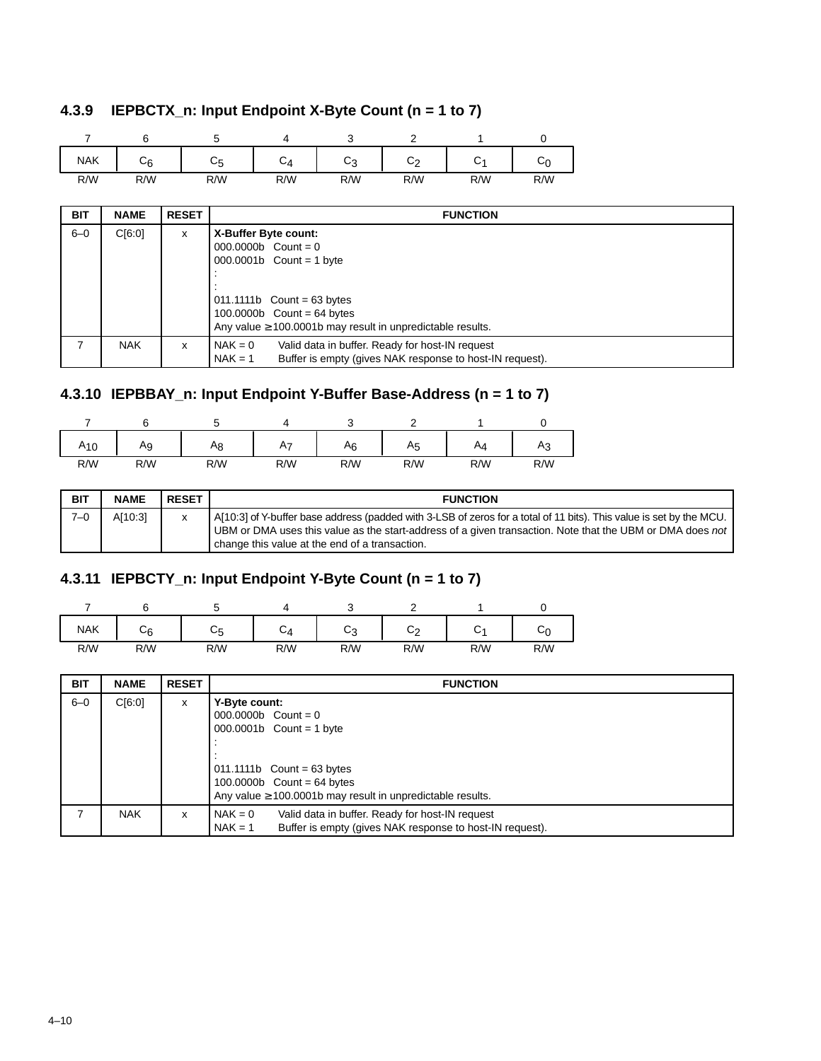### 4.3.9 IEPBCTX_n: Input Endpoint X-Byte Count (n = 1 to 7)

| 7 | 6 | 5 | 4 | 3 | 2 | 1 | 0 |
|---|---|---|---|---|---|---|---|
| NAK | $C_6$ | $C_5$ | $C_4$ | $C_3$ | $C_2$ | $C_1$ | $C_0$ |
| R/W | R/W | R/W | R/W | R/W | R/W | R/W | R/W |

| BIT | NAME | RESET | FUNCTION |
|---|---|---|---|
| 6–0 | C[6:0] | x | **X-Buffer Byte count:**<br>000.0000b Count = 0<br>000.0001b Count = 1 byte<br>:<br>:<br>011.1111b Count = 63 bytes<br>100.0000b Count = 64 bytes<br>Any value ≥ 100.0001b may result in unpredictable results. |
| 7 | NAK | x | NAK = 0 Valid data in buffer. Ready for host-IN request<br>NAK = 1 Buffer is empty (gives NAK response to host-IN request). |

### 4.3.10 IEPBBAY_n: Input Endpoint Y-Buffer Base-Address (n = 1 to 7)

| 7 | 6 | 5 | 4 | 3 | 2 | 1 | 0 |
|---|---|---|---|---|---|---|---|
| $A_{10}$ | $A_9$ | $A_8$ | $A_7$ | $A_6$ | $A_5$ | $A_4$ | $A_3$ |
| R/W | R/W | R/W | R/W | R/W | R/W | R/W | R/W |

| BIT | NAME | RESET | FUNCTION |
|---|---|---|---|
| 7–0 | A[10:3] | x | A[10:3] of Y-buffer base address (padded with 3-LSB of zeros for a total of 11 bits). This value is set by the MCU. UBM or DMA uses this value as the start-address of a given transaction. Note that the UBM or DMA does *not* change this value at the end of a transaction. |

### 4.3.11 IEPBCTY_n: Input Endpoint Y-Byte Count (n = 1 to 7)

| 7 | 6 | 5 | 4 | 3 | 2 | 1 | 0 |
|---|---|---|---|---|---|---|---|
| NAK | $C_6$ | $C_5$ | $C_4$ | $C_3$ | $C_2$ | $C_1$ | $C_0$ |
| R/W | R/W | R/W | R/W | R/W | R/W | R/W | R/W |

| BIT | NAME | RESET | FUNCTION |
|---|---|---|---|
| 6–0 | C[6:0] | x | **Y-Byte count:**<br>000.0000b Count = 0<br>000.0001b Count = 1 byte<br>:<br>:<br>011.1111b Count = 63 bytes<br>100.0000b Count = 64 bytes<br>Any value ≥ 100.0001b may result in unpredictable results. |
| 7 | NAK | x | NAK = 0 Valid data in buffer. Ready for host-IN request<br>NAK = 1 Buffer is empty (gives NAK response to host-IN request). |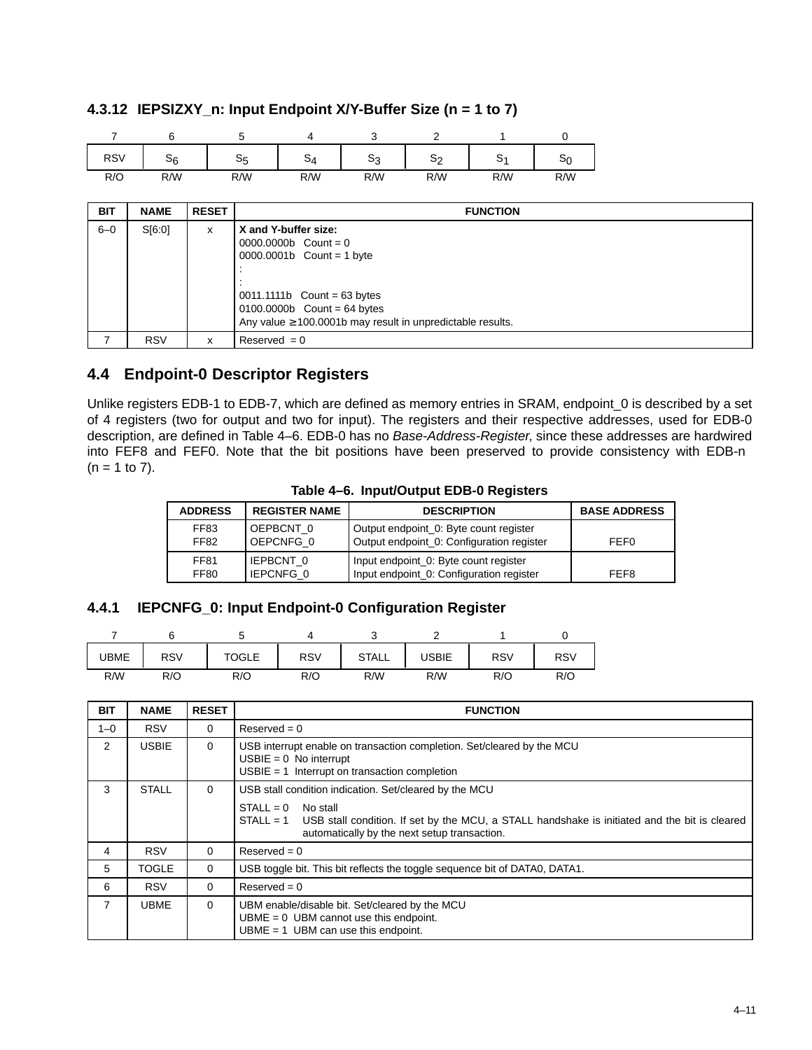### 4.3.12 IEPSIZXY_n: Input Endpoint X/Y-Buffer Size (n = 1 to 7)

| 7 | 6 | 5 | 4 | 3 | 2 | 1 | 0 |
|---|---|---|---|---|---|---|---|
| RSV | $S_6$ | $S_5$ | $S_4$ | $S_3$ | $S_2$ | $S_1$ | $S_0$ |
| R/O | R/W | R/W | R/W | R/W | R/W | R/W | R/W |

| BIT | NAME | RESET | FUNCTION |
|---|---|---|---|
| 6–0 | S[6:0] | x | **X and Y-buffer size:**<br>0000.0000b Count = 0<br>0000.0001b Count = 1 byte<br>:<br>:<br>0011.1111b Count = 63 bytes<br>0100.0000b Count = 64 bytes<br>Any value ≥ 100.0001b may result in unpredictable results. |
| 7 | RSV | x | Reserved = 0 |

## 4.4 Endpoint-0 Descriptor Registers

Unlike registers EDB-1 to EDB-7, which are defined as memory entries in SRAM, endpoint_0 is described by a set of 4 registers (two for output and two for input). The registers and their respective addresses, used for EDB-0 description, are defined in Table 4–6. EDB-0 has no *Base-Address-Register*, since these addresses are hardwired into FEF8 and FEF0. Note that the bit positions have been preserved to provide consistency with EDB-n (n = 1 to 7).

**Table 4–6. Input/Output EDB-0 Registers**

| ADDRESS | REGISTER NAME | DESCRIPTION | BASE ADDRESS |
|---|---|---|---|
| FF83<br>FF82 | OEPBCNT_0<br>OEPCNFG_0 | Output endpoint_0: Byte count register<br>Output endpoint_0: Configuration register | FEF0 |
| FF81<br>FF80 | IEPBCNT_0<br>IEPCNFG_0 | Input endpoint_0: Byte count register<br>Input endpoint_0: Configuration register | FEF8 |

### 4.4.1 IEPCNFG_0: Input Endpoint-0 Configuration Register

| 7 | 6 | 5 | 4 | 3 | 2 | 1 | 0 |
|---|---|---|---|---|---|---|---|
| UBME | RSV | TOGLE | RSV | STALL | USBIE | RSV | RSV |
| R/W | R/O | R/O | R/O | R/W | R/W | R/O | R/O |

| BIT | NAME | RESET | FUNCTION |
|---|---|---|---|
| 1–0 | RSV | 0 | Reserved = 0 |
| 2 | USBIE | 0 | USB interrupt enable on transaction completion. Set/cleared by the MCU<br>USBIE = 0 No interrupt<br>USBIE = 1 Interrupt on transaction completion |
| 3 | STALL | 0 | USB stall condition indication. Set/cleared by the MCU<br>STALL = 0 No stall<br>STALL = 1 USB stall condition. If set by the MCU, a STALL handshake is initiated and the bit is cleared automatically by the next setup transaction. |
| 4 | RSV | 0 | Reserved = 0 |
| 5 | TOGLE | 0 | USB toggle bit. This bit reflects the toggle sequence bit of DATA0, DATA1. |
| 6 | RSV | 0 | Reserved = 0 |
| 7 | UBME | 0 | UBM enable/disable bit. Set/cleared by the MCU<br>UBME = 0 UBM cannot use this endpoint.<br>UBME = 1 UBM can use this endpoint. |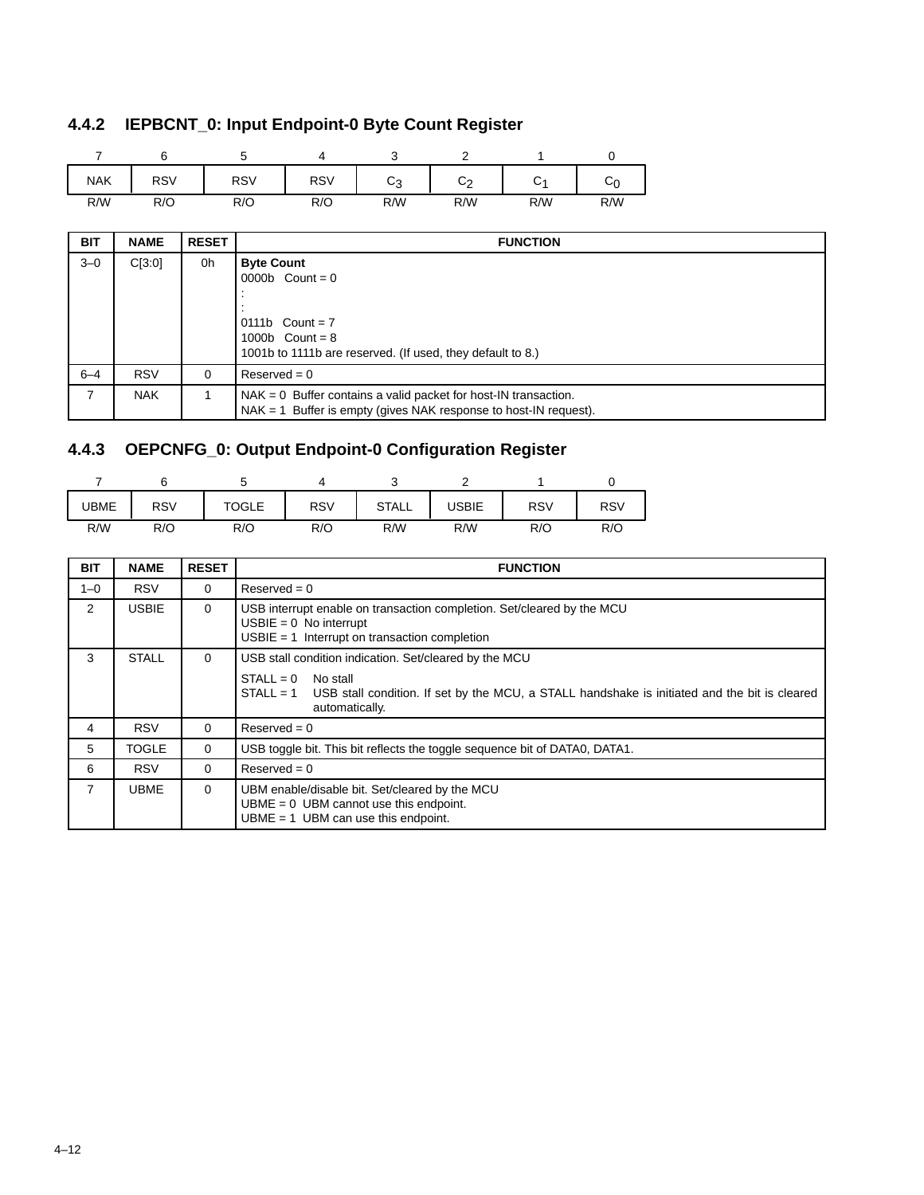### 4.4.2 IEPBCNT_0: Input Endpoint-0 Byte Count Register

| 7 | 6 | 5 | 4 | 3 | 2 | 1 | 0 |
|---|---|---|---|---|---|---|---|
| NAK | RSV | RSV | RSV | $C_3$ | $C_2$ | $C_1$ | $C_0$ |
| R/W | R/O | R/O | R/O | R/W | R/W | R/W | R/W |

| BIT | NAME | RESET | FUNCTION |
|---|---|---|---|
| 3–0 | C[3:0] | 0h | **Byte Count**<br>0000b Count = 0<br>:<br>:<br>0111b Count = 7<br>1000b Count = 8<br>1001b to 1111b are reserved. (If used, they default to 8.) |
| 6–4 | RSV | 0 | Reserved = 0 |
| 7 | NAK | 1 | NAK = 0 Buffer contains a valid packet for host-IN transaction.<br>NAK = 1 Buffer is empty (gives NAK response to host-IN request). |

### 4.4.3 OEPCNFG_0: Output Endpoint-0 Configuration Register

| 7 | 6 | 5 | 4 | 3 | 2 | 1 | 0 |
|---|---|---|---|---|---|---|---|
| UBME | RSV | TOGLE | RSV | STALL | USBIE | RSV | RSV |
| R/W | R/O | R/O | R/O | R/W | R/W | R/O | R/O |

| BIT | NAME | RESET | FUNCTION |
|---|---|---|---|
| 1–0 | RSV | 0 | Reserved = 0 |
| 2 | USBIE | 0 | USB interrupt enable on transaction completion. Set/cleared by the MCU<br>USBIE = 0 No interrupt<br>USBIE = 1 Interrupt on transaction completion |
| 3 | STALL | 0 | USB stall condition indication. Set/cleared by the MCU<br>STALL = 0 No stall<br>STALL = 1 USB stall condition. If set by the MCU, a STALL handshake is initiated and the bit is cleared automatically. |
| 4 | RSV | 0 | Reserved = 0 |
| 5 | TOGLE | 0 | USB toggle bit. This bit reflects the toggle sequence bit of DATA0, DATA1. |
| 6 | RSV | 0 | Reserved = 0 |
| 7 | UBME | 0 | UBM enable/disable bit. Set/cleared by the MCU<br>UBME = 0 UBM cannot use this endpoint.<br>UBME = 1 UBM can use this endpoint. |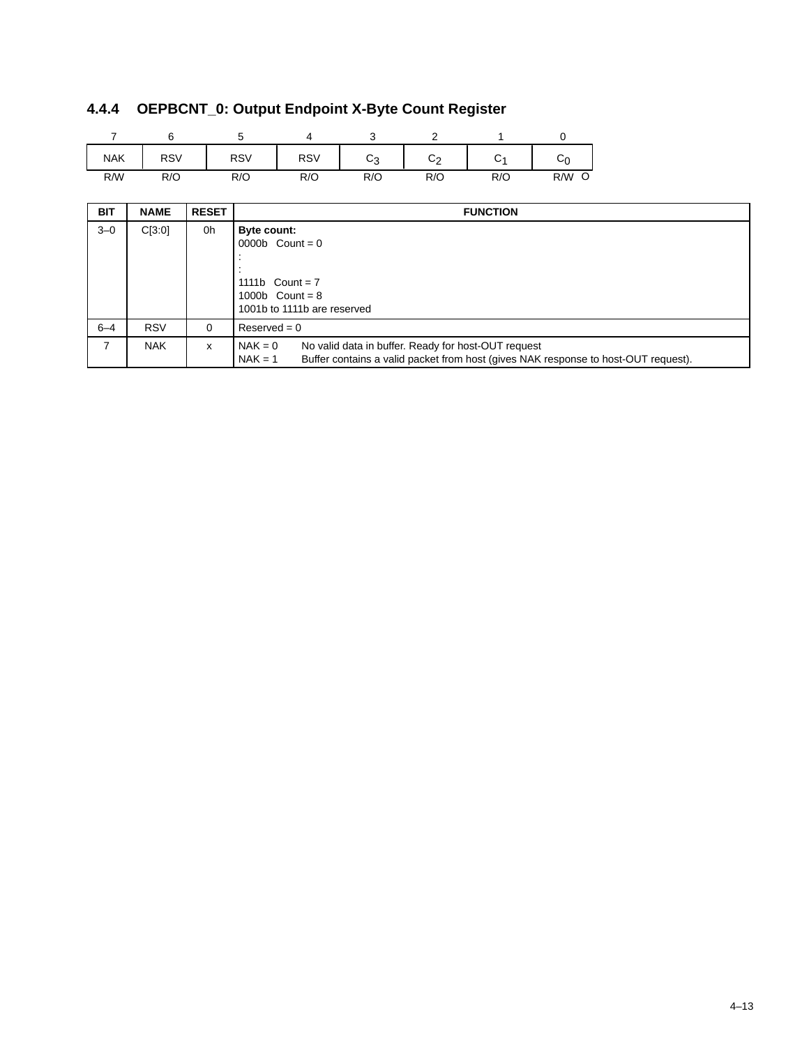### 4.4.4 OEPBCNT_0: Output Endpoint X-Byte Count Register

| 7 | 6 | 5 | 4 | 3 | 2 | 1 | 0 |
|---|---|---|---|---|---|---|---|
| NAK | RSV | RSV | RSV | $C_3$ | $C_2$ | $C_1$ | $C_0$ |
| R/W | R/O | R/O | R/O | R/O | R/O | R/O | R/W O |

| BIT | NAME | RESET | FUNCTION |
|---|---|---|---|
| 3–0 | C[3:0] | 0h | **Byte count:**<br>0000b Count = 0<br>:<br>:<br>1111b Count = 7<br>1000b Count = 8<br>1001b to 1111b are reserved |
| 6–4 | RSV | 0 | Reserved = 0 |
| 7 | NAK | x | NAK = 0 No valid data in buffer. Ready for host-OUT request<br>NAK = 1 Buffer contains a valid packet from host (gives NAK response to host-OUT request). |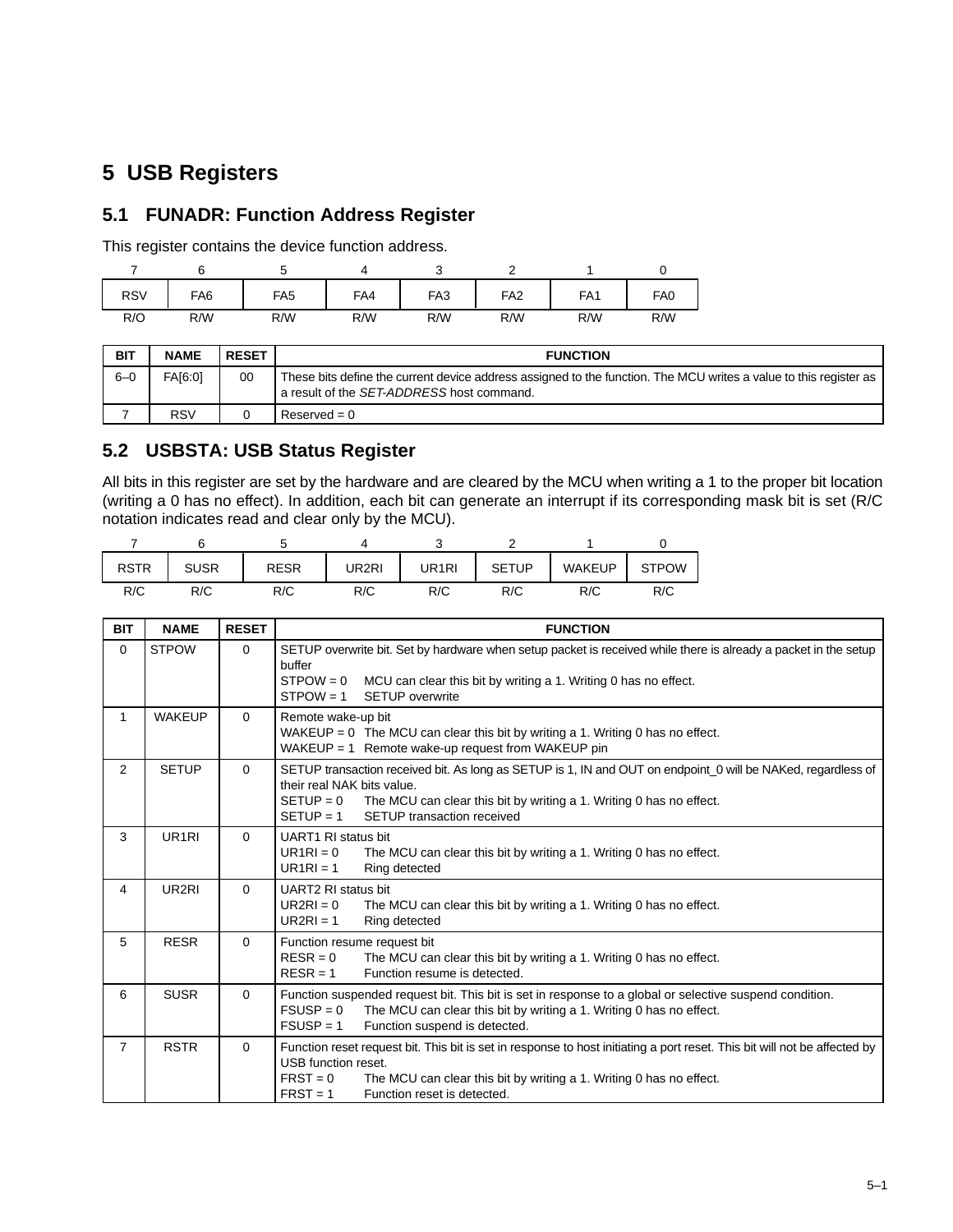# 5 USB Registers

## 5.1 FUNADR: Function Address Register

This register contains the device function address.

| 7 | 6 | 5 | 4 | 3 | 2 | 1 | 0 |
|---|---|---|---|---|---|---|---|
| RSV | FA6 | FA5 | FA4 | FA3 | FA2 | FA1 | FA0 |
| R/O | R/W | R/W | R/W | R/W | R/W | R/W | R/W |

| BIT | NAME | RESET | FUNCTION |
|---|---|---|---|
| 6–0 | FA[6:0] | 00 | These bits define the current device address assigned to the function. The MCU writes a value to this register as a result of the *SET-ADDRESS* host command. |
| 7 | RSV | 0 | Reserved = 0 |

## 5.2 USBSTA: USB Status Register

All bits in this register are set by the hardware and are cleared by the MCU when writing a 1 to the proper bit location (writing a 0 has no effect). In addition, each bit can generate an interrupt if its corresponding mask bit is set (R/C notation indicates read and clear only by the MCU).

| 7 | 6 | 5 | 4 | 3 | 2 | 1 | 0 |
|---|---|---|---|---|---|---|---|
| RSTR | SUSR | RESR | UR2RI | UR1RI | SETUP | WAKEUP | STPOW |
| R/C | R/C | R/C | R/C | R/C | R/C | R/C | R/C |

| BIT | NAME | RESET | FUNCTION |
|---|---|---|---|
| 0 | STPOW | 0 | SETUP overwrite bit. Set by hardware when setup packet is received while there is already a packet in the setup buffer<br>STPOW = 0 MCU can clear this bit by writing a 1. Writing 0 has no effect.<br>STPOW = 1 SETUP overwrite |
| 1 | WAKEUP | 0 | Remote wake-up bit<br>WAKEUP = 0 The MCU can clear this bit by writing a 1. Writing 0 has no effect.<br>WAKEUP = 1 Remote wake-up request from WAKEUP pin |
| 2 | SETUP | 0 | SETUP transaction received bit. As long as SETUP is 1, IN and OUT on endpoint_0 will be NAKed, regardless of their real NAK bits value.<br>SETUP = 0 The MCU can clear this bit by writing a 1. Writing 0 has no effect.<br>SETUP = 1 SETUP transaction received |
| 3 | UR1RI | 0 | UART1 RI status bit<br>UR1RI = 0 The MCU can clear this bit by writing a 1. Writing 0 has no effect.<br>UR1RI = 1 Ring detected |
| 4 | UR2RI | 0 | UART2 RI status bit<br>UR2RI = 0 The MCU can clear this bit by writing a 1. Writing 0 has no effect.<br>UR2RI = 1 Ring detected |
| 5 | RESR | 0 | Function resume request bit<br>RESR = 0 The MCU can clear this bit by writing a 1. Writing 0 has no effect.<br>RESR = 1 Function resume is detected. |
| 6 | SUSR | 0 | Function suspended request bit. This bit is set in response to a global or selective suspend condition.<br>FSUSP = 0 The MCU can clear this bit by writing a 1. Writing 0 has no effect.<br>FSUSP = 1 Function suspend is detected. |
| 7 | RSTR | 0 | Function reset request bit. This bit is set in response to host initiating a port reset. This bit will not be affected by USB function reset.<br>FRST = 0 The MCU can clear this bit by writing a 1. Writing 0 has no effect.<br>FRST = 1 Function reset is detected. |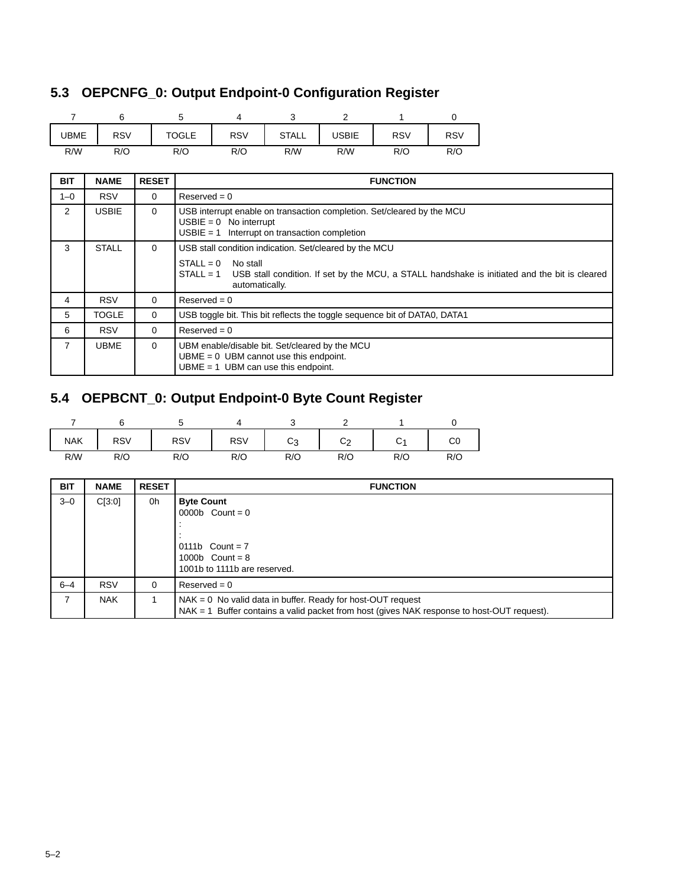## 5.3 OEPCNFG_0: Output Endpoint-0 Configuration Register

| 7 | 6 | 5 | 4 | 3 | 2 | 1 | 0 |
|---|---|---|---|---|---|---|---|
| UBME | RSV | TOGLE | RSV | STALL | USBIE | RSV | RSV |
| R/W | R/O | R/O | R/O | R/W | R/W | R/O | R/O |

| BIT | NAME | RESET | FUNCTION |
|---|---|---|---|
| 1–0 | RSV | 0 | Reserved = 0 |
| 2 | USBIE | 0 | USB interrupt enable on transaction completion. Set/cleared by the MCU<br>USBIE = 0 No interrupt<br>USBIE = 1 Interrupt on transaction completion |
| 3 | STALL | 0 | USB stall condition indication. Set/cleared by the MCU<br>STALL = 0 No stall<br>STALL = 1 USB stall condition. If set by the MCU, a STALL handshake is initiated and the bit is cleared automatically. |
| 4 | RSV | 0 | Reserved = 0 |
| 5 | TOGLE | 0 | USB toggle bit. This bit reflects the toggle sequence bit of DATA0, DATA1 |
| 6 | RSV | 0 | Reserved = 0 |
| 7 | UBME | 0 | UBM enable/disable bit. Set/cleared by the MCU<br>UBME = 0 UBM cannot use this endpoint.<br>UBME = 1 UBM can use this endpoint. |

## 5.4 OEPBCNT_0: Output Endpoint-0 Byte Count Register

| 7 | 6 | 5 | 4 | 3 | 2 | 1 | 0 |
|---|---|---|---|---|---|---|---|
| NAK | RSV | RSV | RSV | $C_3$ | $C_2$ | $C_1$ | C0 |
| R/W | R/O | R/O | R/O | R/O | R/O | R/O | R/O |

| BIT | NAME | RESET | FUNCTION |
|---|---|---|---|
| 3–0 | C[3:0] | 0h | **Byte Count**<br>0000b Count = 0<br>:<br>:<br>0111b Count = 7<br>1000b Count = 8<br>1001b to 1111b are reserved. |
| 6–4 | RSV | 0 | Reserved = 0 |
| 7 | NAK | 1 | NAK = 0 No valid data in buffer. Ready for host-OUT request<br>NAK = 1 Buffer contains a valid packet from host (gives NAK response to host-OUT request). |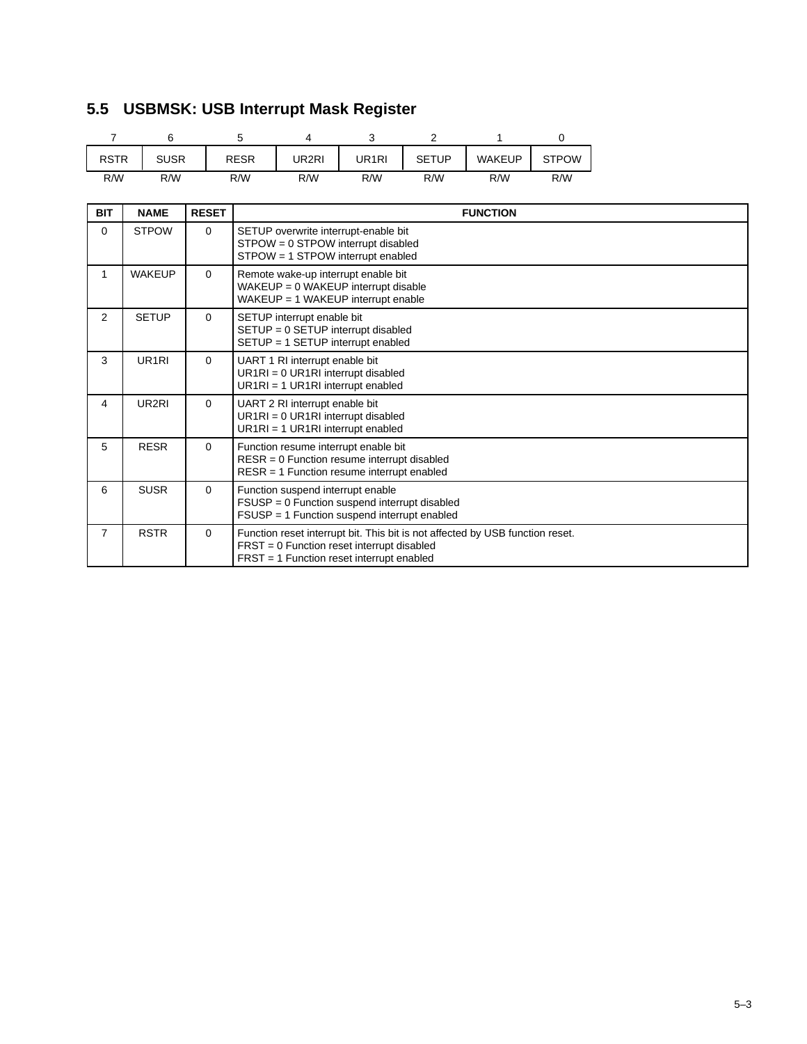## 5.5 USBMSK: USB Interrupt Mask Register

| 7 | 6 | 5 | 4 | 3 | 2 | 1 | 0 |
|---|---|---|---|---|---|---|---|
| RSTR | SUSR | RESR | UR2RI | UR1RI | SETUP | WAKEUP | STPOW |
| R/W | R/W | R/W | R/W | R/W | R/W | R/W | R/W |

| BIT | NAME | RESET | FUNCTION |
|---|---|---|---|
| 0 | STPOW | 0 | SETUP overwrite interrupt-enable bit<br>STPOW = 0 STPOW interrupt disabled<br>STPOW = 1 STPOW interrupt enabled |
| 1 | WAKEUP | 0 | Remote wake-up interrupt enable bit<br>WAKEUP = 0 WAKEUP interrupt disable<br>WAKEUP = 1 WAKEUP interrupt enable |
| 2 | SETUP | 0 | SETUP interrupt enable bit<br>SETUP = 0 SETUP interrupt disabled<br>SETUP = 1 SETUP interrupt enabled |
| 3 | UR1RI | 0 | UART 1 RI interrupt enable bit<br>UR1RI = 0 UR1RI interrupt disabled<br>UR1RI = 1 UR1RI interrupt enabled |
| 4 | UR2RI | 0 | UART 2 RI interrupt enable bit<br>UR1RI = 0 UR1RI interrupt disabled<br>UR1RI = 1 UR1RI interrupt enabled |
| 5 | RESR | 0 | Function resume interrupt enable bit<br>RESR = 0 Function resume interrupt disabled<br>RESR = 1 Function resume interrupt enabled |
| 6 | SUSR | 0 | Function suspend interrupt enable<br>FSUSP = 0 Function suspend interrupt disabled<br>FSUSP = 1 Function suspend interrupt enabled |
| 7 | RSTR | 0 | Function reset interrupt bit. This bit is not affected by USB function reset.<br>FRST = 0 Function reset interrupt disabled<br>FRST = 1 Function reset interrupt enabled |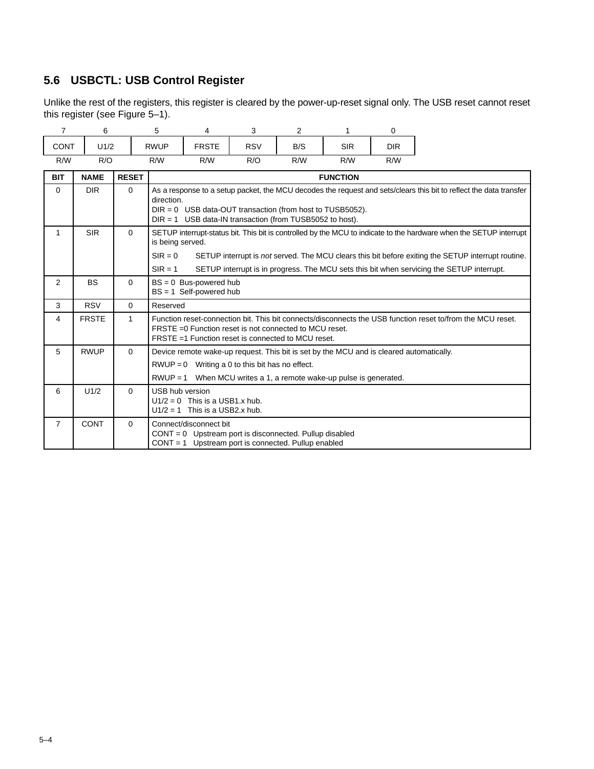## 5.6 USBCTL: USB Control Register

Unlike the rest of the registers, this register is cleared by the power-up-reset signal only. The USB reset cannot reset this register (see Figure 5–1).

| 7 | 6 | 5 | 4 | 3 | 2 | 1 | 0 |
|---|---|---|---|---|---|---|---|
| CONT | U1/2 | RWUP | FRSTE | RSV | B/S | SIR | DIR |
| R/W | R/O | R/W | R/W | R/O | R/W | R/W | R/W |

| BIT | NAME | RESET | FUNCTION |
|---|---|---|---|
| 0 | DIR | 0 | As a response to a setup packet, the MCU decodes the request and sets/clears this bit to reflect the data transfer direction.<br>DIR = 0 USB data-OUT transaction (from host to TUSB5052).<br>DIR = 1 USB data-IN transaction (from TUSB5052 to host). |
| 1 | SIR | 0 | SETUP interrupt-status bit. This bit is controlled by the MCU to indicate to the hardware when the SETUP interrupt is being served.<br>SIR = 0 SETUP interrupt is *not* served. The MCU clears this bit before exiting the SETUP interrupt routine.<br>SIR = 1 SETUP interrupt is in progress. The MCU sets this bit when servicing the SETUP interrupt. |
| 2 | BS | 0 | BS = 0 Bus-powered hub<br>BS = 1 Self-powered hub |
| 3 | RSV | 0 | Reserved |
| 4 | FRSTE | 1 | Function reset-connection bit. This bit connects/disconnects the USB function reset to/from the MCU reset.<br>FRSTE =0 Function reset is not connected to MCU reset.<br>FRSTE =1 Function reset is connected to MCU reset. |
| 5 | RWUP | 0 | Device remote wake-up request. This bit is set by the MCU and is cleared automatically.<br>RWUP = 0 Writing a 0 to this bit has no effect.<br>RWUP = 1 When MCU writes a 1, a remote wake-up pulse is generated. |
| 6 | U1/2 | 0 | USB hub version<br>U1/2 = 0 This is a USB1.x hub.<br>U1/2 = 1 This is a USB2.x hub. |
| 7 | CONT | 0 | Connect/disconnect bit<br>CONT = 0 Upstream port is disconnected. Pullup disabled<br>CONT = 1 Upstream port is connected. Pullup enabled |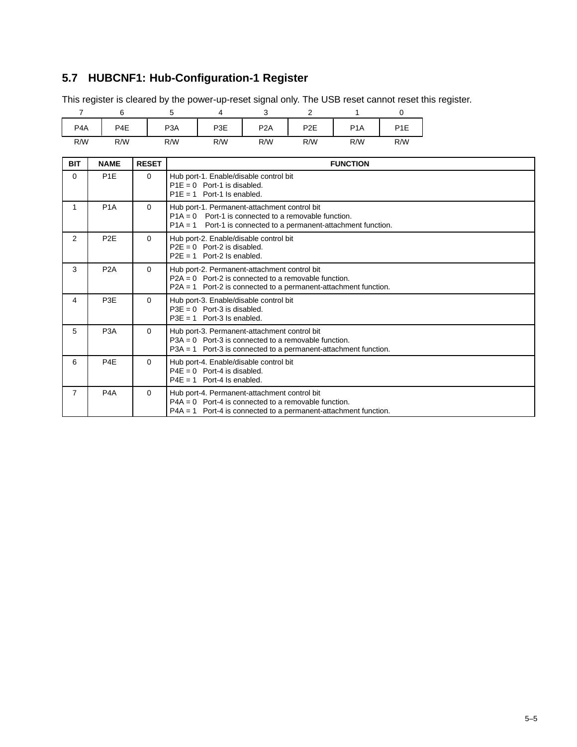## 5.7 HUBCNF1: Hub-Configuration-1 Register

This register is cleared by the power-up-reset signal only. The USB reset cannot reset this register.

| 7 | 6 | 5 | 4 | 3 | 2 | 1 | 0 |
|---|---|---|---|---|---|---|---|
| P4A | P4E | P3A | P3E | P2A | P2E | P1A | P1E |
| R/W | R/W | R/W | R/W | R/W | R/W | R/W | R/W |

| BIT | NAME | RESET | FUNCTION |
|---|---|---|---|
| 0 | P1E | 0 | Hub port-1. Enable/disable control bit<br>P1E = 0 Port-1 is disabled.<br>P1E = 1 Port-1 Is enabled. |
| 1 | P1A | 0 | Hub port-1. Permanent-attachment control bit<br>P1A = 0 Port-1 is connected to a removable function.<br>P1A = 1 Port-1 is connected to a permanent-attachment function. |
| 2 | P2E | 0 | Hub port-2. Enable/disable control bit<br>P2E = 0 Port-2 is disabled.<br>P2E = 1 Port-2 Is enabled. |
| 3 | P2A | 0 | Hub port-2. Permanent-attachment control bit<br>P2A = 0 Port-2 is connected to a removable function.<br>P2A = 1 Port-2 is connected to a permanent-attachment function. |
| 4 | P3E | 0 | Hub port-3. Enable/disable control bit<br>P3E = 0 Port-3 is disabled.<br>P3E = 1 Port-3 Is enabled. |
| 5 | P3A | 0 | Hub port-3. Permanent-attachment control bit<br>P3A = 0 Port-3 is connected to a removable function.<br>P3A = 1 Port-3 is connected to a permanent-attachment function. |
| 6 | P4E | 0 | Hub port-4. Enable/disable control bit<br>P4E = 0 Port-4 is disabled.<br>P4E = 1 Port-4 Is enabled. |
| 7 | P4A | 0 | Hub port-4. Permanent-attachment control bit<br>P4A = 0 Port-4 is connected to a removable function.<br>P4A = 1 Port-4 is connected to a permanent-attachment function. |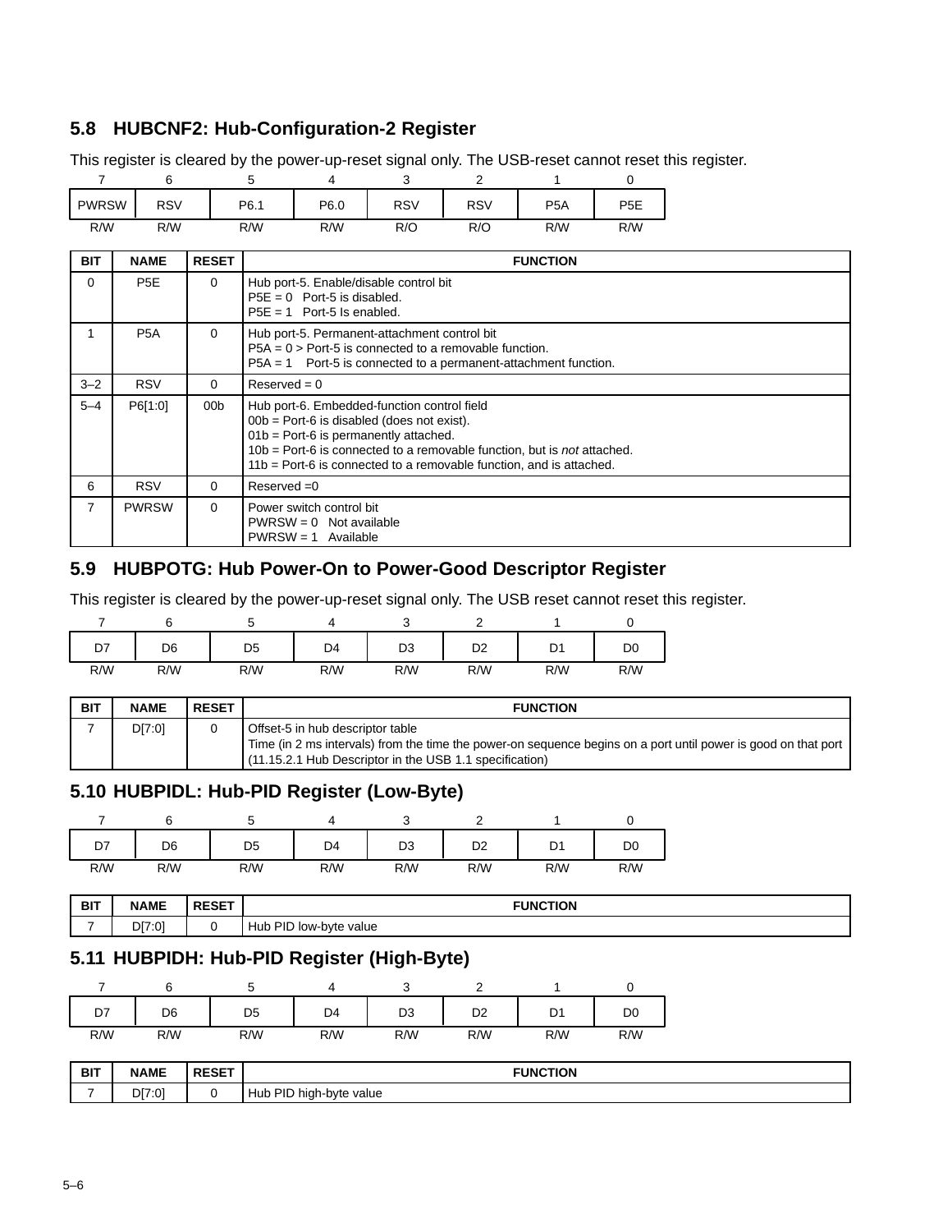## 5.8 HUBCNF2: Hub-Configuration-2 Register

This register is cleared by the power-up-reset signal only. The USB-reset cannot reset this register.

| 7 | 6 | 5 | 4 | 3 | 2 | 1 | 0 |
|---|---|---|---|---|---|---|---|
| PWRSW | RSV | P6.1 | P6.0 | RSV | RSV | P5A | P5E |
| R/W | R/W | R/W | R/W | R/O | R/O | R/W | R/W |

| BIT | NAME | RESET | FUNCTION |
|---|---|---|---|
| 0 | P5E | 0 | Hub port-5. Enable/disable control bit<br>P5E = 0 Port-5 is disabled.<br>P5E = 1 Port-5 Is enabled. |
| 1 | P5A | 0 | Hub port-5. Permanent-attachment control bit<br>P5A = 0 > Port-5 is connected to a removable function.<br>P5A = 1 Port-5 is connected to a permanent-attachment function. |
| 3–2 | RSV | 0 | Reserved = 0 |
| 5–4 | P6[1:0] | 00b | Hub port-6. Embedded-function control field<br>00b = Port-6 is disabled (does not exist).<br>01b = Port-6 is permanently attached.<br>10b = Port-6 is connected to a removable function, but is *not* attached.<br>11b = Port-6 is connected to a removable function, and is attached. |
| 6 | RSV | 0 | Reserved =0 |
| 7 | PWRSW | 0 | Power switch control bit<br>PWRSW = 0 Not available<br>PWRSW = 1 Available |

## 5.9 HUBPOTG: Hub Power-On to Power-Good Descriptor Register

This register is cleared by the power-up-reset signal only. The USB reset cannot reset this register.

| 7 | 6 | 5 | 4 | 3 | 2 | 1 | 0 |
|---|---|---|---|---|---|---|---|
| D7 | D6 | D5 | D4 | D3 | D2 | D1 | D0 |
| R/W | R/W | R/W | R/W | R/W | R/W | R/W | R/W |

| BIT | NAME | RESET | FUNCTION |
|---|---|---|---|
| 7 | D[7:0] | 0 | Offset-5 in hub descriptor table<br>Time (in 2 ms intervals) from the time the power-on sequence begins on a port until power is good on that port (11.15.2.1 Hub Descriptor in the USB 1.1 specification) |

## 5.10 HUBPIDL: Hub-PID Register (Low-Byte)

| 7 | 6 | 5 | 4 | 3 | 2 | 1 | 0 |
|---|---|---|---|---|---|---|---|
| D7 | D6 | D5 | D4 | D3 | D2 | D1 | D0 |
| R/W | R/W | R/W | R/W | R/W | R/W | R/W | R/W |

| BIT | NAME | RESET | FUNCTION |
|---|---|---|---|
| 7 | D[7:0] | 0 | Hub PID low-byte value |

## 5.11 HUBPIDH: Hub-PID Register (High-Byte)

| 7 | 6 | 5 | 4 | 3 | 2 | 1 | 0 |
|---|---|---|---|---|---|---|---|
| D7 | D6 | D5 | D4 | D3 | D2 | D1 | D0 |
| R/W | R/W | R/W | R/W | R/W | R/W | R/W | R/W |

| BIT | NAME | RESET | FUNCTION |
|---|---|---|---|
| 7 | D[7:0] | 0 | Hub PID high-byte value |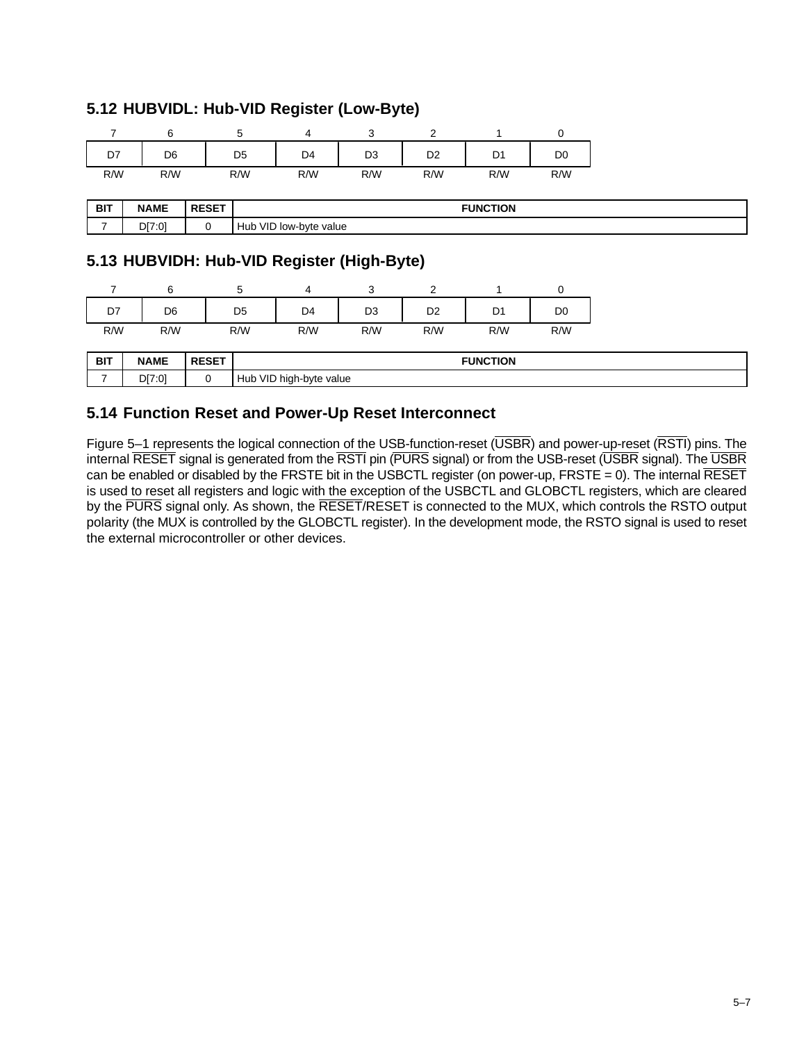## 5.12 HUBVIDL: Hub-VID Register (Low-Byte)

| 7 | 6 | 5 | 4 | 3 | 2 | 1 | 0 |
|---|---|---|---|---|---|---|---|
| D7 | D6 | D5 | D4 | D3 | D2 | D1 | D0 |
| R/W | R/W | R/W | R/W | R/W | R/W | R/W | R/W |

| BIT | NAME | RESET | FUNCTION |
|---|---|---|---|
| 7 | D[7:0] | 0 | Hub VID low-byte value |

## 5.13 HUBVIDH: Hub-VID Register (High-Byte)

| 7 | 6 | 5 | 4 | 3 | 2 | 1 | 0 |
|---|---|---|---|---|---|---|---|
| D7 | D6 | D5 | D4 | D3 | D2 | D1 | D0 |
| R/W | R/W | R/W | R/W | R/W | R/W | R/W | R/W |

| BIT | NAME | RESET | FUNCTION |
|---|---|---|---|
| 7 | D[7:0] | 0 | Hub VID high-byte value |

## 5.14 Function Reset and Power-Up Reset Interconnect

Figure 5–1 represents the logical connection of the USB-function-reset ($\overline{\text{USBR}}$) and power-up-reset ($\overline{\text{RSTI}}$) pins. The internal $\overline{\text{RESET}}$ signal is generated from the $\overline{\text{RSTI}}$ pin ($\overline{\text{PURS}}$ signal) or from the USB-reset ($\overline{\text{USBR}}$ signal). The $\overline{\text{USBR}}$ can be enabled or disabled by the FRSTE bit in the USBCTL register (on power-up, FRSTE = 0). The internal $\overline{\text{RESET}}$ is used to reset all registers and logic with the exception of the USBCTL and GLOBCTL registers, which are cleared by the $\overline{\text{PURS}}$ signal only. As shown, the $\overline{\text{RESET}}$/RESET is connected to the MUX, which controls the RSTO output polarity (the MUX is controlled by the GLOBCTL register). In the development mode, the RSTO signal is used to reset the external microcontroller or other devices.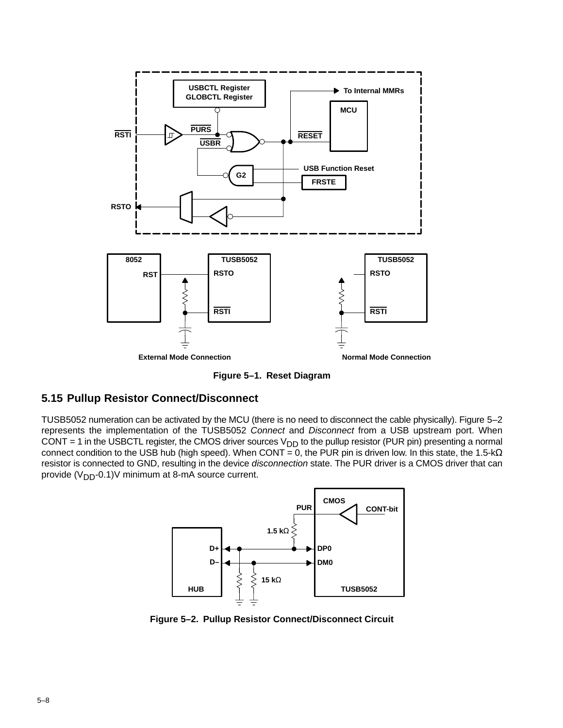Figure 5–1. Reset Diagram

## 5.15 Pullup Resistor Connect/Disconnect

TUSB5052 numeration can be activated by the MCU (there is no need to disconnect the cable physically). Figure 5–2 represents the implementation of the TUSB5052 *Connect* and *Disconnect* from a USB upstream port. When CONT = 1 in the USBCTL register, the CMOS driver sources $V_{DD}$ to the pullup resistor (PUR pin) presenting a normal connect condition to the USB hub (high speed). When CONT = 0, the PUR pin is driven low. In this state, the 1.5-kΩ resistor is connected to GND, resulting in the device *disconnection* state. The PUR driver is a CMOS driver that can provide ($V_{DD}$-0.1)V minimum at 8-mA source current.

Figure 5–2. Pullup Resistor Connect/Disconnect Circuit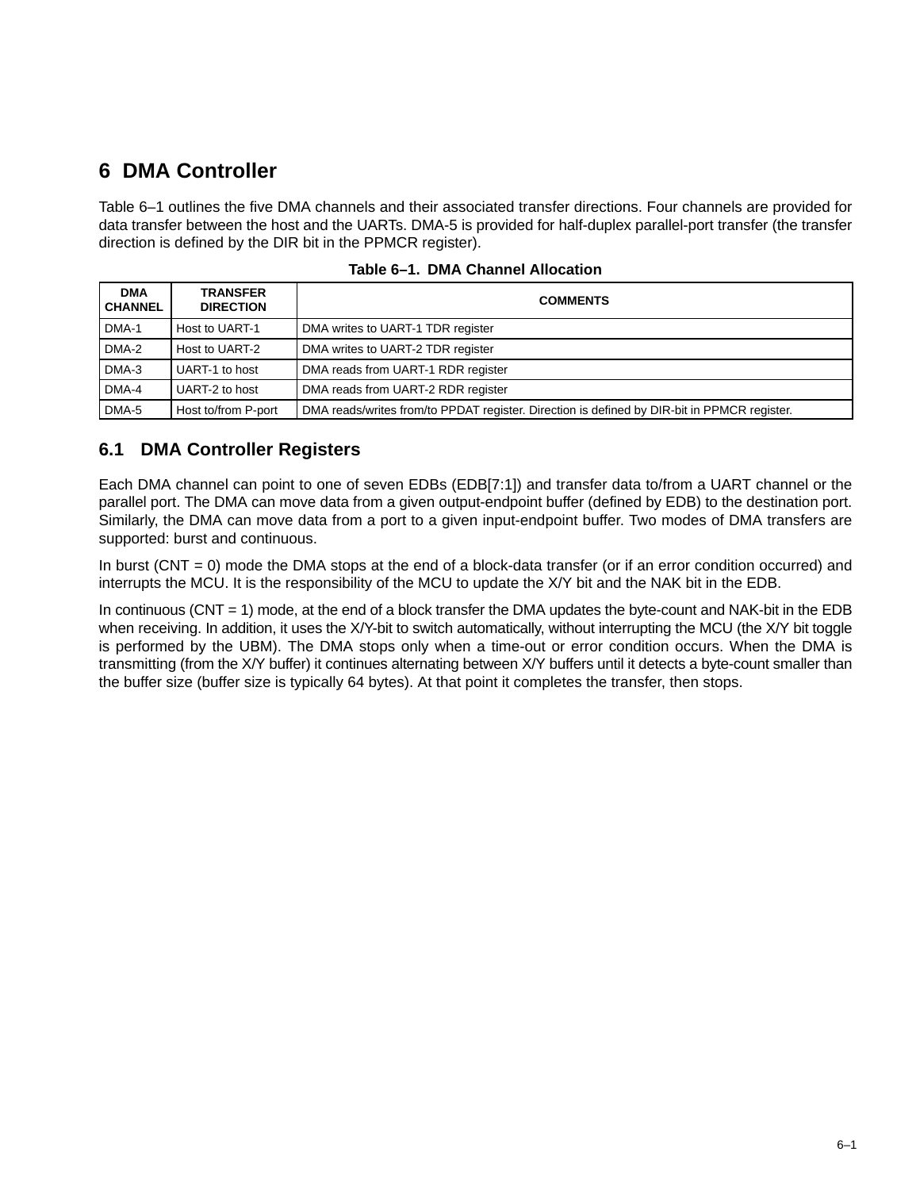# 6 DMA Controller

Table 6–1 outlines the five DMA channels and their associated transfer directions. Four channels are provided for data transfer between the host and the UARTs. DMA-5 is provided for half-duplex parallel-port transfer (the transfer direction is defined by the DIR bit in the PPMCR register).

**Table 6–1. DMA Channel Allocation**

| DMA CHANNEL | TRANSFER DIRECTION | COMMENTS |
|---|---|---|
| DMA-1 | Host to UART-1 | DMA writes to UART-1 TDR register |
| DMA-2 | Host to UART-2 | DMA writes to UART-2 TDR register |
| DMA-3 | UART-1 to host | DMA reads from UART-1 RDR register |
| DMA-4 | UART-2 to host | DMA reads from UART-2 RDR register |
| DMA-5 | Host to/from P-port | DMA reads/writes from/to PPDAT register. Direction is defined by DIR-bit in PPMCR register. |

## 6.1 DMA Controller Registers

Each DMA channel can point to one of seven EDBs (EDB[7:1]) and transfer data to/from a UART channel or the parallel port. The DMA can move data from a given output-endpoint buffer (defined by EDB) to the destination port. Similarly, the DMA can move data from a port to a given input-endpoint buffer. Two modes of DMA transfers are supported: burst and continuous.

In burst (CNT = 0) mode the DMA stops at the end of a block-data transfer (or if an error condition occurred) and interrupts the MCU. It is the responsibility of the MCU to update the X/Y bit and the NAK bit in the EDB.

In continuous (CNT = 1) mode, at the end of a block transfer the DMA updates the byte-count and NAK-bit in the EDB when receiving. In addition, it uses the X/Y-bit to switch automatically, without interrupting the MCU (the X/Y bit toggle is performed by the UBM). The DMA stops only when a time-out or error condition occurs. When the DMA is transmitting (from the X/Y buffer) it continues alternating between X/Y buffers until it detects a byte-count smaller than the buffer size (buffer size is typically 64 bytes). At that point it completes the transfer, then stops.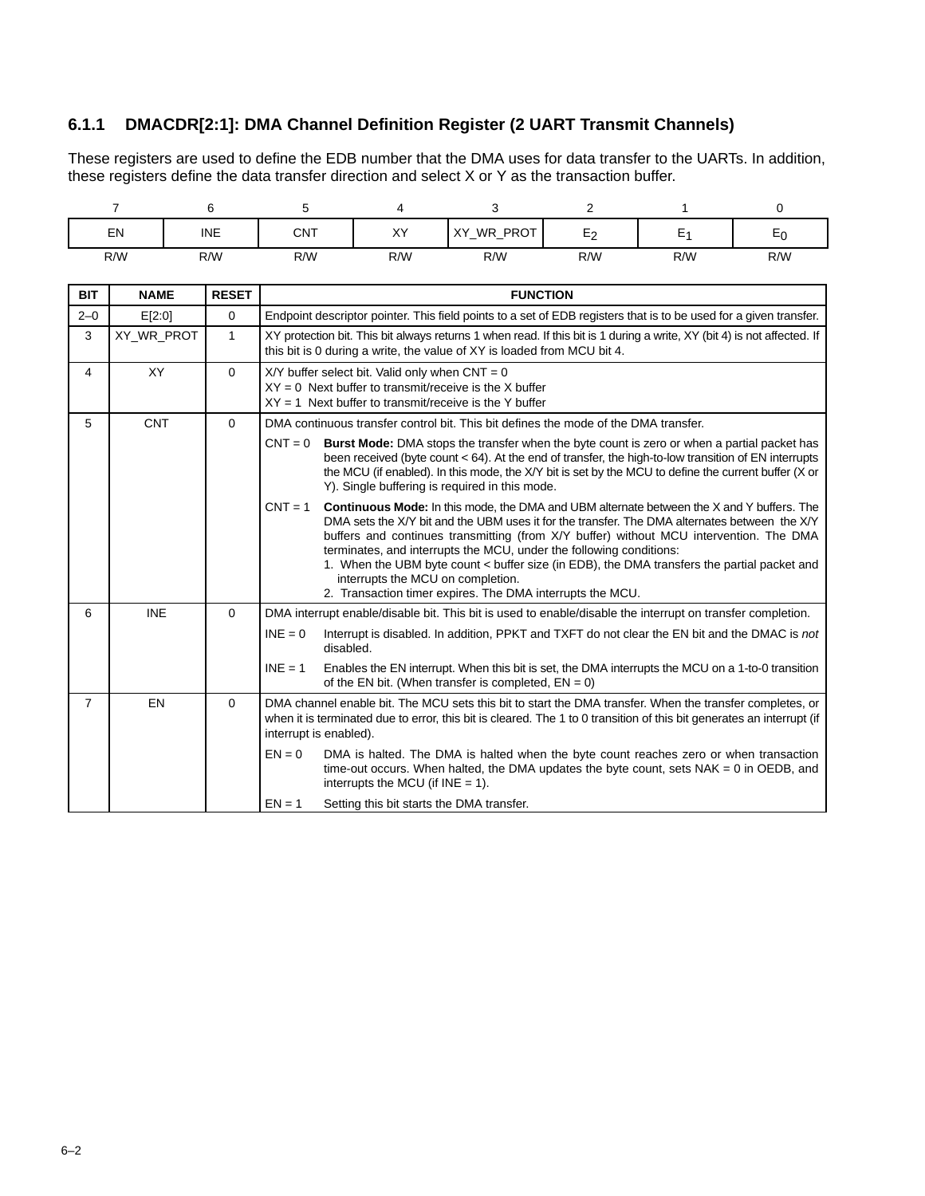### 6.1.1 DMACDR[2:1]: DMA Channel Definition Register (2 UART Transmit Channels)

These registers are used to define the EDB number that the DMA uses for data transfer to the UARTs. In addition, these registers define the data transfer direction and select X or Y as the transaction buffer.

| 7 | 6 | 5 | 4 | 3 | 2 | 1 | 0 |
|---|---|---|---|---|---|---|---|
| EN | INE | CNT | XY | XY_WR_PROT | $E_2$ | $E_1$ | $E_0$ |
| R/W | R/W | R/W | R/W | R/W | R/W | R/W | R/W |

| BIT | NAME | RESET | FUNCTION |
|---|---|---|---|
| 2–0 | E[2:0] | 0 | Endpoint descriptor pointer. This field points to a set of EDB registers that is to be used for a given transfer. |
| 3 | XY_WR_PROT | 1 | XY protection bit. This bit always returns 1 when read. If this bit is 1 during a write, XY (bit 4) is not affected. If this bit is 0 during a write, the value of XY is loaded from MCU bit 4. |
| 4 | XY | 0 | X/Y buffer select bit. Valid only when CNT = 0<br>XY = 0 Next buffer to transmit/receive is the X buffer<br>XY = 1 Next buffer to transmit/receive is the Y buffer |
| 5 | CNT | 0 | DMA continuous transfer control bit. This bit defines the mode of the DMA transfer.<br>CNT = 0 **Burst Mode:** DMA stops the transfer when the byte count is zero or when a partial packet has been received (byte count < 64). At the end of transfer, the high-to-low transition of EN interrupts the MCU (if enabled). In this mode, the X/Y bit is set by the MCU to define the current buffer (X or Y). Single buffering is required in this mode.<br>CNT = 1 **Continuous Mode:** In this mode, the DMA and UBM alternate between the X and Y buffers. The DMA sets the X/Y bit and the UBM uses it for the transfer. The DMA alternates between the X/Y buffers and continues transmitting (from X/Y buffer) without MCU intervention. The DMA terminates, and interrupts the MCU, under the following conditions:<br>1. When the UBM byte count < buffer size (in EDB), the DMA transfers the partial packet and interrupts the MCU on completion.<br>2. Transaction timer expires. The DMA interrupts the MCU. |
| 6 | INE | 0 | DMA interrupt enable/disable bit. This bit is used to enable/disable the interrupt on transfer completion.<br>INE = 0 Interrupt is disabled. In addition, PPKT and TXFT do not clear the EN bit and the DMAC is *not* disabled.<br>INE = 1 Enables the EN interrupt. When this bit is set, the DMA interrupts the MCU on a 1-to-0 transition of the EN bit. (When transfer is completed, EN = 0) |
| 7 | EN | 0 | DMA channel enable bit. The MCU sets this bit to start the DMA transfer. When the transfer completes, or when it is terminated due to error, this bit is cleared. The 1 to 0 transition of this bit generates an interrupt (if interrupt is enabled).<br>EN = 0 DMA is halted. The DMA is halted when the byte count reaches zero or when transaction time-out occurs. When halted, the DMA updates the byte count, sets NAK = 0 in OEDB, and interrupts the MCU (if INE = 1).<br>EN = 1 Setting this bit starts the DMA transfer. |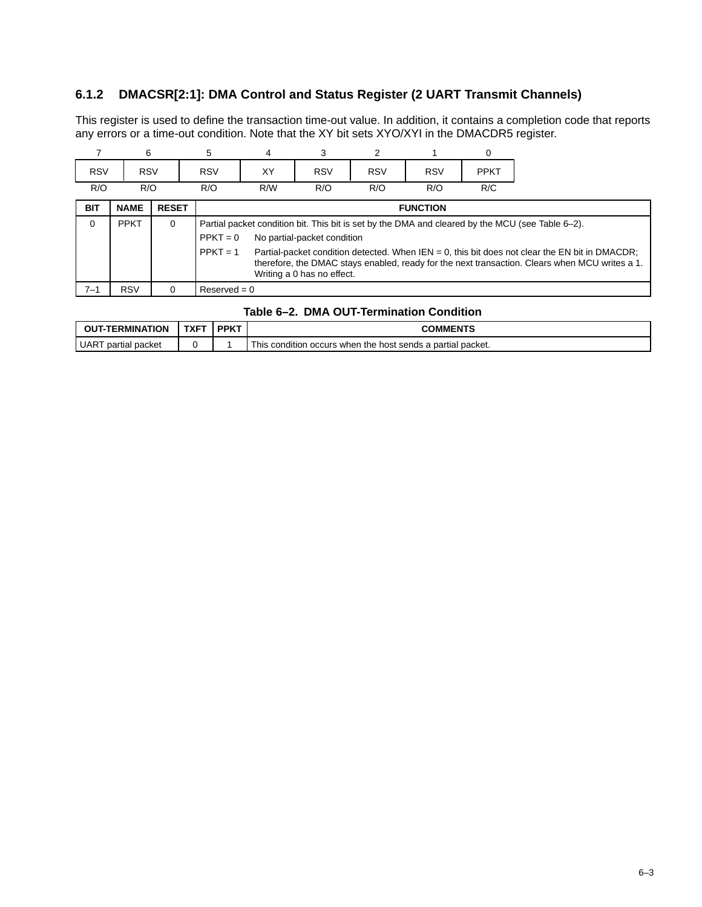### 6.1.2 DMACSR[2:1]: DMA Control and Status Register (2 UART Transmit Channels)

This register is used to define the transaction time-out value. In addition, it contains a completion code that reports any errors or a time-out condition. Note that the XY bit sets XYO/XYI in the DMACDR5 register.

| 7 | 6 | 5 | 4 | 3 | 2 | 1 | 0 |
|---|---|---|---|---|---|---|---|
| RSV | RSV | RSV | XY | RSV | RSV | RSV | PPKT |
| R/O | R/O | R/O | R/W | R/O | R/O | R/O | R/C |

| BIT | NAME | RESET | FUNCTION |
|---|---|---|---|
| 0 | PPKT | 0 | Partial packet condition bit. This bit is set by the DMA and cleared by the MCU (see Table 6–2).<br>PPKT = 0 No partial-packet condition<br>PPKT = 1 Partial-packet condition detected. When IEN = 0, this bit does not clear the EN bit in DMACDR; therefore, the DMAC stays enabled, ready for the next transaction. Clears when MCU writes a 1. Writing a 0 has no effect. |
| 7–1 | RSV | 0 | Reserved = 0 |

**Table 6–2. DMA OUT-Termination Condition**

| OUT-TERMINATION | TXFT | PPKT | COMMENTS |
|---|---|---|---|
| UART partial packet | 0 | 1 | This condition occurs when the host sends a partial packet. |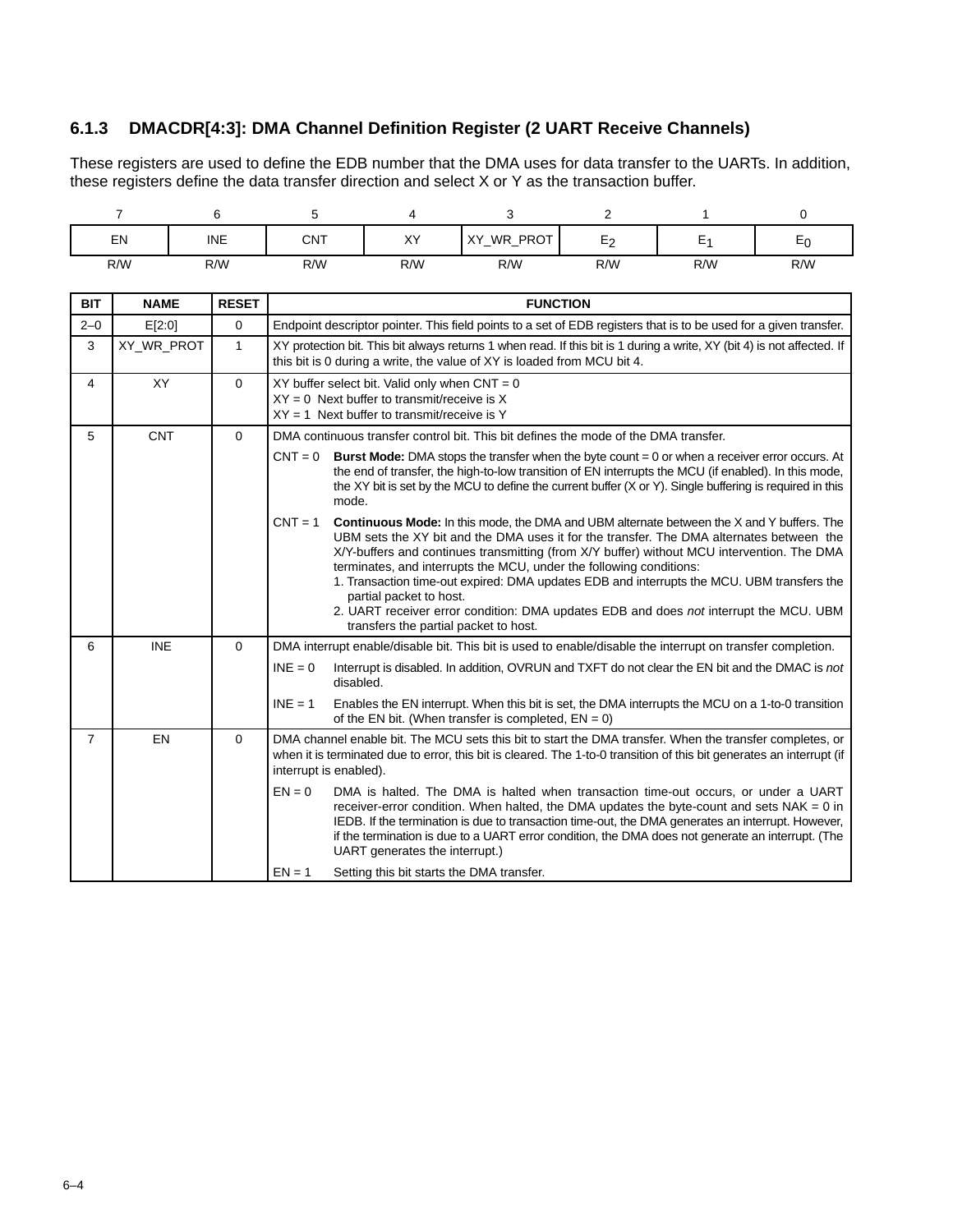### 6.1.3 DMACDR[4:3]: DMA Channel Definition Register (2 UART Receive Channels)

These registers are used to define the EDB number that the DMA uses for data transfer to the UARTs. In addition, these registers define the data transfer direction and select X or Y as the transaction buffer.

| 7 | 6 | 5 | 4 | 3 | 2 | 1 | 0 |
|---|---|---|---|---|---|---|---|
| EN | INE | CNT | XY | XY_WR_PROT | $E_2$ | $E_1$ | $E_0$ |
| R/W | R/W | R/W | R/W | R/W | R/W | R/W | R/W |

| BIT | NAME | RESET | FUNCTION |
|---|---|---|---|
| 2–0 | E[2:0] | 0 | Endpoint descriptor pointer. This field points to a set of EDB registers that is to be used for a given transfer. |
| 3 | XY_WR_PROT | 1 | XY protection bit. This bit always returns 1 when read. If this bit is 1 during a write, XY (bit 4) is not affected. If this bit is 0 during a write, the value of XY is loaded from MCU bit 4. |
| 4 | XY | 0 | XY buffer select bit. Valid only when CNT = 0<br>XY = 0 Next buffer to transmit/receive is X<br>XY = 1 Next buffer to transmit/receive is Y |
| 5 | CNT | 0 | DMA continuous transfer control bit. This bit defines the mode of the DMA transfer.<br>CNT = 0 **Burst Mode:** DMA stops the transfer when the byte count = 0 or when a receiver error occurs. At the end of transfer, the high-to-low transition of EN interrupts the MCU (if enabled). In this mode, the XY bit is set by the MCU to define the current buffer (X or Y). Single buffering is required in this mode.<br>CNT = 1 **Continuous Mode:** In this mode, the DMA and UBM alternate between the X and Y buffers. The UBM sets the XY bit and the DMA uses it for the transfer. The DMA alternates between the X/Y-buffers and continues transmitting (from X/Y buffer) without MCU intervention. The DMA terminates, and interrupts the MCU, under the following conditions:<br>1. Transaction time-out expired: DMA updates EDB and interrupts the MCU. UBM transfers the partial packet to host.<br>2. UART receiver error condition: DMA updates EDB and does *not* interrupt the MCU. UBM transfers the partial packet to host. |
| 6 | INE | 0 | DMA interrupt enable/disable bit. This bit is used to enable/disable the interrupt on transfer completion.<br>INE = 0 Interrupt is disabled. In addition, OVRUN and TXFT do not clear the EN bit and the DMAC is *not* disabled.<br>INE = 1 Enables the EN interrupt. When this bit is set, the DMA interrupts the MCU on a 1-to-0 transition of the EN bit. (When transfer is completed, EN = 0) |
| 7 | EN | 0 | DMA channel enable bit. The MCU sets this bit to start the DMA transfer. When the transfer completes, or when it is terminated due to error, this bit is cleared. The 1-to-0 transition of this bit generates an interrupt (if interrupt is enabled).<br>EN = 0 DMA is halted. The DMA is halted when transaction time-out occurs, or under a UART receiver-error condition. When halted, the DMA updates the byte-count and sets NAK = 0 in IEDB. If the termination is due to transaction time-out, the DMA generates an interrupt. However, if the termination is due to a UART error condition, the DMA does not generate an interrupt. (The UART generates the interrupt.)<br>EN = 1 Setting this bit starts the DMA transfer. |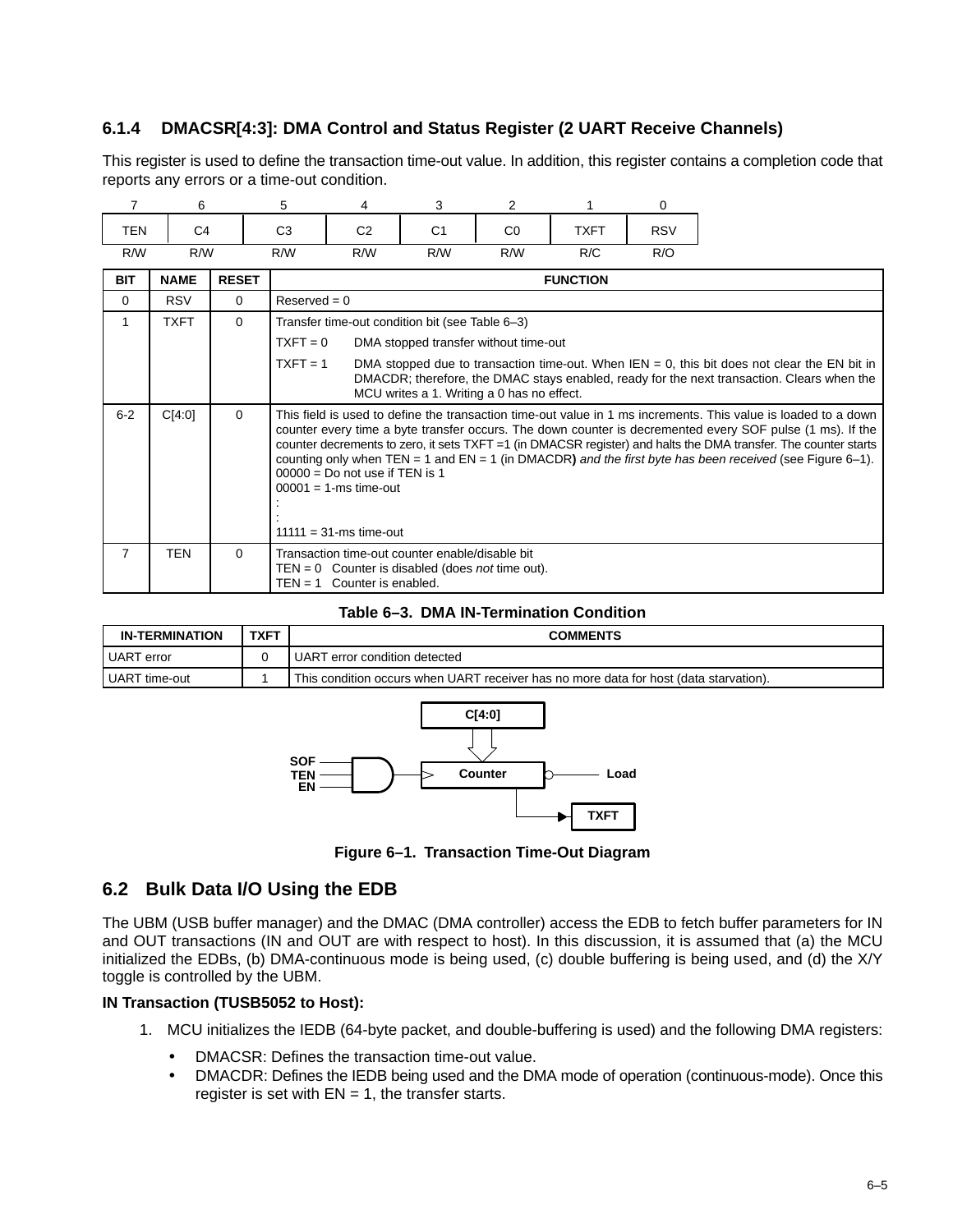### 6.1.4 DMACSR[4:3]: DMA Control and Status Register (2 UART Receive Channels)

This register is used to define the transaction time-out value. In addition, this register contains a completion code that reports any errors or a time-out condition.

| 7 | 6 | 5 | 4 | 3 | 2 | 1 | 0 |
|---|---|---|---|---|---|---|---|
| TEN | C4 | C3 | C2 | C1 | C0 | TXFT | RSV |
| R/W | R/W | R/W | R/W | R/W | R/W | R/C | R/O |

| BIT | NAME | RESET | FUNCTION |
|---|---|---|---|
| 0 | RSV | 0 | Reserved = 0 |
| 1 | TXFT | 0 | Transfer time-out condition bit (see Table 6–3)<br>TXFT = 0 DMA stopped transfer without time-out<br>TXFT = 1 DMA stopped due to transaction time-out. When IEN = 0, this bit does not clear the EN bit in DMACDR; therefore, the DMAC stays enabled, ready for the next transaction. Clears when the MCU writes a 1. Writing a 0 has no effect. |
| 6-2 | C[4:0] | 0 | This field is used to define the transaction time-out value in 1 ms increments. This value is loaded to a down counter every time a byte transfer occurs. The down counter is decremented every SOF pulse (1 ms). If the counter decrements to zero, it sets TXFT =1 (in DMACSR register) and halts the DMA transfer. The counter starts counting only when TEN = 1 and EN = 1 (in DMACDR) *and the first byte has been received* (see Figure 6–1).<br>00000 = Do not use if TEN is 1<br>00001 = 1-ms time-out<br>:<br>:<br>11111 = 31-ms time-out |
| 7 | TEN | 0 | Transaction time-out counter enable/disable bit<br>TEN = 0 Counter is disabled (does *not* time out).<br>TEN = 1 Counter is enabled. |

**Table 6–3. DMA IN-Termination Condition**

| IN-TERMINATION | TXFT | COMMENTS |
|---|---|---|
| UART error | 0 | UART error condition detected |
| UART time-out | 1 | This condition occurs when UART receiver has no more data for host (data starvation). |

**Figure 6–1. Transaction Time-Out Diagram**

## 6.2 Bulk Data I/O Using the EDB

The UBM (USB buffer manager) and the DMAC (DMA controller) access the EDB to fetch buffer parameters for IN and OUT transactions (IN and OUT are with respect to host). In this discussion, it is assumed that (a) the MCU initialized the EDBs, (b) DMA-continuous mode is being used, (c) double buffering is being used, and (d) the X/Y toggle is controlled by the UBM.

**IN Transaction (TUSB5052 to Host):**

1. MCU initializes the IEDB (64-byte packet, and double-buffering is used) and the following DMA registers:
   - DMACSR: Defines the transaction time-out value.
   - DMACDR: Defines the IEDB being used and the DMA mode of operation (continuous-mode). Once this register is set with EN = 1, the transfer starts.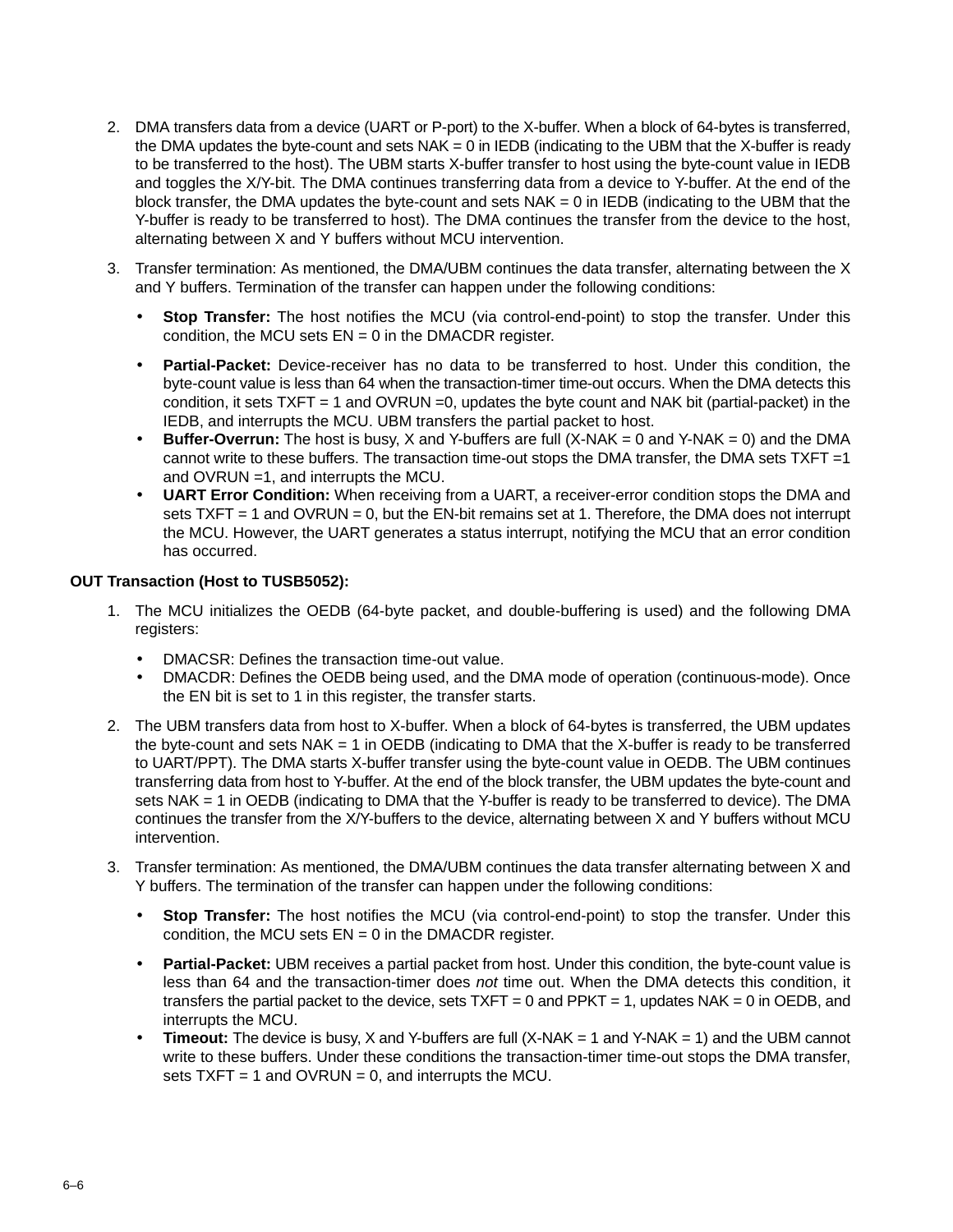2. DMA transfers data from a device (UART or P-port) to the X-buffer. When a block of 64-bytes is transferred, the DMA updates the byte-count and sets NAK = 0 in IEDB (indicating to the UBM that the X-buffer is ready to be transferred to the host). The UBM starts X-buffer transfer to host using the byte-count value in IEDB and toggles the X/Y-bit. The DMA continues transferring data from a device to Y-buffer. At the end of the block transfer, the DMA updates the byte-count and sets NAK = 0 in IEDB (indicating to the UBM that the Y-buffer is ready to be transferred to host). The DMA continues the transfer from the device to the host, alternating between X and Y buffers without MCU intervention.

3. Transfer termination: As mentioned, the DMA/UBM continues the data transfer, alternating between the X and Y buffers. Termination of the transfer can happen under the following conditions:

   - **Stop Transfer:** The host notifies the MCU (via control-end-point) to stop the transfer. Under this condition, the MCU sets EN = 0 in the DMACDR register.
   - **Partial-Packet:** Device-receiver has no data to be transferred to host. Under this condition, the byte-count value is less than 64 when the transaction-timer time-out occurs. When the DMA detects this condition, it sets TXFT = 1 and OVRUN =0, updates the byte count and NAK bit (partial-packet) in the IEDB, and interrupts the MCU. UBM transfers the partial packet to host.
   - **Buffer-Overrun:** The host is busy, X and Y-buffers are full (X-NAK = 0 and Y-NAK = 0) and the DMA cannot write to these buffers. The transaction time-out stops the DMA transfer, the DMA sets TXFT =1 and OVRUN =1, and interrupts the MCU.
   - **UART Error Condition:** When receiving from a UART, a receiver-error condition stops the DMA and sets TXFT = 1 and OVRUN = 0, but the EN-bit remains set at 1. Therefore, the DMA does not interrupt the MCU. However, the UART generates a status interrupt, notifying the MCU that an error condition has occurred.

**OUT Transaction (Host to TUSB5052):**

1. The MCU initializes the OEDB (64-byte packet, and double-buffering is used) and the following DMA registers:

   - DMACSR: Defines the transaction time-out value.
   - DMACDR: Defines the OEDB being used, and the DMA mode of operation (continuous-mode). Once the EN bit is set to 1 in this register, the transfer starts.

2. The UBM transfers data from host to X-buffer. When a block of 64-bytes is transferred, the UBM updates the byte-count and sets NAK = 1 in OEDB (indicating to DMA that the X-buffer is ready to be transferred to UART/PPT). The DMA starts X-buffer transfer using the byte-count value in OEDB. The UBM continues transferring data from host to Y-buffer. At the end of the block transfer, the UBM updates the byte-count and sets NAK = 1 in OEDB (indicating to DMA that the Y-buffer is ready to be transferred to device). The DMA continues the transfer from the X/Y-buffers to the device, alternating between X and Y buffers without MCU intervention.

3. Transfer termination: As mentioned, the DMA/UBM continues the data transfer alternating between X and Y buffers. The termination of the transfer can happen under the following conditions:

   - **Stop Transfer:** The host notifies the MCU (via control-end-point) to stop the transfer. Under this condition, the MCU sets EN = 0 in the DMACDR register.
   - **Partial-Packet:** UBM receives a partial packet from host. Under this condition, the byte-count value is less than 64 and the transaction-timer does *not* time out. When the DMA detects this condition, it transfers the partial packet to the device, sets TXFT = 0 and PPKT = 1, updates NAK = 0 in OEDB, and interrupts the MCU.
   - **Timeout:** The device is busy, X and Y-buffers are full (X-NAK = 1 and Y-NAK = 1) and the UBM cannot write to these buffers. Under these conditions the transaction-timer time-out stops the DMA transfer, sets TXFT = 1 and OVRUN = 0, and interrupts the MCU.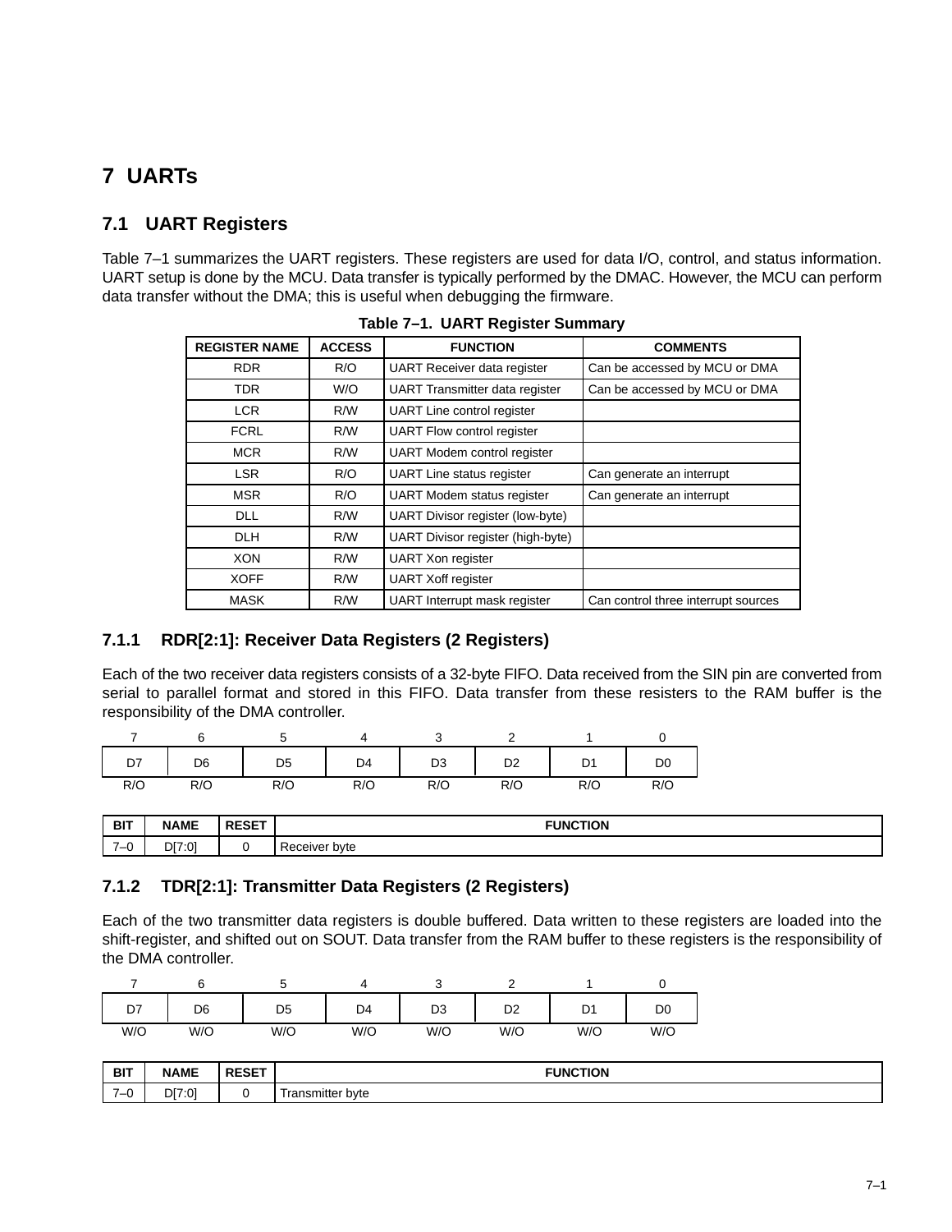# 7 UARTs

## 7.1 UART Registers

Table 7–1 summarizes the UART registers. These registers are used for data I/O, control, and status information. UART setup is done by the MCU. Data transfer is typically performed by the DMAC. However, the MCU can perform data transfer without the DMA; this is useful when debugging the firmware.

**Table 7–1. UART Register Summary**

| REGISTER NAME | ACCESS | FUNCTION | COMMENTS |
|---|---|---|---|
| RDR | R/O | UART Receiver data register | Can be accessed by MCU or DMA |
| TDR | W/O | UART Transmitter data register | Can be accessed by MCU or DMA |
| LCR | R/W | UART Line control register | |
| FCRL | R/W | UART Flow control register | |
| MCR | R/W | UART Modem control register | |
| LSR | R/O | UART Line status register | Can generate an interrupt |
| MSR | R/O | UART Modem status register | Can generate an interrupt |
| DLL | R/W | UART Divisor register (low-byte) | |
| DLH | R/W | UART Divisor register (high-byte) | |
| XON | R/W | UART Xon register | |
| XOFF | R/W | UART Xoff register | |
| MASK | R/W | UART Interrupt mask register | Can control three interrupt sources |

### 7.1.1 RDR[2:1]: Receiver Data Registers (2 Registers)

Each of the two receiver data registers consists of a 32-byte FIFO. Data received from the SIN pin are converted from serial to parallel format and stored in this FIFO. Data transfer from these resisters to the RAM buffer is the responsibility of the DMA controller.

| 7 | 6 | 5 | 4 | 3 | 2 | 1 | 0 |
|---|---|---|---|---|---|---|---|
| D7 | D6 | D5 | D4 | D3 | D2 | D1 | D0 |
| R/O | R/O | R/O | R/O | R/O | R/O | R/O | R/O |

| BIT | NAME | RESET | FUNCTION |
|---|---|---|---|
| 7–0 | D[7:0] | 0 | Receiver byte |

### 7.1.2 TDR[2:1]: Transmitter Data Registers (2 Registers)

Each of the two transmitter data registers is double buffered. Data written to these registers are loaded into the shift-register, and shifted out on SOUT. Data transfer from the RAM buffer to these registers is the responsibility of the DMA controller.

| 7 | 6 | 5 | 4 | 3 | 2 | 1 | 0 |
|---|---|---|---|---|---|---|---|
| D7 | D6 | D5 | D4 | D3 | D2 | D1 | D0 |
| W/O | W/O | W/O | W/O | W/O | W/O | W/O | W/O |

| BIT | NAME | RESET | FUNCTION |
|---|---|---|---|
| 7–0 | D[7:0] | 0 | Transmitter byte |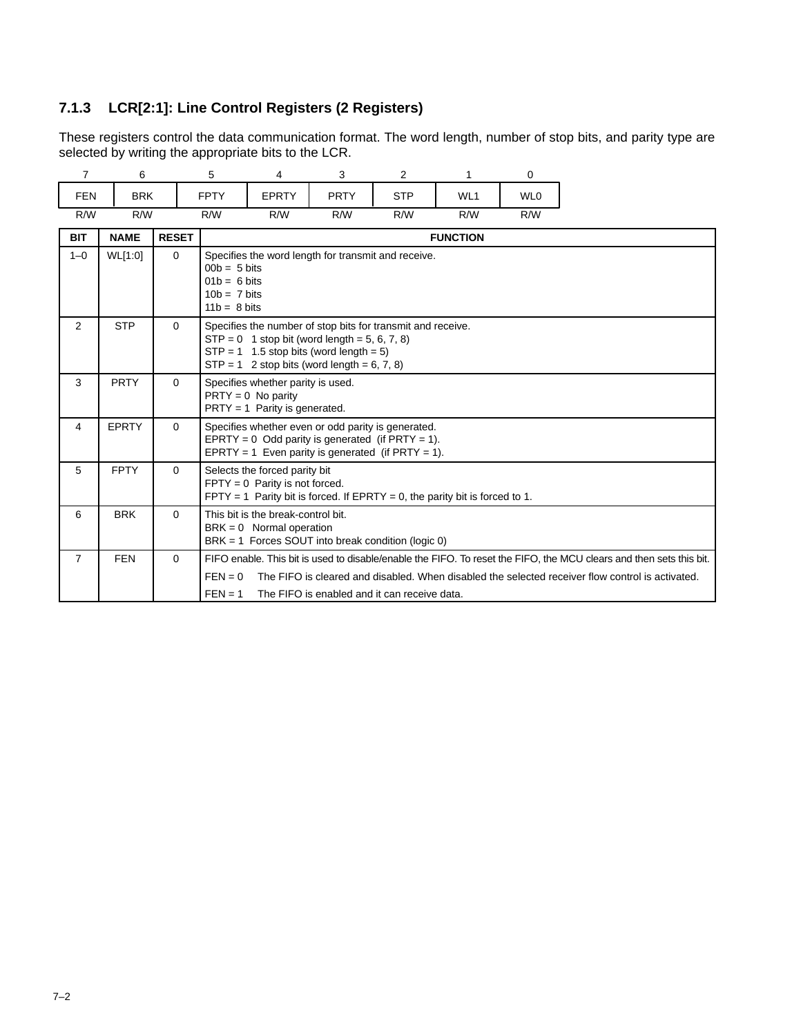### 7.1.3 LCR[2:1]: Line Control Registers (2 Registers)

These registers control the data communication format. The word length, number of stop bits, and parity type are selected by writing the appropriate bits to the LCR.

| 7 | 6 | 5 | 4 | 3 | 2 | 1 | 0 |
|---|---|---|---|---|---|---|---|
| FEN | BRK | FPTY | EPRTY | PRTY | STP | WL1 | WL0 |
| R/W | R/W | R/W | R/W | R/W | R/W | R/W | R/W |

| BIT | NAME | RESET | FUNCTION |
|---|---|---|---|
| 1–0 | WL[1:0] | 0 | Specifies the word length for transmit and receive.<br>00b = 5 bits<br>01b = 6 bits<br>10b = 7 bits<br>11b = 8 bits |
| 2 | STP | 0 | Specifies the number of stop bits for transmit and receive.<br>STP = 0 1 stop bit (word length = 5, 6, 7, 8)<br>STP = 1 1.5 stop bits (word length = 5)<br>STP = 1 2 stop bits (word length = 6, 7, 8) |
| 3 | PRTY | 0 | Specifies whether parity is used.<br>PRTY = 0 No parity<br>PRTY = 1 Parity is generated. |
| 4 | EPRTY | 0 | Specifies whether even or odd parity is generated.<br>EPRTY = 0 Odd parity is generated (if PRTY = 1).<br>EPRTY = 1 Even parity is generated (if PRTY = 1). |
| 5 | FPTY | 0 | Selects the forced parity bit<br>FPTY = 0 Parity is not forced.<br>FPTY = 1 Parity bit is forced. If EPRTY = 0, the parity bit is forced to 1. |
| 6 | BRK | 0 | This bit is the break-control bit.<br>BRK = 0 Normal operation<br>BRK = 1 Forces SOUT into break condition (logic 0) |
| 7 | FEN | 0 | FIFO enable. This bit is used to disable/enable the FIFO. To reset the FIFO, the MCU clears and then sets this bit.<br>FEN = 0 The FIFO is cleared and disabled. When disabled the selected receiver flow control is activated.<br>FEN = 1 The FIFO is enabled and it can receive data. |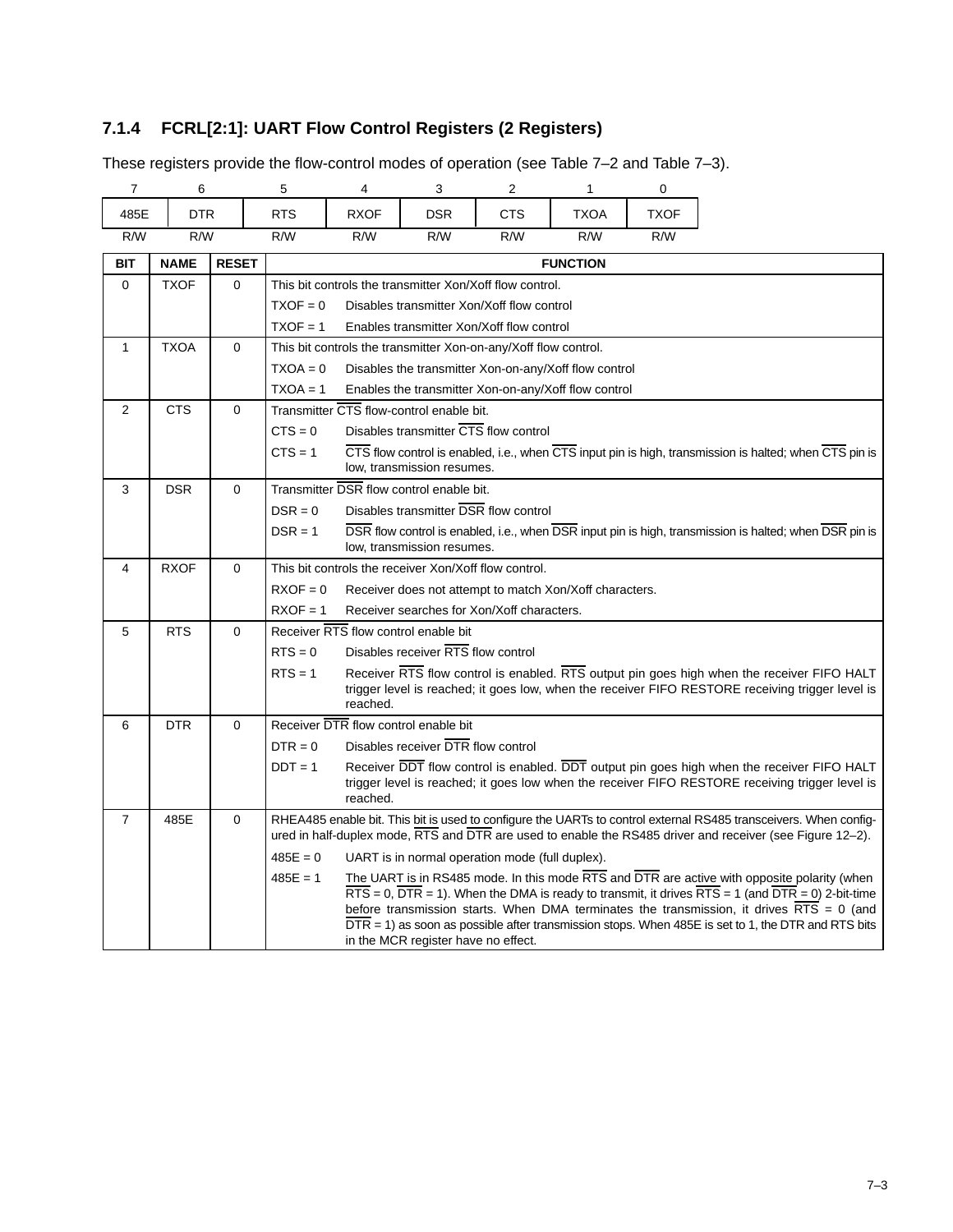### 7.1.4 FCRL[2:1]: UART Flow Control Registers (2 Registers)

These registers provide the flow-control modes of operation (see Table 7–2 and Table 7–3).

| 7 | 6 | 5 | 4 | 3 | 2 | 1 | 0 |
|---|---|---|---|---|---|---|---|
| 485E | DTR | RTS | RXOF | DSR | CTS | TXOA | TXOF |
| R/W | R/W | R/W | R/W | R/W | R/W | R/W | R/W |

| BIT | NAME | RESET | FUNCTION | |
|---|---|---|---|---|
| 0 | TXOF | 0 | This bit controls the transmitter Xon/Xoff flow control. | |
| | | | TXOF = 0 | Disables transmitter Xon/Xoff flow control |
| | | | TXOF = 1 | Enables transmitter Xon/Xoff flow control |
| 1 | TXOA | 0 | This bit controls the transmitter Xon-on-any/Xoff flow control. | |
| | | | TXOA = 0 | Disables the transmitter Xon-on-any/Xoff flow control |
| | | | TXOA = 1 | Enables the transmitter Xon-on-any/Xoff flow control |
| 2 | CTS | 0 | Transmitter $\overline{CTS}$ flow-control enable bit. | |
| | | | CTS = 0 | Disables transmitter $\overline{CTS}$ flow control |
| | | | CTS = 1 | $\overline{CTS}$ flow control is enabled, i.e., when $\overline{CTS}$ input pin is high, transmission is halted; when $\overline{CTS}$ pin is low, transmission resumes. |
| 3 | DSR | 0 | Transmitter $\overline{DSR}$ flow control enable bit. | |
| | | | DSR = 0 | Disables transmitter $\overline{DSR}$ flow control |
| | | | DSR = 1 | $\overline{DSR}$ flow control is enabled, i.e., when $\overline{DSR}$ input pin is high, transmission is halted; when $\overline{DSR}$ pin is low, transmission resumes. |
| 4 | RXOF | 0 | This bit controls the receiver Xon/Xoff flow control. | |
| | | | RXOF = 0 | Receiver does not attempt to match Xon/Xoff characters. |
| | | | RXOF = 1 | Receiver searches for Xon/Xoff characters. |
| 5 | RTS | 0 | Receiver $\overline{RTS}$ flow control enable bit | |
| | | | RTS = 0 | Disables receiver $\overline{RTS}$ flow control |
| | | | RTS = 1 | Receiver $\overline{RTS}$ flow control is enabled. $\overline{RTS}$ output pin goes high when the receiver FIFO HALT trigger level is reached; it goes low, when the receiver FIFO RESTORE receiving trigger level is reached. |
| 6 | DTR | 0 | Receiver $\overline{DTR}$ flow control enable bit | |
| | | | DTR = 0 | Disables receiver $\overline{DTR}$ flow control |
| | | | DDT = 1 | Receiver $\overline{DDT}$ flow control is enabled. $\overline{DDT}$ output pin goes high when the receiver FIFO HALT trigger level is reached; it goes low when the receiver FIFO RESTORE receiving trigger level is reached. |
| 7 | 485E | 0 | RHEA485 enable bit. This bit is used to configure the UARTs to control external RS485 transceivers. When configured in half-duplex mode, $\overline{RTS}$ and $\overline{DTR}$ are used to enable the RS485 driver and receiver (see Figure 12–2). | |
| | | | 485E = 0 | UART is in normal operation mode (full duplex). |
| | | | 485E = 1 | The UART is in RS485 mode. In this mode $\overline{RTS}$ and $\overline{DTR}$ are active with opposite polarity (when $\overline{RTS}$ = 0, $\overline{DTR}$ = 1). When the DMA is ready to transmit, it drives $\overline{RTS}$ = 1 (and $\overline{DTR}$ = 0) 2-bit-time before transmission starts. When DMA terminates the transmission, it drives $\overline{RTS}$ = 0 (and $\overline{DTR}$ = 1) as soon as possible after transmission stops. When 485E is set to 1, the DTR and RTS bits in the MCR register have no effect. |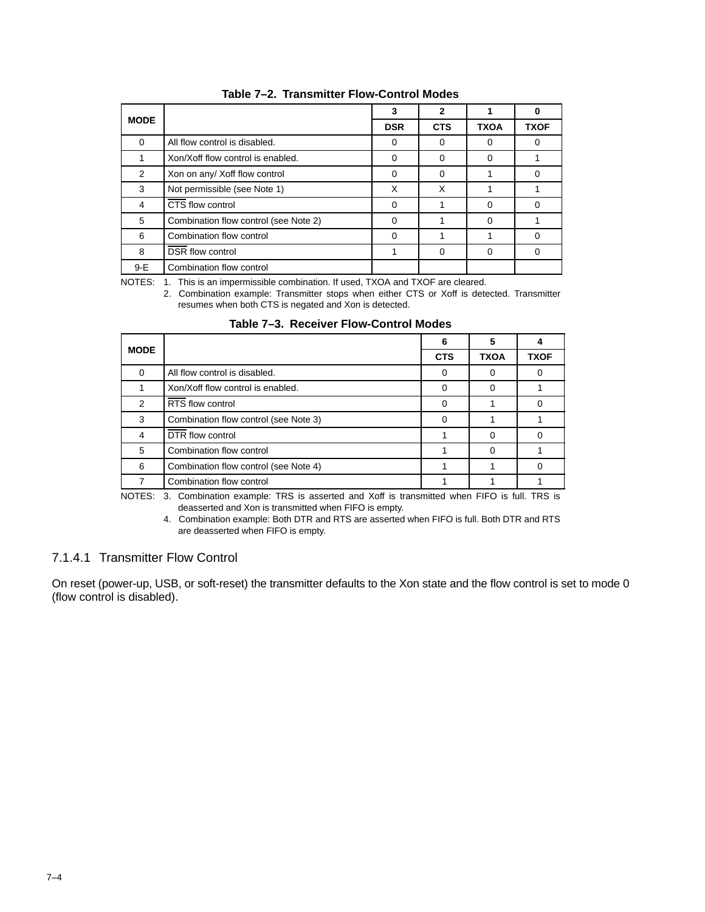**Table 7–2. Transmitter Flow-Control Modes**

| MODE | | 3 | 2 | 1 | 0 |
|---|---|---|---|---|---|
| | | DSR | CTS | TXOA | TXOF |
| 0 | All flow control is disabled. | 0 | 0 | 0 | 0 |
| 1 | Xon/Xoff flow control is enabled. | 0 | 0 | 0 | 1 |
| 2 | Xon on any/ Xoff flow control | 0 | 0 | 1 | 0 |
| 3 | Not permissible (see Note 1) | X | X | 1 | 1 |
| 4 | $\overline{\text{CTS}}$ flow control | 0 | 1 | 0 | 0 |
| 5 | Combination flow control (see Note 2) | 0 | 1 | 0 | 1 |
| 6 | Combination flow control | 0 | 1 | 1 | 0 |
| 8 | $\overline{\text{DSR}}$ flow control | 1 | 0 | 0 | 0 |
| 9-E | Combination flow control | | | | |

NOTES: 1. This is an impermissible combination. If used, TXOA and TXOF are cleared.
2. Combination example: Transmitter stops when either CTS or Xoff is detected. Transmitter resumes when both CTS is negated and Xon is detected.

**Table 7–3. Receiver Flow-Control Modes**

| MODE | | 6 | 5 | 4 |
|---|---|---|---|---|
| | | CTS | TXOA | TXOF |
| 0 | All flow control is disabled. | 0 | 0 | 0 |
| 1 | Xon/Xoff flow control is enabled. | 0 | 0 | 1 |
| 2 | $\overline{\text{RTS}}$ flow control | 0 | 1 | 0 |
| 3 | Combination flow control (see Note 3) | 0 | 1 | 1 |
| 4 | $\overline{\text{DTR}}$ flow control | 1 | 0 | 0 |
| 5 | Combination flow control | 1 | 0 | 1 |
| 6 | Combination flow control (see Note 4) | 1 | 1 | 0 |
| 7 | Combination flow control | 1 | 1 | 1 |

NOTES: 3. Combination example: TRS is asserted and Xoff is transmitted when FIFO is full. TRS is deasserted and Xon is transmitted when FIFO is empty.
4. Combination example: Both DTR and RTS are asserted when FIFO is full. Both DTR and RTS are deasserted when FIFO is empty.

#### 7.1.4.1 Transmitter Flow Control

On reset (power-up, USB, or soft-reset) the transmitter defaults to the Xon state and the flow control is set to mode 0 (flow control is disabled).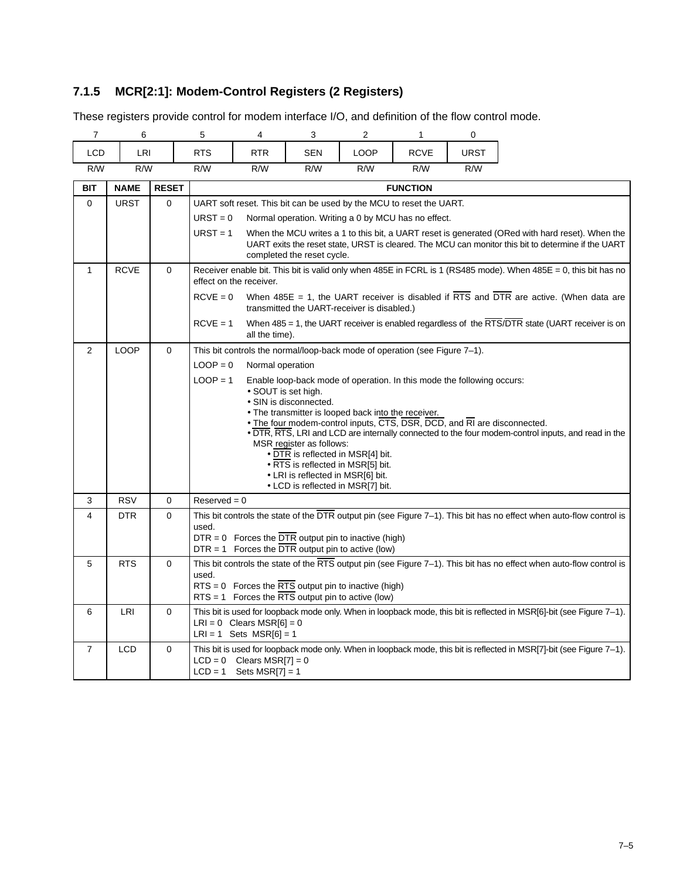### 7.1.5 MCR[2:1]: Modem-Control Registers (2 Registers)

These registers provide control for modem interface I/O, and definition of the flow control mode.

| 7 | 6 | 5 | 4 | 3 | 2 | 1 | 0 |
|---|---|---|---|---|---|---|---|
| LCD | LRI | RTS | RTR | SEN | LOOP | RCVE | URST |
| R/W | R/W | R/W | R/W | R/W | R/W | R/W | R/W |

| BIT | NAME | RESET | FUNCTION |
|---|---|---|---|
| 0 | URST | 0 | UART soft reset. This bit can be used by the MCU to reset the UART.<br>URST = 0   Normal operation. Writing a 0 by MCU has no effect.<br>URST = 1   When the MCU writes a 1 to this bit, a UART reset is generated (ORed with hard reset). When the UART exits the reset state, URST is cleared. The MCU can monitor this bit to determine if the UART completed the reset cycle. |
| 1 | RCVE | 0 | Receiver enable bit. This bit is valid only when 485E in FCRL is 1 (RS485 mode). When 485E = 0, this bit has no effect on the receiver.<br>RCVE = 0   When 485E = 1, the UART receiver is disabled if $\overline{RTS}$ and $\overline{DTR}$ are active. (When data are transmitted the UART-receiver is disabled.)<br>RCVE = 1   When 485 = 1, the UART receiver is enabled regardless of the $\overline{RTS}$/$\overline{DTR}$ state (UART receiver is on all the time). |
| 2 | LOOP | 0 | This bit controls the normal/loop-back mode of operation (see Figure 7–1).<br>LOOP = 0   Normal operation<br>LOOP = 1   Enable loop-back mode of operation. In this mode the following occurs:<br>• SOUT is set high.<br>• SIN is disconnected.<br>• The transmitter is looped back into the receiver.<br>• The four modem-control inputs, $\overline{CTS}$, $\overline{DSR}$, $\overline{DCD}$, and $\overline{RI}$ are disconnected.<br>• $\overline{DTR}$, $\overline{RTS}$, LRI and LCD are internally connected to the four modem-control inputs, and read in the MSR register as follows:<br>• $\overline{DTR}$ is reflected in MSR[4] bit.<br>• $\overline{RTS}$ is reflected in MSR[5] bit.<br>• LRI is reflected in MSR[6] bit.<br>• LCD is reflected in MSR[7] bit. |
| 3 | RSV | 0 | Reserved = 0 |
| 4 | DTR | 0 | This bit controls the state of the $\overline{DTR}$ output pin (see Figure 7–1). This bit has no effect when auto-flow control is used.<br>DTR = 0   Forces the $\overline{DTR}$ output pin to inactive (high)<br>DTR = 1   Forces the $\overline{DTR}$ output pin to active (low) |
| 5 | RTS | 0 | This bit controls the state of the $\overline{RTS}$ output pin (see Figure 7–1). This bit has no effect when auto-flow control is used.<br>RTS = 0   Forces the $\overline{RTS}$ output pin to inactive (high)<br>RTS = 1   Forces the $\overline{RTS}$ output pin to active (low) |
| 6 | LRI | 0 | This bit is used for loopback mode only. When in loopback mode, this bit is reflected in MSR[6]-bit (see Figure 7–1).<br>LRI = 0   Clears MSR[6] = 0<br>LRI = 1   Sets MSR[6] = 1 |
| 7 | LCD | 0 | This bit is used for loopback mode only. When in loopback mode, this bit is reflected in MSR[7]-bit (see Figure 7–1).<br>LCD = 0   Clears MSR[7] = 0<br>LCD = 1   Sets MSR[7] = 1 |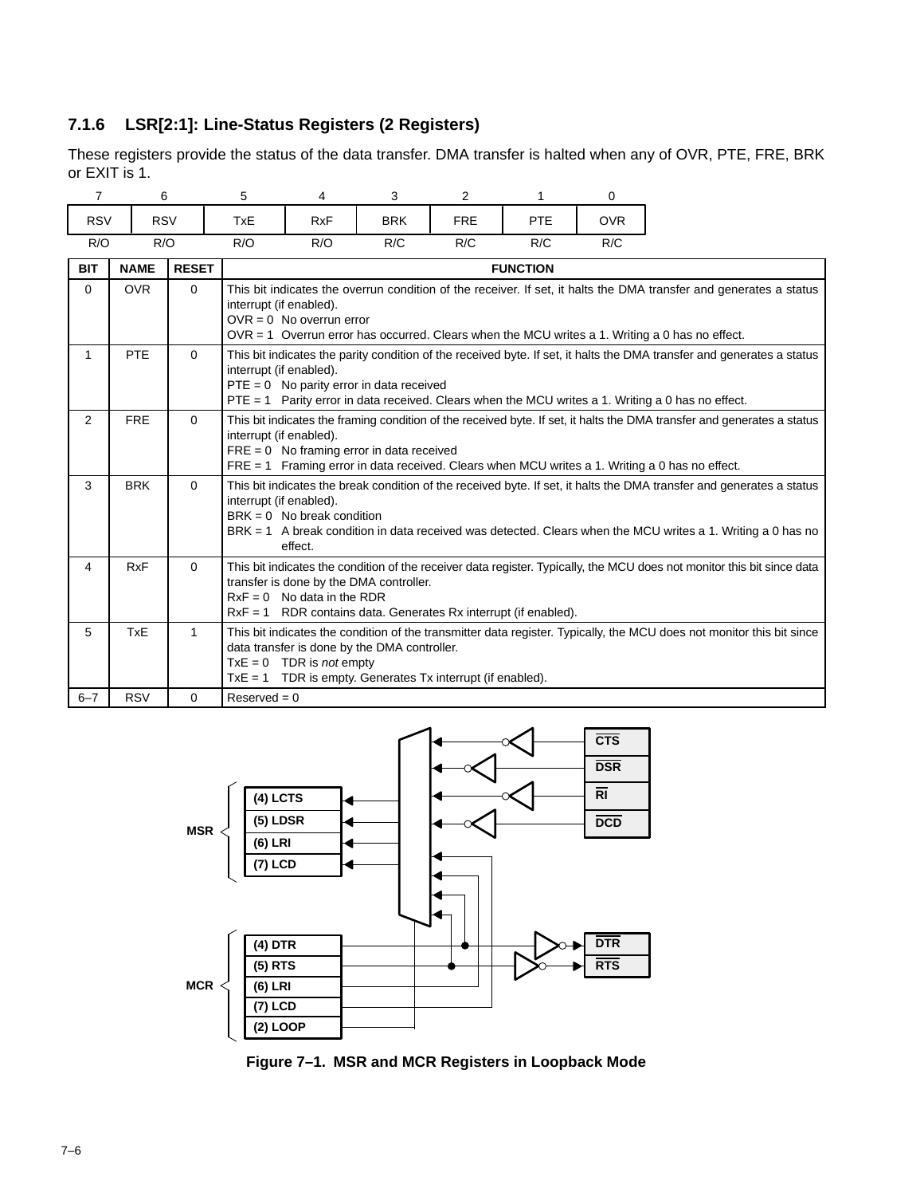### 7.1.6 LSR[2:1]: Line-Status Registers (2 Registers)

These registers provide the status of the data transfer. DMA transfer is halted when any of OVR, PTE, FRE, BRK or EXIT is 1.

| 7 | 6 | 5 | 4 | 3 | 2 | 1 | 0 |
|---|---|---|---|---|---|---|---|
| RSV | RSV | TxE | RxF | BRK | FRE | PTE | OVR |
| R/O | R/O | R/O | R/O | R/C | R/C | R/C | R/C |

| BIT | NAME | RESET | FUNCTION |
|---|---|---|---|
| 0 | OVR | 0 | This bit indicates the overrun condition of the receiver. If set, it halts the DMA transfer and generates a status interrupt (if enabled).<br>OVR = 0 No overrun error<br>OVR = 1 Overrun error has occurred. Clears when the MCU writes a 1. Writing a 0 has no effect. |
| 1 | PTE | 0 | This bit indicates the parity condition of the received byte. If set, it halts the DMA transfer and generates a status interrupt (if enabled).<br>PTE = 0 No parity error in data received<br>PTE = 1 Parity error in data received. Clears when the MCU writes a 1. Writing a 0 has no effect. |
| 2 | FRE | 0 | This bit indicates the framing condition of the received byte. If set, it halts the DMA transfer and generates a status interrupt (if enabled).<br>FRE = 0 No framing error in data received<br>FRE = 1 Framing error in data received. Clears when MCU writes a 1. Writing a 0 has no effect. |
| 3 | BRK | 0 | This bit indicates the break condition of the received byte. If set, it halts the DMA transfer and generates a status interrupt (if enabled).<br>BRK = 0 No break condition<br>BRK = 1 A break condition in data received was detected. Clears when the MCU writes a 1. Writing a 0 has no effect. |
| 4 | RxF | 0 | This bit indicates the condition of the receiver data register. Typically, the MCU does not monitor this bit since data transfer is done by the DMA controller.<br>RxF = 0 No data in the RDR<br>RxF = 1 RDR contains data. Generates Rx interrupt (if enabled). |
| 5 | TxE | 1 | This bit indicates the condition of the transmitter data register. Typically, the MCU does not monitor this bit since data transfer is done by the DMA controller.<br>TxE = 0 TDR is *not* empty<br>TxE = 1 TDR is empty. Generates Tx interrupt (if enabled). |
| 6–7 | RSV | 0 | Reserved = 0 |

**Figure 7–1. MSR and MCR Registers in Loopback Mode**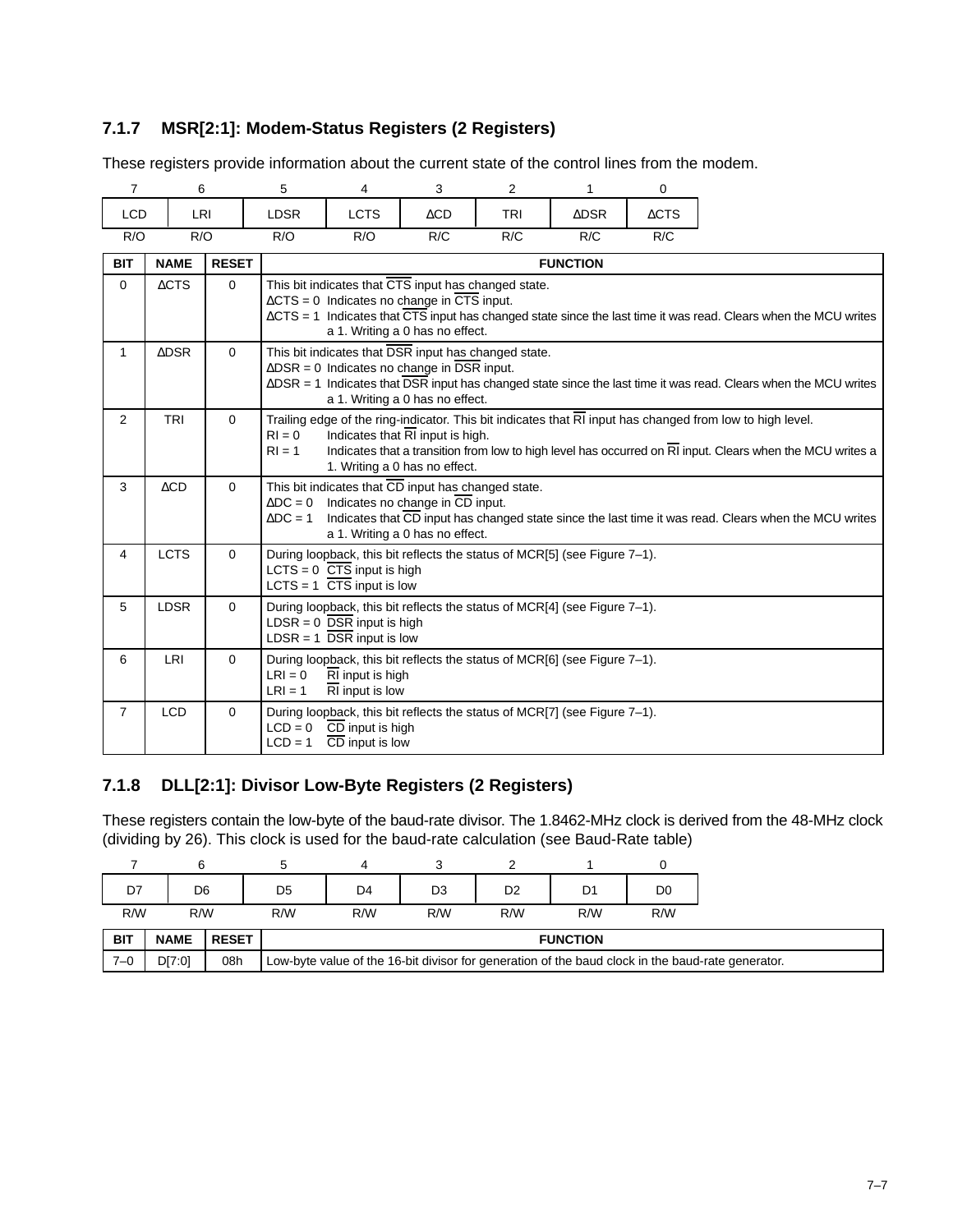### 7.1.7 MSR[2:1]: Modem-Status Registers (2 Registers)

These registers provide information about the current state of the control lines from the modem.

| 7 | 6 | 5 | 4 | 3 | 2 | 1 | 0 |
|---|---|---|---|---|---|---|---|
| LCD | LRI | LDSR | LCTS | ΔCD | TRI | ΔDSR | ΔCTS |
| R/O | R/O | R/O | R/O | R/C | R/C | R/C | R/C |

| BIT | NAME | RESET | FUNCTION |
|---|---|---|---|
| 0 | ΔCTS | 0 | This bit indicates that $\overline{CTS}$ input has changed state.<br>ΔCTS = 0 Indicates no change in $\overline{CTS}$ input.<br>ΔCTS = 1 Indicates that $\overline{CTS}$ input has changed state since the last time it was read. Clears when the MCU writes a 1. Writing a 0 has no effect. |
| 1 | ΔDSR | 0 | This bit indicates that $\overline{DSR}$ input has changed state.<br>ΔDSR = 0 Indicates no change in $\overline{DSR}$ input.<br>ΔDSR = 1 Indicates that $\overline{DSR}$ input has changed state since the last time it was read. Clears when the MCU writes a 1. Writing a 0 has no effect. |
| 2 | TRI | 0 | Trailing edge of the ring-indicator. This bit indicates that $\overline{RI}$ input has changed from low to high level.<br>RI = 0 Indicates that $\overline{RI}$ input is high.<br>RI = 1 Indicates that a transition from low to high level has occurred on $\overline{RI}$ input. Clears when the MCU writes a 1. Writing a 0 has no effect. |
| 3 | ΔCD | 0 | This bit indicates that $\overline{CD}$ input has changed state.<br>ΔDC = 0 Indicates no change in $\overline{CD}$ input.<br>ΔDC = 1 Indicates that $\overline{CD}$ input has changed state since the last time it was read. Clears when the MCU writes a 1. Writing a 0 has no effect. |
| 4 | LCTS | 0 | During loopback, this bit reflects the status of MCR[5] (see Figure 7–1).<br>LCTS = 0 $\overline{CTS}$ input is high<br>LCTS = 1 $\overline{CTS}$ input is low |
| 5 | LDSR | 0 | During loopback, this bit reflects the status of MCR[4] (see Figure 7–1).<br>LDSR = 0 $\overline{DSR}$ input is high<br>LDSR = 1 $\overline{DSR}$ input is low |
| 6 | LRI | 0 | During loopback, this bit reflects the status of MCR[6] (see Figure 7–1).<br>LRI = 0 $\overline{RI}$ input is high<br>LRI = 1 $\overline{RI}$ input is low |
| 7 | LCD | 0 | During loopback, this bit reflects the status of MCR[7] (see Figure 7–1).<br>LCD = 0 $\overline{CD}$ input is high<br>LCD = 1 $\overline{CD}$ input is low |

### 7.1.8 DLL[2:1]: Divisor Low-Byte Registers (2 Registers)

These registers contain the low-byte of the baud-rate divisor. The 1.8462-MHz clock is derived from the 48-MHz clock (dividing by 26). This clock is used for the baud-rate calculation (see Baud-Rate table)

| 7 | 6 | 5 | 4 | 3 | 2 | 1 | 0 |
|---|---|---|---|---|---|---|---|
| D7 | D6 | D5 | D4 | D3 | D2 | D1 | D0 |
| R/W | R/W | R/W | R/W | R/W | R/W | R/W | R/W |

| BIT | NAME | RESET | FUNCTION |
|---|---|---|---|
| 7–0 | D[7:0] | 08h | Low-byte value of the 16-bit divisor for generation of the baud clock in the baud-rate generator. |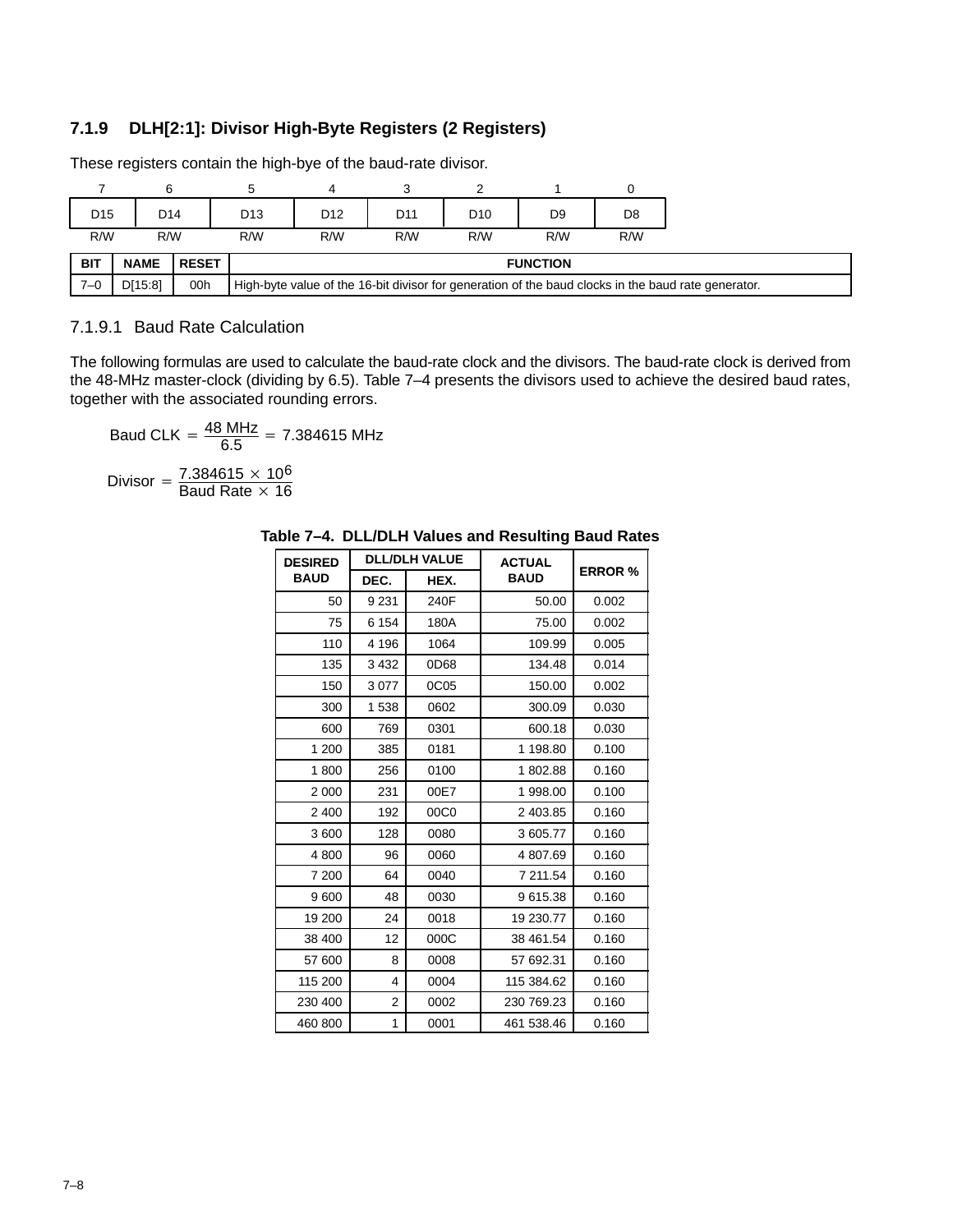### 7.1.9 DLH[2:1]: Divisor High-Byte Registers (2 Registers)

These registers contain the high-bye of the baud-rate divisor.

| 7 | 6 | 5 | 4 | 3 | 2 | 1 | 0 |
|---|---|---|---|---|---|---|---|
| D15 | D14 | D13 | D12 | D11 | D10 | D9 | D8 |
| R/W | R/W | R/W | R/W | R/W | R/W | R/W | R/W |

| BIT | NAME | RESET | FUNCTION |
|---|---|---|---|
| 7–0 | D[15:8] | 00h | High-byte value of the 16-bit divisor for generation of the baud clocks in the baud rate generator. |

#### 7.1.9.1 Baud Rate Calculation

The following formulas are used to calculate the baud-rate clock and the divisors. The baud-rate clock is derived from the 48-MHz master-clock (dividing by 6.5). Table 7–4 presents the divisors used to achieve the desired baud rates, together with the associated rounding errors.

$$\text{Baud CLK} = \frac{48 \text{ MHz}}{6.5} = 7.384615 \text{ MHz}$$

$$\text{Divisor} = \frac{7.384615 \times 10^6}{\text{Baud Rate} \times 16}$$

**Table 7–4. DLL/DLH Values and Resulting Baud Rates**

| DESIRED BAUD | DLL/DLH VALUE | | ACTUAL BAUD | ERROR % |
|---|---|---|---|---|
| | DEC. | HEX. | | |
| 50 | 9 231 | 240F | 50.00 | 0.002 |
| 75 | 6 154 | 180A | 75.00 | 0.002 |
| 110 | 4 196 | 1064 | 109.99 | 0.005 |
| 135 | 3 432 | 0D68 | 134.48 | 0.014 |
| 150 | 3 077 | 0C05 | 150.00 | 0.002 |
| 300 | 1 538 | 0602 | 300.09 | 0.030 |
| 600 | 769 | 0301 | 600.18 | 0.030 |
| 1 200 | 385 | 0181 | 1 198.80 | 0.100 |
| 1 800 | 256 | 0100 | 1 802.88 | 0.160 |
| 2 000 | 231 | 00E7 | 1 998.00 | 0.100 |
| 2 400 | 192 | 00C0 | 2 403.85 | 0.160 |
| 3 600 | 128 | 0080 | 3 605.77 | 0.160 |
| 4 800 | 96 | 0060 | 4 807.69 | 0.160 |
| 7 200 | 64 | 0040 | 7 211.54 | 0.160 |
| 9 600 | 48 | 0030 | 9 615.38 | 0.160 |
| 19 200 | 24 | 0018 | 19 230.77 | 0.160 |
| 38 400 | 12 | 000C | 38 461.54 | 0.160 |
| 57 600 | 8 | 0008 | 57 692.31 | 0.160 |
| 115 200 | 4 | 0004 | 115 384.62 | 0.160 |
| 230 400 | 2 | 0002 | 230 769.23 | 0.160 |
| 460 800 | 1 | 0001 | 461 538.46 | 0.160 |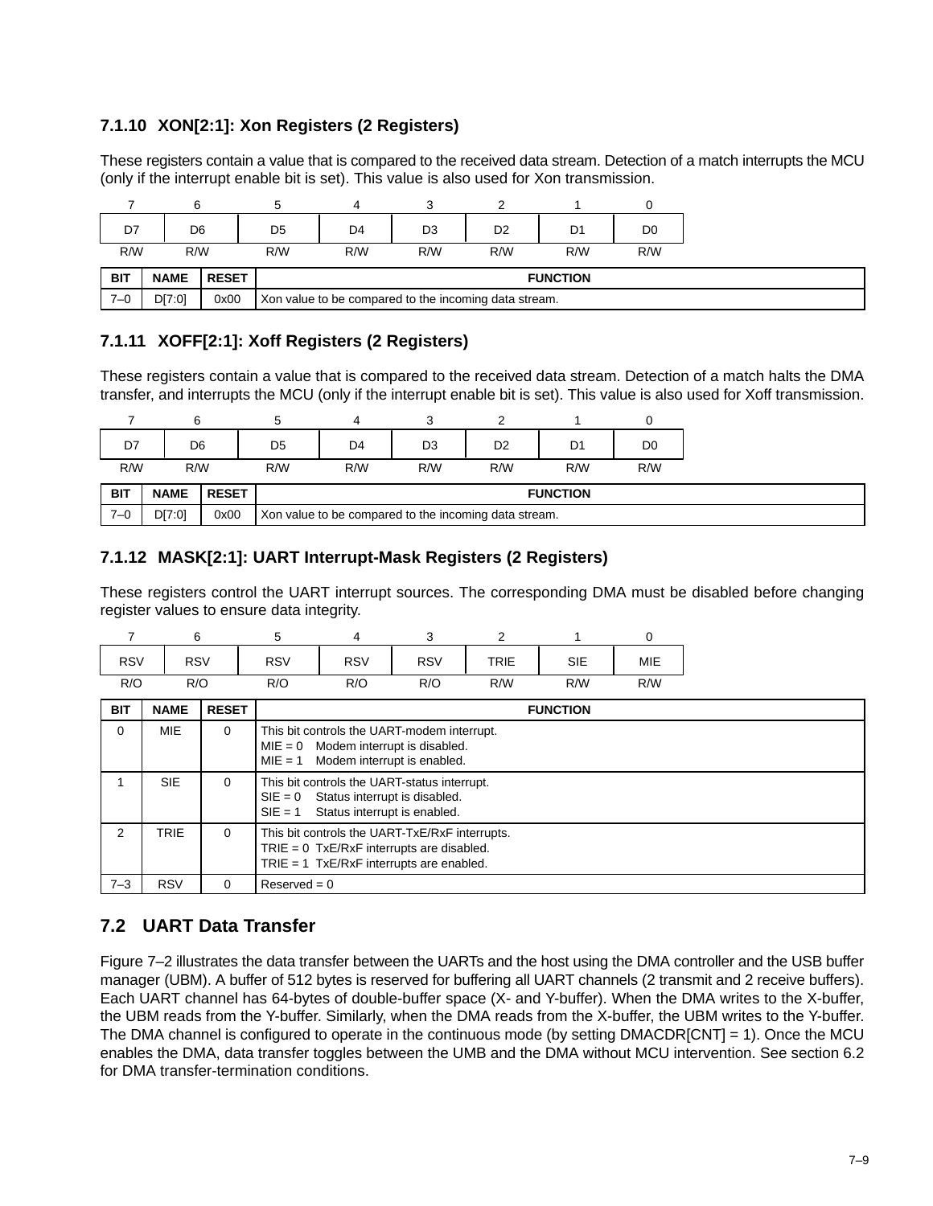### 7.1.10 XON[2:1]: Xon Registers (2 Registers)

These registers contain a value that is compared to the received data stream. Detection of a match interrupts the MCU (only if the interrupt enable bit is set). This value is also used for Xon transmission.

| 7 | 6 | 5 | 4 | 3 | 2 | 1 | 0 |
|---|---|---|---|---|---|---|---|
| D7 | D6 | D5 | D4 | D3 | D2 | D1 | D0 |
| R/W | R/W | R/W | R/W | R/W | R/W | R/W | R/W |

| BIT | NAME | RESET | FUNCTION |
|---|---|---|---|
| 7–0 | D[7:0] | 0x00 | Xon value to be compared to the incoming data stream. |

### 7.1.11 XOFF[2:1]: Xoff Registers (2 Registers)

These registers contain a value that is compared to the received data stream. Detection of a match halts the DMA transfer, and interrupts the MCU (only if the interrupt enable bit is set). This value is also used for Xoff transmission.

| 7 | 6 | 5 | 4 | 3 | 2 | 1 | 0 |
|---|---|---|---|---|---|---|---|
| D7 | D6 | D5 | D4 | D3 | D2 | D1 | D0 |
| R/W | R/W | R/W | R/W | R/W | R/W | R/W | R/W |

| BIT | NAME | RESET | FUNCTION |
|---|---|---|---|
| 7–0 | D[7:0] | 0x00 | Xon value to be compared to the incoming data stream. |

### 7.1.12 MASK[2:1]: UART Interrupt-Mask Registers (2 Registers)

These registers control the UART interrupt sources. The corresponding DMA must be disabled before changing register values to ensure data integrity.

| 7 | 6 | 5 | 4 | 3 | 2 | 1 | 0 |
|---|---|---|---|---|---|---|---|
| RSV | RSV | RSV | RSV | RSV | TRIE | SIE | MIE |
| R/O | R/O | R/O | R/O | R/O | R/W | R/W | R/W |

| BIT | NAME | RESET | FUNCTION |
|---|---|---|---|
| 0 | MIE | 0 | This bit controls the UART-modem interrupt.<br>MIE = 0 Modem interrupt is disabled.<br>MIE = 1 Modem interrupt is enabled. |
| 1 | SIE | 0 | This bit controls the UART-status interrupt.<br>SIE = 0 Status interrupt is disabled.<br>SIE = 1 Status interrupt is enabled. |
| 2 | TRIE | 0 | This bit controls the UART-TxE/RxF interrupts.<br>TRIE = 0 TxE/RxF interrupts are disabled.<br>TRIE = 1 TxE/RxF interrupts are enabled. |
| 7–3 | RSV | 0 | Reserved = 0 |

## 7.2 UART Data Transfer

Figure 7–2 illustrates the data transfer between the UARTs and the host using the DMA controller and the USB buffer manager (UBM). A buffer of 512 bytes is reserved for buffering all UART channels (2 transmit and 2 receive buffers). Each UART channel has 64-bytes of double-buffer space (X- and Y-buffer). When the DMA writes to the X-buffer, the UBM reads from the Y-buffer. Similarly, when the DMA reads from the X-buffer, the UBM writes to the Y-buffer. The DMA channel is configured to operate in the continuous mode (by setting DMACDR[CNT] = 1). Once the MCU enables the DMA, data transfer toggles between the UMB and the DMA without MCU intervention. See section 6.2 for DMA transfer-termination conditions.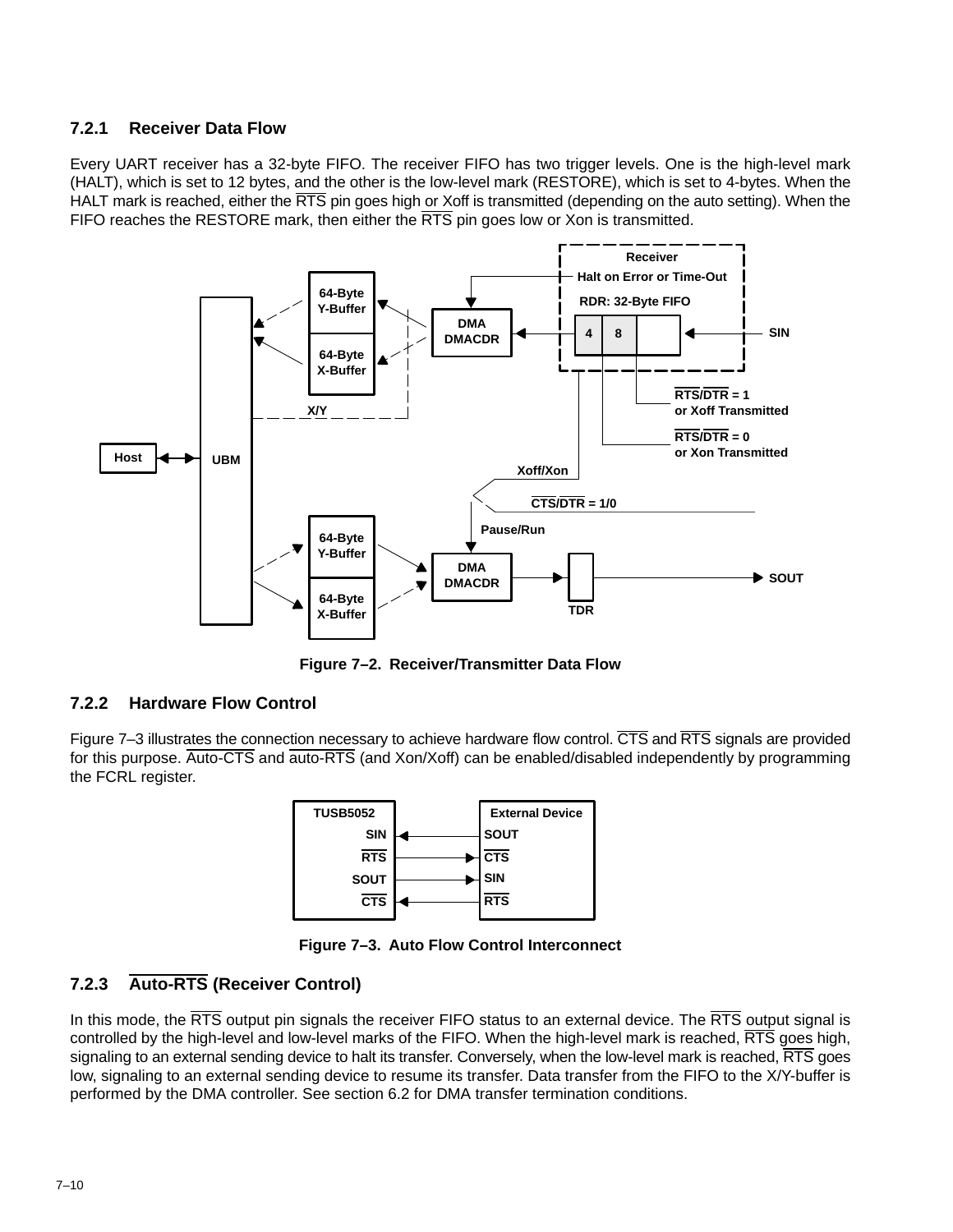### 7.2.1 Receiver Data Flow

Every UART receiver has a 32-byte FIFO. The receiver FIFO has two trigger levels. One is the high-level mark (HALT), which is set to 12 bytes, and the other is the low-level mark (RESTORE), which is set to 4-bytes. When the HALT mark is reached, either the $\overline{RTS}$ pin goes high or Xoff is transmitted (depending on the auto setting). When the FIFO reaches the RESTORE mark, then either the $\overline{RTS}$ pin goes low or Xon is transmitted.

**Figure 7–2. Receiver/Transmitter Data Flow**

### 7.2.2 Hardware Flow Control

Figure 7–3 illustrates the connection necessary to achieve hardware flow control. $\overline{CTS}$ and $\overline{RTS}$ signals are provided for this purpose. $\overline{\text{Auto-CTS}}$ and $\overline{\text{auto-RTS}}$ (and Xon/Xoff) can be enabled/disabled independently by programming the FCRL register.

**Figure 7–3. Auto Flow Control Interconnect**

### 7.2.3 $\overline{\text{Auto-RTS}}$ (Receiver Control)

In this mode, the $\overline{RTS}$ output pin signals the receiver FIFO status to an external device. The $\overline{RTS}$ output signal is controlled by the high-level and low-level marks of the FIFO. When the high-level mark is reached, $\overline{RTS}$ goes high, signaling to an external sending device to halt its transfer. Conversely, when the low-level mark is reached, $\overline{RTS}$ goes low, signaling to an external sending device to resume its transfer. Data transfer from the FIFO to the X/Y-buffer is performed by the DMA controller. See section 6.2 for DMA transfer termination conditions.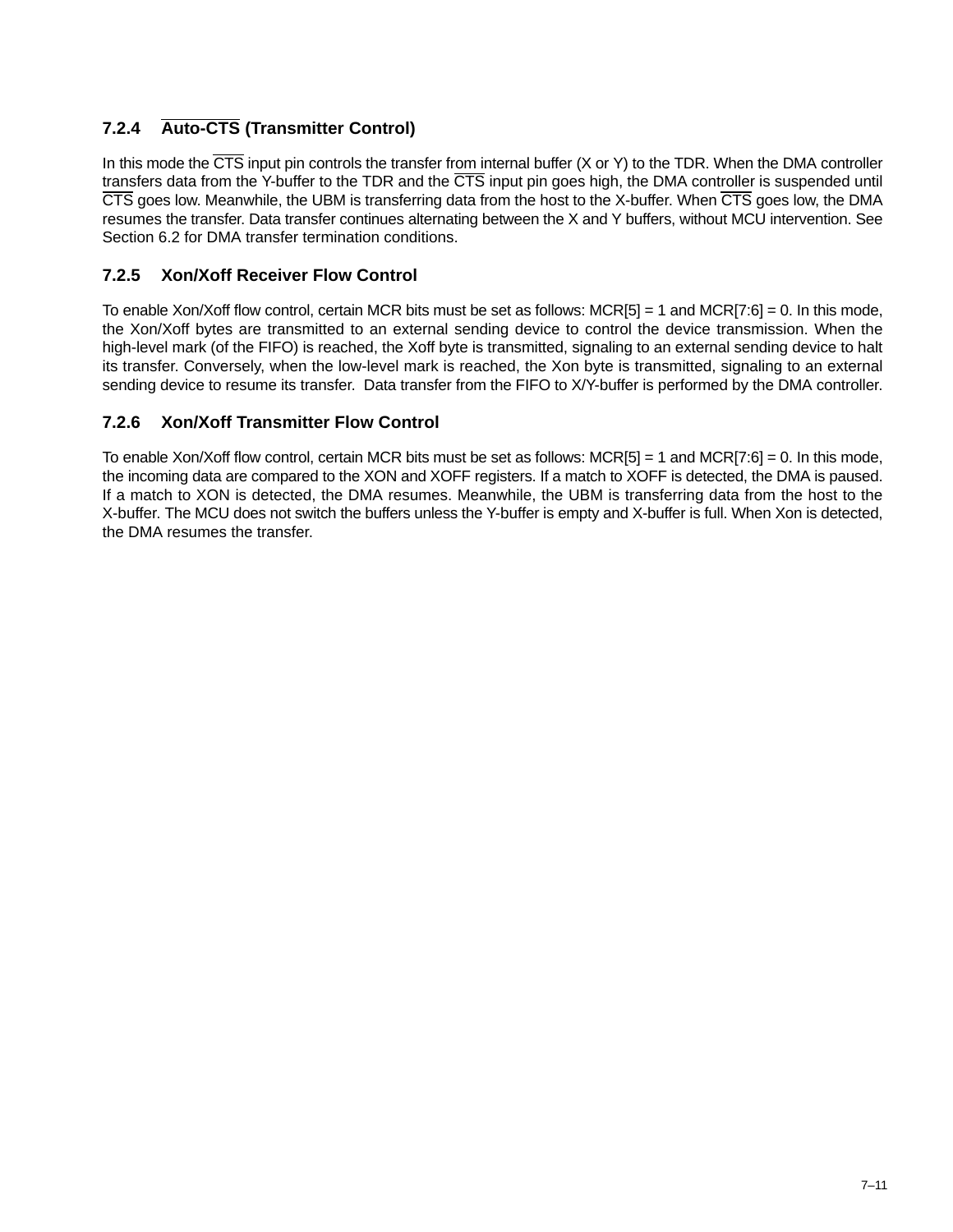### 7.2.4 Auto-CTS (Transmitter Control)

In this mode the CTS input pin controls the transfer from internal buffer (X or Y) to the TDR. When the DMA controller transfers data from the Y-buffer to the TDR and the CTS input pin goes high, the DMA controller is suspended until CTS goes low. Meanwhile, the UBM is transferring data from the host to the X-buffer. When CTS goes low, the DMA resumes the transfer. Data transfer continues alternating between the X and Y buffers, without MCU intervention. See Section 6.2 for DMA transfer termination conditions.

### 7.2.5 Xon/Xoff Receiver Flow Control

To enable Xon/Xoff flow control, certain MCR bits must be set as follows: MCR[5] = 1 and MCR[7:6] = 0. In this mode, the Xon/Xoff bytes are transmitted to an external sending device to control the device transmission. When the high-level mark (of the FIFO) is reached, the Xoff byte is transmitted, signaling to an external sending device to halt its transfer. Conversely, when the low-level mark is reached, the Xon byte is transmitted, signaling to an external sending device to resume its transfer. Data transfer from the FIFO to X/Y-buffer is performed by the DMA controller.

### 7.2.6 Xon/Xoff Transmitter Flow Control

To enable Xon/Xoff flow control, certain MCR bits must be set as follows: MCR[5] = 1 and MCR[7:6] = 0. In this mode, the incoming data are compared to the XON and XOFF registers. If a match to XOFF is detected, the DMA is paused. If a match to XON is detected, the DMA resumes. Meanwhile, the UBM is transferring data from the host to the X-buffer. The MCU does not switch the buffers unless the Y-buffer is empty and X-buffer is full. When Xon is detected, the DMA resumes the transfer.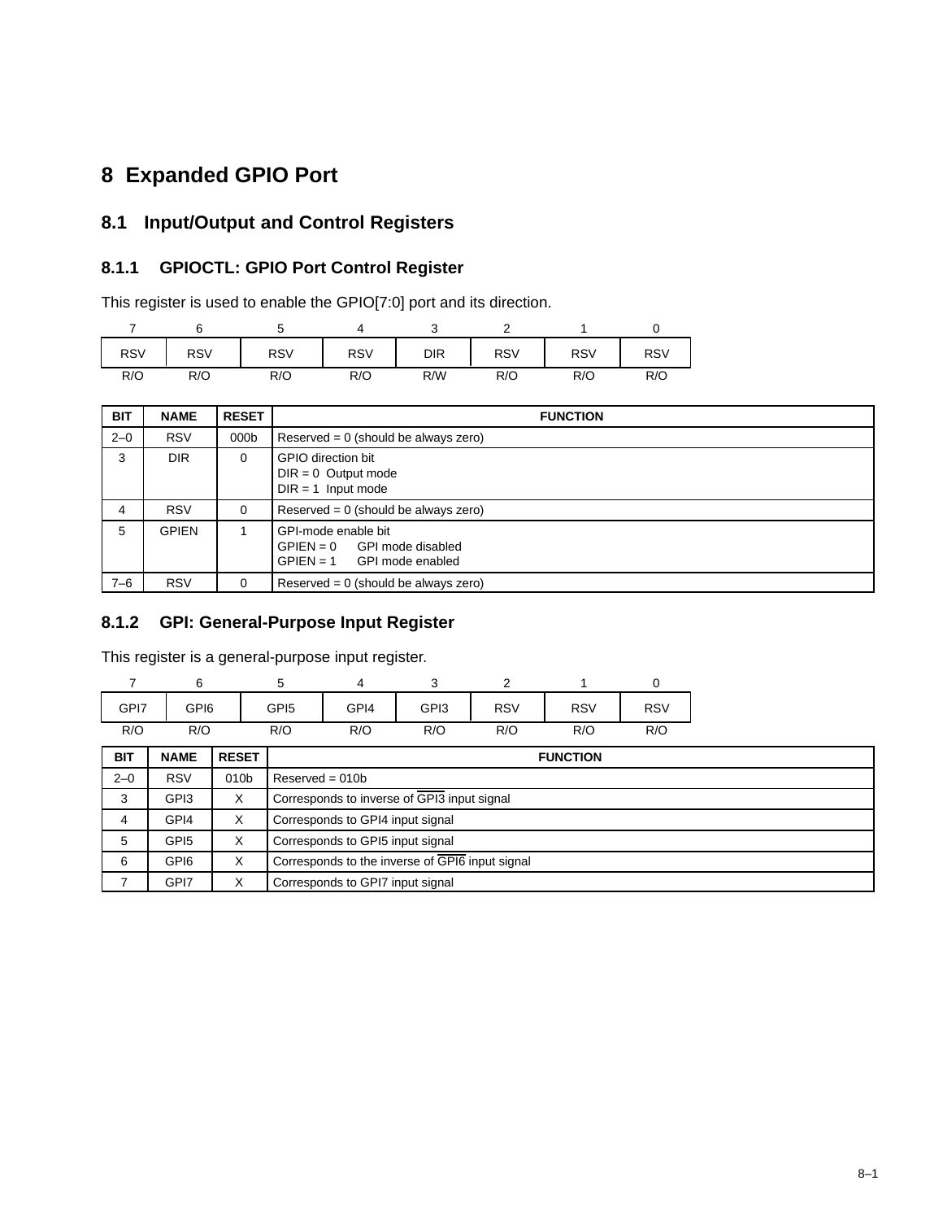# 8 Expanded GPIO Port

## 8.1 Input/Output and Control Registers

### 8.1.1 GPIOCTL: GPIO Port Control Register

This register is used to enable the GPIO[7:0] port and its direction.

| 7 | 6 | 5 | 4 | 3 | 2 | 1 | 0 |
|---|---|---|---|---|---|---|---|
| RSV | RSV | RSV | RSV | DIR | RSV | RSV | RSV |
| R/O | R/O | R/O | R/O | R/W | R/O | R/O | R/O |

| BIT | NAME | RESET | FUNCTION |
|---|---|---|---|
| 2–0 | RSV | 000b | Reserved = 0 (should be always zero) |
| 3 | DIR | 0 | GPIO direction bit<br>DIR = 0 Output mode<br>DIR = 1 Input mode |
| 4 | RSV | 0 | Reserved = 0 (should be always zero) |
| 5 | GPIEN | 1 | GPI-mode enable bit<br>GPIEN = 0 GPI mode disabled<br>GPIEN = 1 GPI mode enabled |
| 7–6 | RSV | 0 | Reserved = 0 (should be always zero) |

### 8.1.2 GPI: General-Purpose Input Register

This register is a general-purpose input register.

| 7 | 6 | 5 | 4 | 3 | 2 | 1 | 0 |
|---|---|---|---|---|---|---|---|
| GPI7 | GPI6 | GPI5 | GPI4 | GPI3 | RSV | RSV | RSV |
| R/O | R/O | R/O | R/O | R/O | R/O | R/O | R/O |

| BIT | NAME | RESET | FUNCTION |
|---|---|---|---|
| 2–0 | RSV | 010b | Reserved = 010b |
| 3 | GPI3 | X | Corresponds to inverse of $\overline{\text{GPI3}}$ input signal |
| 4 | GPI4 | X | Corresponds to GPI4 input signal |
| 5 | GPI5 | X | Corresponds to GPI5 input signal |
| 6 | GPI6 | X | Corresponds to the inverse of $\overline{\text{GPI6}}$ input signal |
| 7 | GPI7 | X | Corresponds to GPI7 input signal |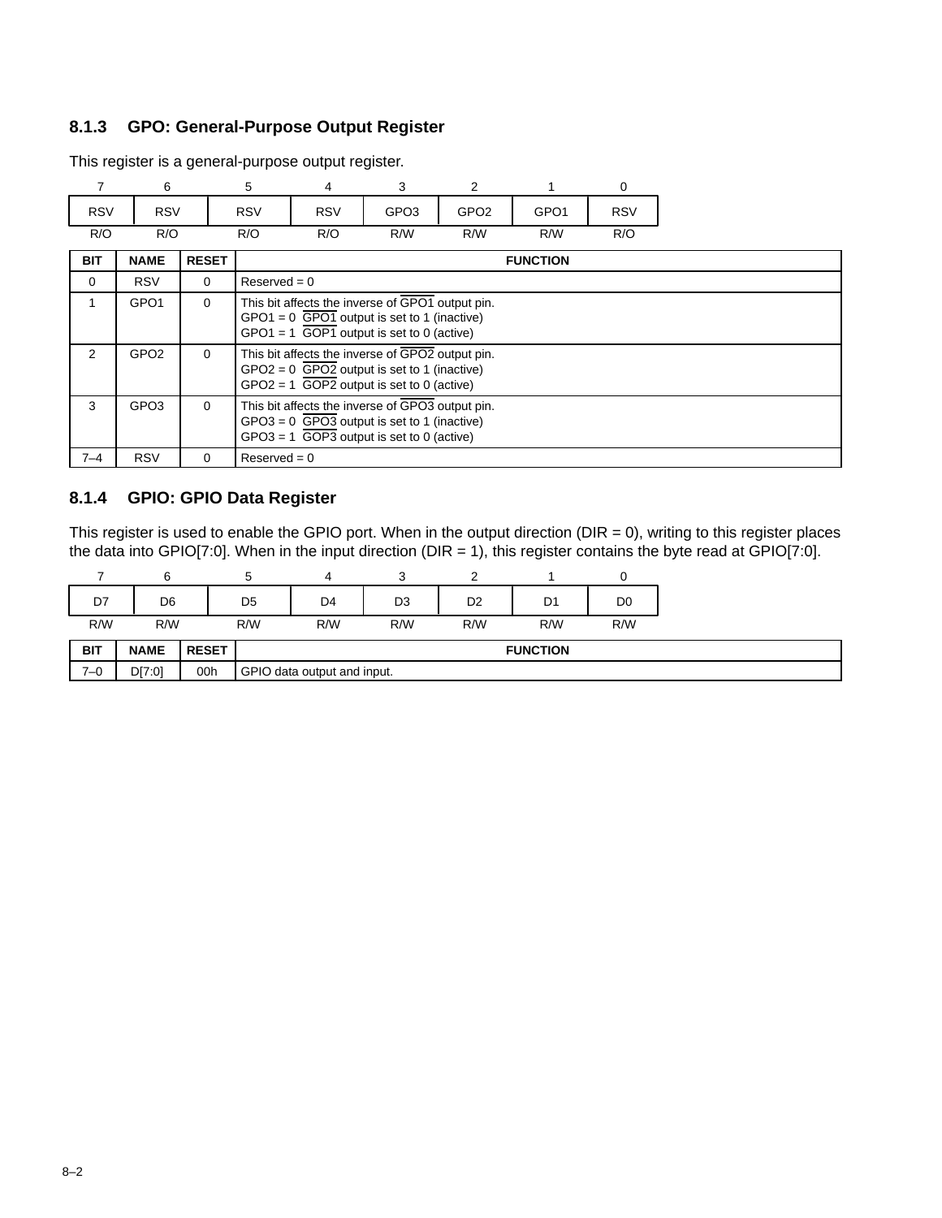### 8.1.3 GPO: General-Purpose Output Register

This register is a general-purpose output register.

| 7 | 6 | 5 | 4 | 3 | 2 | 1 | 0 |
|---|---|---|---|---|---|---|---|
| RSV | RSV | RSV | RSV | GPO3 | GPO2 | GPO1 | RSV |
| R/O | R/O | R/O | R/O | R/W | R/W | R/W | R/O |

| BIT | NAME | RESET | FUNCTION |
|---|---|---|---|
| 0 | RSV | 0 | Reserved = 0 |
| 1 | GPO1 | 0 | This bit affects the inverse of $\overline{\text{GPO1}}$ output pin.<br>GPO1 = 0 $\overline{\text{GPO1}}$ output is set to 1 (inactive)<br>GPO1 = 1 $\overline{\text{GOP1}}$ output is set to 0 (active) |
| 2 | GPO2 | 0 | This bit affects the inverse of $\overline{\text{GPO2}}$ output pin.<br>GPO2 = 0 $\overline{\text{GPO2}}$ output is set to 1 (inactive)<br>GPO2 = 1 $\overline{\text{GOP2}}$ output is set to 0 (active) |
| 3 | GPO3 | 0 | This bit affects the inverse of $\overline{\text{GPO3}}$ output pin.<br>GPO3 = 0 $\overline{\text{GPO3}}$ output is set to 1 (inactive)<br>GPO3 = 1 $\overline{\text{GOP3}}$ output is set to 0 (active) |
| 7–4 | RSV | 0 | Reserved = 0 |

### 8.1.4 GPIO: GPIO Data Register

This register is used to enable the GPIO port. When in the output direction (DIR = 0), writing to this register places the data into GPIO[7:0]. When in the input direction (DIR = 1), this register contains the byte read at GPIO[7:0].

| 7 | 6 | 5 | 4 | 3 | 2 | 1 | 0 |
|---|---|---|---|---|---|---|---|
| D7 | D6 | D5 | D4 | D3 | D2 | D1 | D0 |
| R/W | R/W | R/W | R/W | R/W | R/W | R/W | R/W |

| BIT | NAME | RESET | FUNCTION |
|---|---|---|---|
| 7–0 | D[7:0] | 00h | GPIO data output and input. |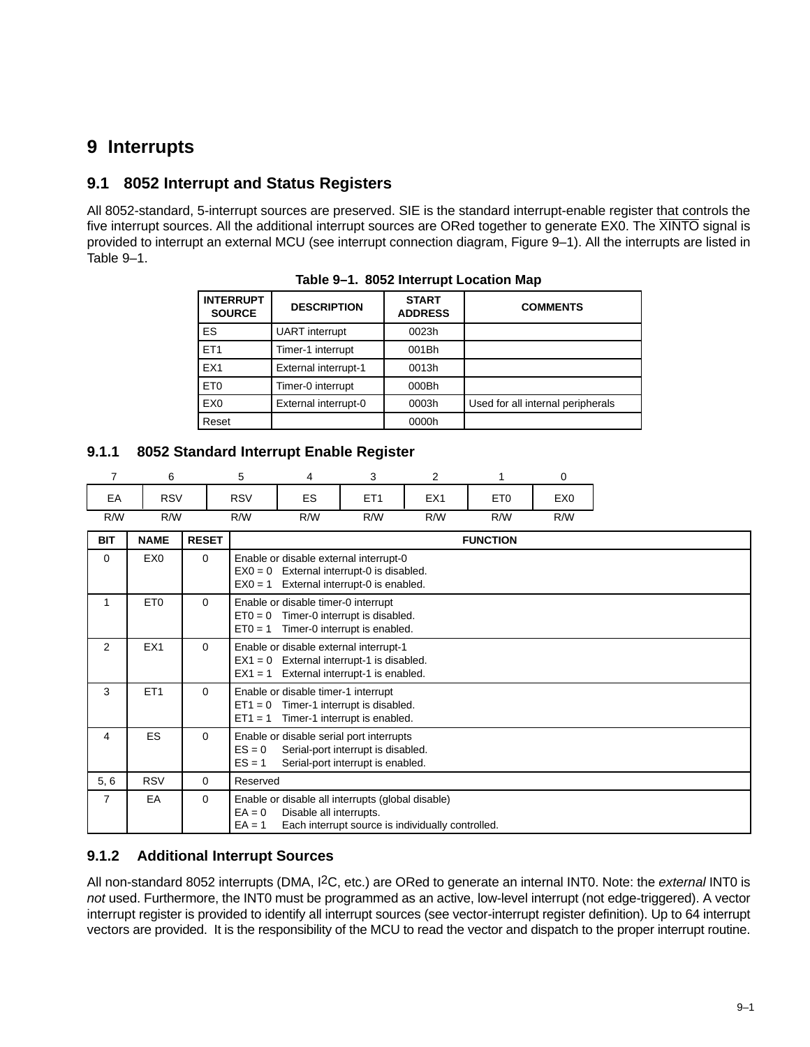# 9 Interrupts

## 9.1 8052 Interrupt and Status Registers

All 8052-standard, 5-interrupt sources are preserved. SIE is the standard interrupt-enable register that controls the five interrupt sources. All the additional interrupt sources are ORed together to generate EX0. The $\overline{\text{XINTO}}$ signal is provided to interrupt an external MCU (see interrupt connection diagram, Figure 9–1). All the interrupts are listed in Table 9–1.

**Table 9–1. 8052 Interrupt Location Map**

| INTERRUPT SOURCE | DESCRIPTION | START ADDRESS | COMMENTS |
|---|---|---|---|
| ES | UART interrupt | 0023h | |
| ET1 | Timer-1 interrupt | 001Bh | |
| EX1 | External interrupt-1 | 0013h | |
| ET0 | Timer-0 interrupt | 000Bh | |
| EX0 | External interrupt-0 | 0003h | Used for all internal peripherals |
| Reset | | 0000h | |

### 9.1.1 8052 Standard Interrupt Enable Register

| 7 | 6 | 5 | 4 | 3 | 2 | 1 | 0 |
|---|---|---|---|---|---|---|---|
| EA | RSV | RSV | ES | ET1 | EX1 | ET0 | EX0 |
| R/W | R/W | R/W | R/W | R/W | R/W | R/W | R/W |

| BIT | NAME | RESET | FUNCTION |
|---|---|---|---|
| 0 | EX0 | 0 | Enable or disable external interrupt-0<br>EX0 = 0 External interrupt-0 is disabled.<br>EX0 = 1 External interrupt-0 is enabled. |
| 1 | ET0 | 0 | Enable or disable timer-0 interrupt<br>ET0 = 0 Timer-0 interrupt is disabled.<br>ET0 = 1 Timer-0 interrupt is enabled. |
| 2 | EX1 | 0 | Enable or disable external interrupt-1<br>EX1 = 0 External interrupt-1 is disabled.<br>EX1 = 1 External interrupt-1 is enabled. |
| 3 | ET1 | 0 | Enable or disable timer-1 interrupt<br>ET1 = 0 Timer-1 interrupt is disabled.<br>ET1 = 1 Timer-1 interrupt is enabled. |
| 4 | ES | 0 | Enable or disable serial port interrupts<br>ES = 0 Serial-port interrupt is disabled.<br>ES = 1 Serial-port interrupt is enabled. |
| 5, 6 | RSV | 0 | Reserved |
| 7 | EA | 0 | Enable or disable all interrupts (global disable)<br>EA = 0 Disable all interrupts.<br>EA = 1 Each interrupt source is individually controlled. |

### 9.1.2 Additional Interrupt Sources

All non-standard 8052 interrupts (DMA, I²C, etc.) are ORed to generate an internal INT0. Note: the *external* INT0 is *not* used. Furthermore, the INT0 must be programmed as an active, low-level interrupt (not edge-triggered). A vector interrupt register is provided to identify all interrupt sources (see vector-interrupt register definition). Up to 64 interrupt vectors are provided. It is the responsibility of the MCU to read the vector and dispatch to the proper interrupt routine.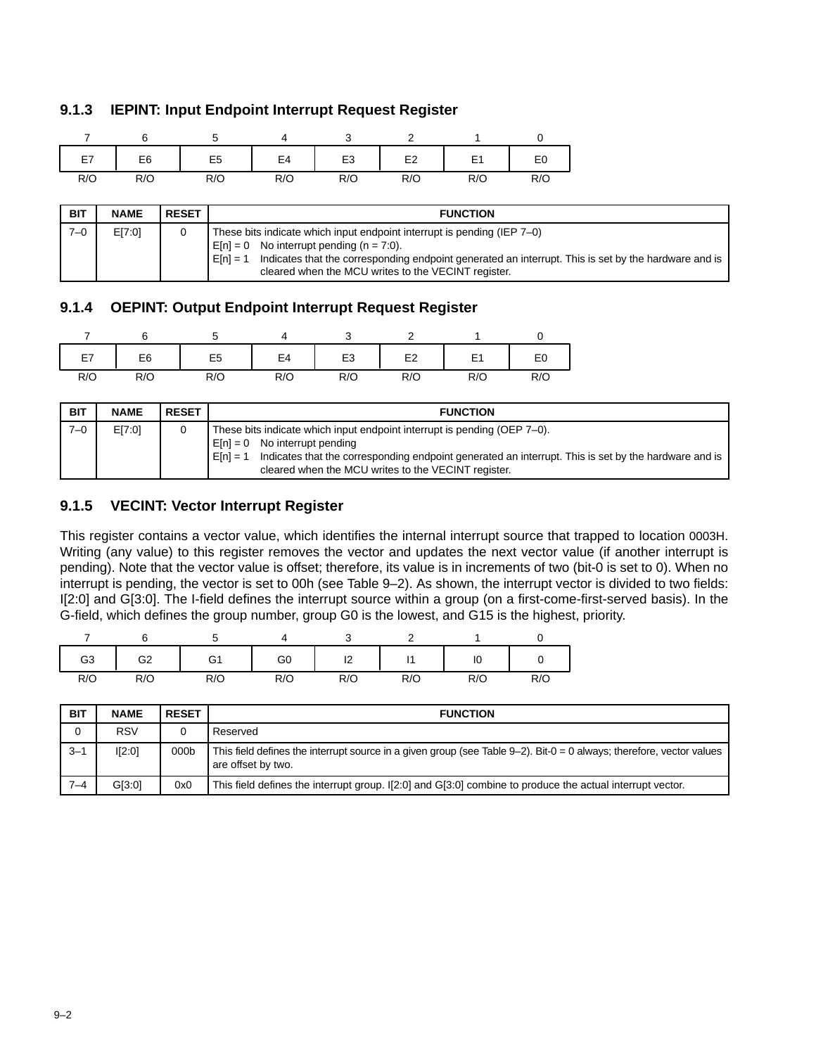### 9.1.3 IEPINT: Input Endpoint Interrupt Request Register

| 7 | 6 | 5 | 4 | 3 | 2 | 1 | 0 |
|---|---|---|---|---|---|---|---|
| E7 | E6 | E5 | E4 | E3 | E2 | E1 | E0 |
| R/O | R/O | R/O | R/O | R/O | R/O | R/O | R/O |

| BIT | NAME | RESET | FUNCTION |
|---|---|---|---|
| 7–0 | E[7:0] | 0 | These bits indicate which input endpoint interrupt is pending (IEP 7–0)<br>E[n] = 0 No interrupt pending (n = 7:0).<br>E[n] = 1 Indicates that the corresponding endpoint generated an interrupt. This is set by the hardware and is cleared when the MCU writes to the VECINT register. |

### 9.1.4 OEPINT: Output Endpoint Interrupt Request Register

| 7 | 6 | 5 | 4 | 3 | 2 | 1 | 0 |
|---|---|---|---|---|---|---|---|
| E7 | E6 | E5 | E4 | E3 | E2 | E1 | E0 |
| R/O | R/O | R/O | R/O | R/O | R/O | R/O | R/O |

| BIT | NAME | RESET | FUNCTION |
|---|---|---|---|
| 7–0 | E[7:0] | 0 | These bits indicate which input endpoint interrupt is pending (OEP 7–0).<br>E[n] = 0 No interrupt pending<br>E[n] = 1 Indicates that the corresponding endpoint generated an interrupt. This is set by the hardware and is cleared when the MCU writes to the VECINT register. |

### 9.1.5 VECINT: Vector Interrupt Register

This register contains a vector value, which identifies the internal interrupt source that trapped to location 0003H. Writing (any value) to this register removes the vector and updates the next vector value (if another interrupt is pending). Note that the vector value is offset; therefore, its value is in increments of two (bit-0 is set to 0). When no interrupt is pending, the vector is set to 00h (see Table 9–2). As shown, the interrupt vector is divided to two fields: I[2:0] and G[3:0]. The I-field defines the interrupt source within a group (on a first-come-first-served basis). In the G-field, which defines the group number, group G0 is the lowest, and G15 is the highest, priority.

| 7 | 6 | 5 | 4 | 3 | 2 | 1 | 0 |
|---|---|---|---|---|---|---|---|
| G3 | G2 | G1 | G0 | I2 | I1 | I0 | 0 |
| R/O | R/O | R/O | R/O | R/O | R/O | R/O | R/O |

| BIT | NAME | RESET | FUNCTION |
|---|---|---|---|
| 0 | RSV | 0 | Reserved |
| 3–1 | I[2:0] | 000b | This field defines the interrupt source in a given group (see Table 9–2). Bit-0 = 0 always; therefore, vector values are offset by two. |
| 7–4 | G[3:0] | 0x0 | This field defines the interrupt group. I[2:0] and G[3:0] combine to produce the actual interrupt vector. |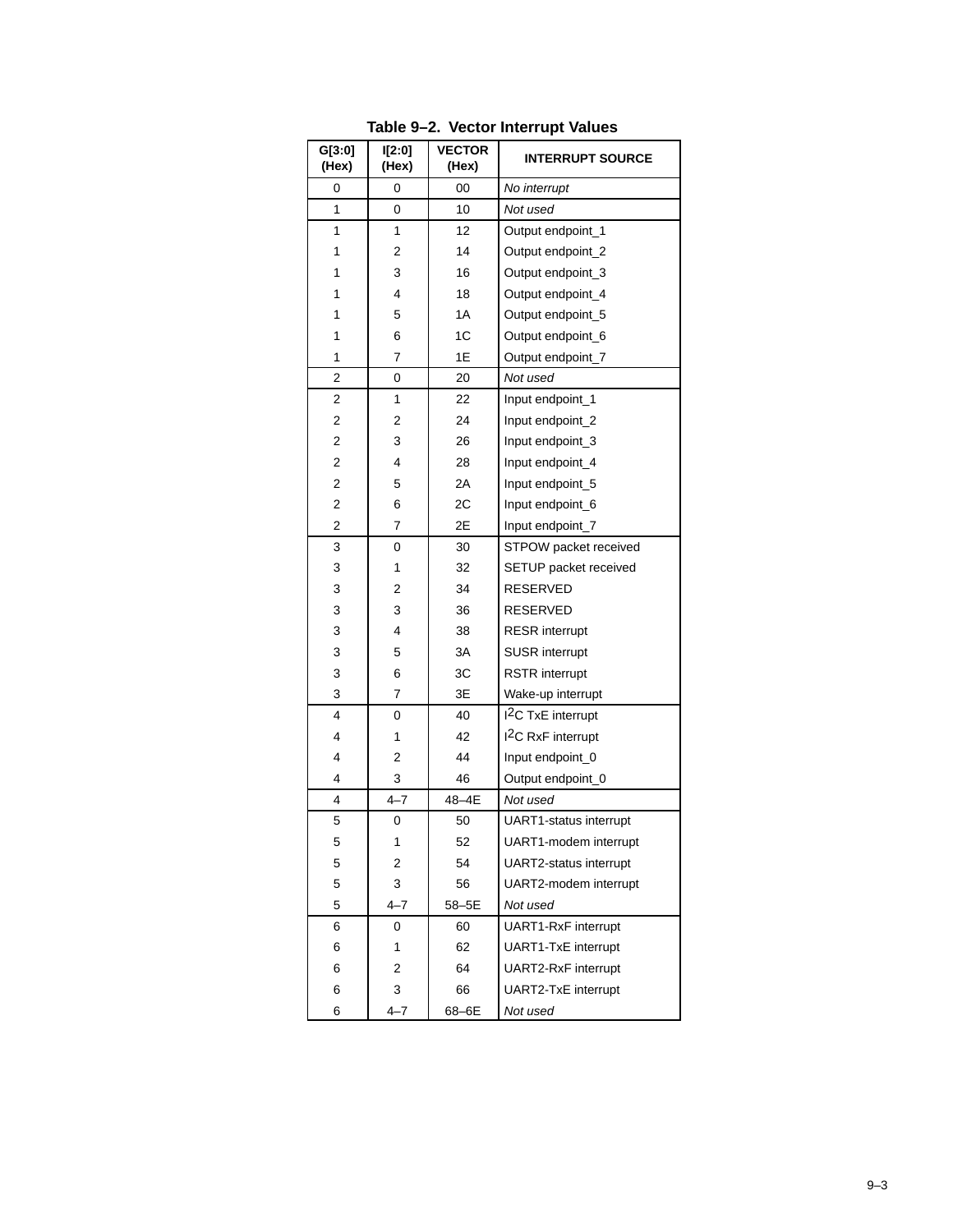**Table 9–2. Vector Interrupt Values**

| G[3:0] (Hex) | I[2:0] (Hex) | VECTOR (Hex) | INTERRUPT SOURCE |
|---|---|---|---|
| 0 | 0 | 00 | *No interrupt* |
| 1 | 0 | 10 | *Not used* |
| 1 | 1 | 12 | Output endpoint_1 |
| 1 | 2 | 14 | Output endpoint_2 |
| 1 | 3 | 16 | Output endpoint_3 |
| 1 | 4 | 18 | Output endpoint_4 |
| 1 | 5 | 1A | Output endpoint_5 |
| 1 | 6 | 1C | Output endpoint_6 |
| 1 | 7 | 1E | Output endpoint_7 |
| 2 | 0 | 20 | *Not used* |
| 2 | 1 | 22 | Input endpoint_1 |
| 2 | 2 | 24 | Input endpoint_2 |
| 2 | 3 | 26 | Input endpoint_3 |
| 2 | 4 | 28 | Input endpoint_4 |
| 2 | 5 | 2A | Input endpoint_5 |
| 2 | 6 | 2C | Input endpoint_6 |
| 2 | 7 | 2E | Input endpoint_7 |
| 3 | 0 | 30 | STPOW packet received |
| 3 | 1 | 32 | SETUP packet received |
| 3 | 2 | 34 | RESERVED |
| 3 | 3 | 36 | RESERVED |
| 3 | 4 | 38 | RESR interrupt |
| 3 | 5 | 3A | SUSR interrupt |
| 3 | 6 | 3C | RSTR interrupt |
| 3 | 7 | 3E | Wake-up interrupt |
| 4 | 0 | 40 | $I^2C$ TxE interrupt |
| 4 | 1 | 42 | $I^2C$ RxF interrupt |
| 4 | 2 | 44 | Input endpoint_0 |
| 4 | 3 | 46 | Output endpoint_0 |
| 4 | 4–7 | 48–4E | *Not used* |
| 5 | 0 | 50 | UART1-status interrupt |
| 5 | 1 | 52 | UART1-modem interrupt |
| 5 | 2 | 54 | UART2-status interrupt |
| 5 | 3 | 56 | UART2-modem interrupt |
| 5 | 4–7 | 58–5E | *Not used* |
| 6 | 0 | 60 | UART1-RxF interrupt |
| 6 | 1 | 62 | UART1-TxE interrupt |
| 6 | 2 | 64 | UART2-RxF interrupt |
| 6 | 3 | 66 | UART2-TxE interrupt |
| 6 | 4–7 | 68–6E | *Not used* |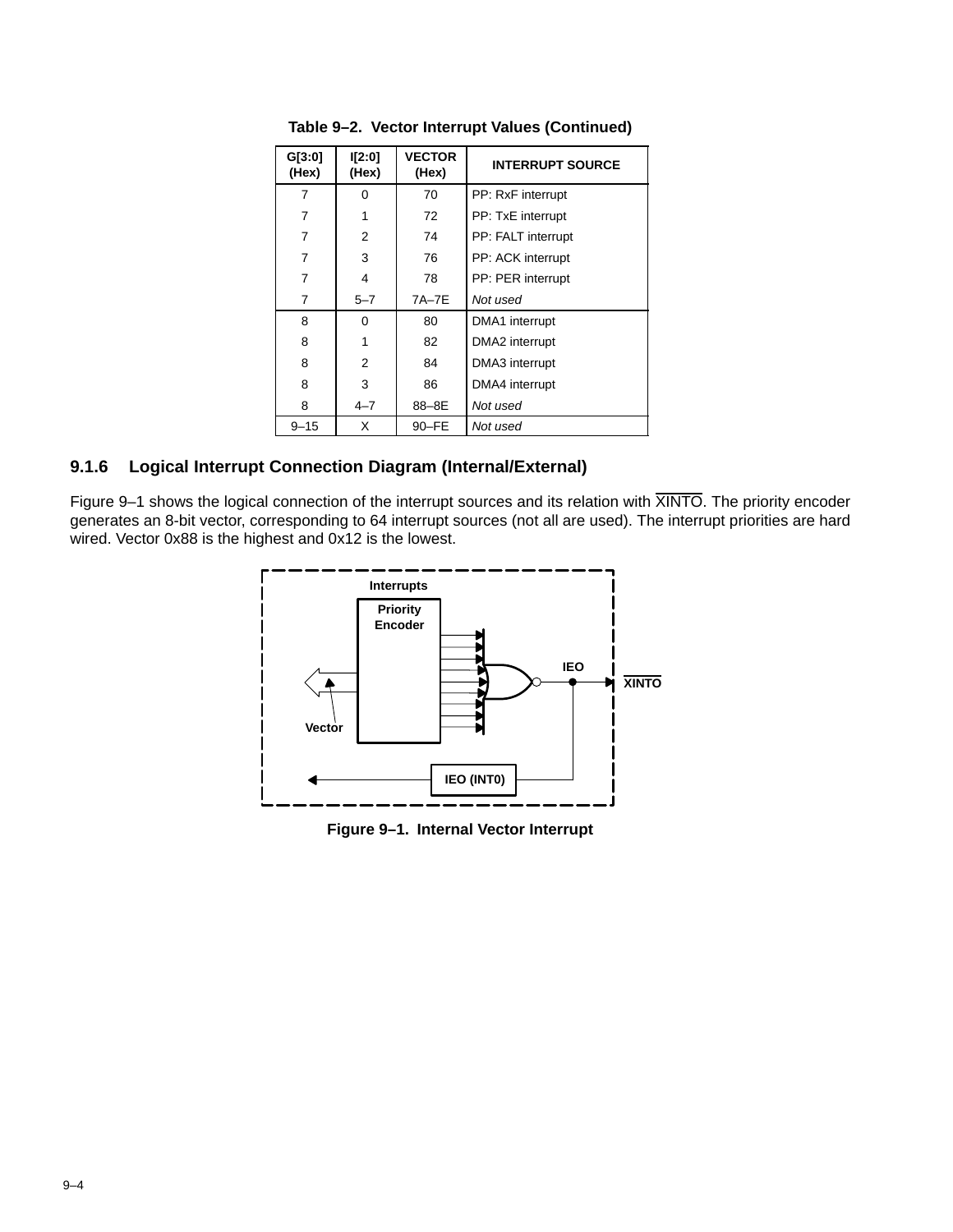**Table 9–2. Vector Interrupt Values (Continued)**

| G[3:0] (Hex) | I[2:0] (Hex) | VECTOR (Hex) | INTERRUPT SOURCE |
|---|---|---|---|
| 7 | 0 | 70 | PP: RxF interrupt |
| 7 | 1 | 72 | PP: TxE interrupt |
| 7 | 2 | 74 | PP: FALT interrupt |
| 7 | 3 | 76 | PP: ACK interrupt |
| 7 | 4 | 78 | PP: PER interrupt |
| 7 | 5–7 | 7A–7E | *Not used* |
| 8 | 0 | 80 | DMA1 interrupt |
| 8 | 1 | 82 | DMA2 interrupt |
| 8 | 2 | 84 | DMA3 interrupt |
| 8 | 3 | 86 | DMA4 interrupt |
| 8 | 4–7 | 88–8E | *Not used* |
| 9–15 | X | 90–FE | *Not used* |

### 9.1.6 Logical Interrupt Connection Diagram (Internal/External)

Figure 9–1 shows the logical connection of the interrupt sources and its relation with $\overline{\text{XINTO}}$. The priority encoder generates an 8-bit vector, corresponding to 64 interrupt sources (not all are used). The interrupt priorities are hard wired. Vector 0x88 is the highest and 0x12 is the lowest.

Interrupts

Priority Encoder

IEO

$\overline{\text{XINTO}}$

Vector

IEO (INT0)

**Figure 9–1. Internal Vector Interrupt**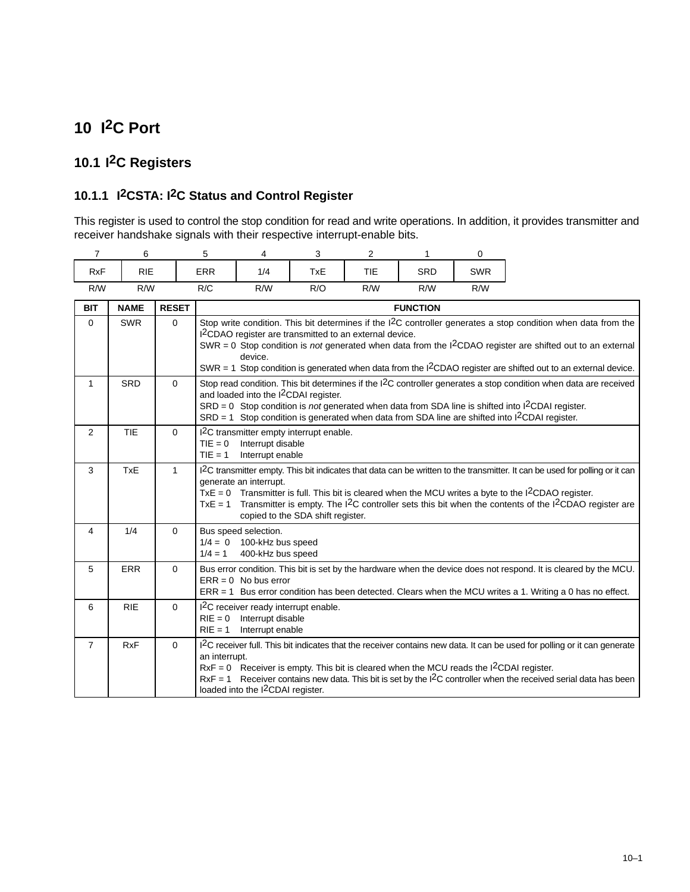# 10 I²C Port

## 10.1 I²C Registers

### 10.1.1 I²CSTA: I²C Status and Control Register

This register is used to control the stop condition for read and write operations. In addition, it provides transmitter and receiver handshake signals with their respective interrupt-enable bits.

| 7 | 6 | 5 | 4 | 3 | 2 | 1 | 0 |
|---|---|---|---|---|---|---|---|
| RxF | RIE | ERR | 1/4 | TxE | TIE | SRD | SWR |
| R/W | R/W | R/C | R/W | R/O | R/W | R/W | R/W |

| BIT | NAME | RESET | FUNCTION |
|---|---|---|---|
| 0 | SWR | 0 | Stop write condition. This bit determines if the I²C controller generates a stop condition when data from the I²CDAO register are transmitted to an external device.<br>SWR = 0 Stop condition is *not* generated when data from the I²CDAO register are shifted out to an external device.<br>SWR = 1 Stop condition is generated when data from the I²CDAO register are shifted out to an external device. |
| 1 | SRD | 0 | Stop read condition. This bit determines if the I²C controller generates a stop condition when data are received and loaded into the I²CDAI register.<br>SRD = 0 Stop condition is *not* generated when data from SDA line is shifted into I²CDAI register.<br>SRD = 1 Stop condition is generated when data from SDA line are shifted into I²CDAI register. |
| 2 | TIE | 0 | I²C transmitter empty interrupt enable.<br>TIE = 0 Interrupt disable<br>TIE = 1 Interrupt enable |
| 3 | TxE | 1 | I²C transmitter empty. This bit indicates that data can be written to the transmitter. It can be used for polling or it can generate an interrupt.<br>TxE = 0 Transmitter is full. This bit is cleared when the MCU writes a byte to the I²CDAO register.<br>TxE = 1 Transmitter is empty. The I²C controller sets this bit when the contents of the I²CDAO register are copied to the SDA shift register. |
| 4 | 1/4 | 0 | Bus speed selection.<br>1/4 = 0 100-kHz bus speed<br>1/4 = 1 400-kHz bus speed |
| 5 | ERR | 0 | Bus error condition. This bit is set by the hardware when the device does not respond. It is cleared by the MCU.<br>ERR = 0 No bus error<br>ERR = 1 Bus error condition has been detected. Clears when the MCU writes a 1. Writing a 0 has no effect. |
| 6 | RIE | 0 | I²C receiver ready interrupt enable.<br>RIE = 0 Interrupt disable<br>RIE = 1 Interrupt enable |
| 7 | RxF | 0 | I²C receiver full. This bit indicates that the receiver contains new data. It can be used for polling or it can generate an interrupt.<br>RxF = 0 Receiver is empty. This bit is cleared when the MCU reads the I²CDAI register.<br>RxF = 1 Receiver contains new data. This bit is set by the I²C controller when the received serial data has been loaded into the I²CDAI register. |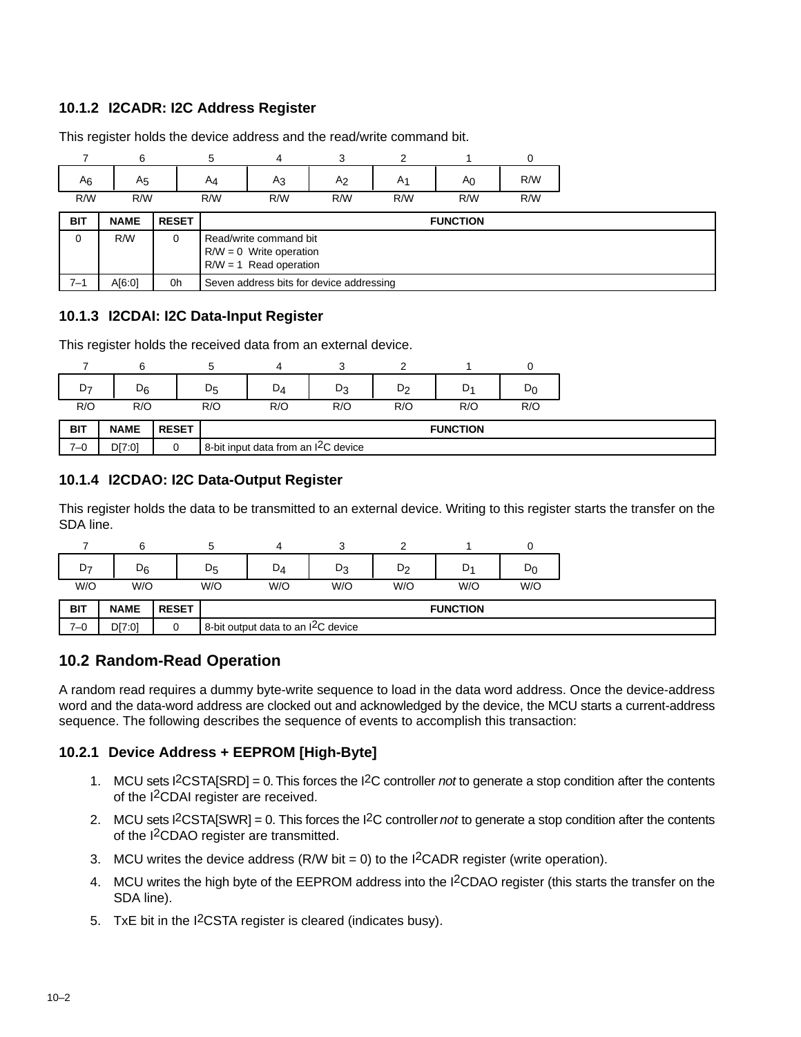### 10.1.2 I2CADR: I2C Address Register

This register holds the device address and the read/write command bit.

| 7 | 6 | 5 | 4 | 3 | 2 | 1 | 0 |
|---|---|---|---|---|---|---|---|
| $A_6$ | $A_5$ | $A_4$ | $A_3$ | $A_2$ | $A_1$ | $A_0$ | R/W |
| R/W | R/W | R/W | R/W | R/W | R/W | R/W | R/W |

| BIT | NAME | RESET | FUNCTION |
|---|---|---|---|
| 0 | R/W | 0 | Read/write command bit<br>R/W = 0 Write operation<br>R/W = 1 Read operation |
| 7–1 | A[6:0] | 0h | Seven address bits for device addressing |

### 10.1.3 I2CDAI: I2C Data-Input Register

This register holds the received data from an external device.

| 7 | 6 | 5 | 4 | 3 | 2 | 1 | 0 |
|---|---|---|---|---|---|---|---|
| $D_7$ | $D_6$ | $D_5$ | $D_4$ | $D_3$ | $D_2$ | $D_1$ | $D_0$ |
| R/O | R/O | R/O | R/O | R/O | R/O | R/O | R/O |

| BIT | NAME | RESET | FUNCTION |
|---|---|---|---|
| 7–0 | D[7:0] | 0 | 8-bit input data from an $I^2C$ device |

### 10.1.4 I2CDAO: I2C Data-Output Register

This register holds the data to be transmitted to an external device. Writing to this register starts the transfer on the SDA line.

| 7 | 6 | 5 | 4 | 3 | 2 | 1 | 0 |
|---|---|---|---|---|---|---|---|
| $D_7$ | $D_6$ | $D_5$ | $D_4$ | $D_3$ | $D_2$ | $D_1$ | $D_0$ |
| W/O | W/O | W/O | W/O | W/O | W/O | W/O | W/O |

| BIT | NAME | RESET | FUNCTION |
|---|---|---|---|
| 7–0 | D[7:0] | 0 | 8-bit output data to an $I^2C$ device |

## 10.2 Random-Read Operation

A random read requires a dummy byte-write sequence to load in the data word address. Once the device-address word and the data-word address are clocked out and acknowledged by the device, the MCU starts a current-address sequence. The following describes the sequence of events to accomplish this transaction:

### 10.2.1 Device Address + EEPROM [High-Byte]

1. MCU sets $I^2$CSTA[SRD] = 0. This forces the $I^2$C controller *not* to generate a stop condition after the contents of the $I^2$CDAI register are received.
2. MCU sets $I^2$CSTA[SWR] = 0. This forces the $I^2$C controller *not* to generate a stop condition after the contents of the $I^2$CDAO register are transmitted.
3. MCU writes the device address (R/W bit = 0) to the $I^2$CADR register (write operation).
4. MCU writes the high byte of the EEPROM address into the $I^2$CDAO register (this starts the transfer on the SDA line).
5. TxE bit in the $I^2$CSTA register is cleared (indicates busy).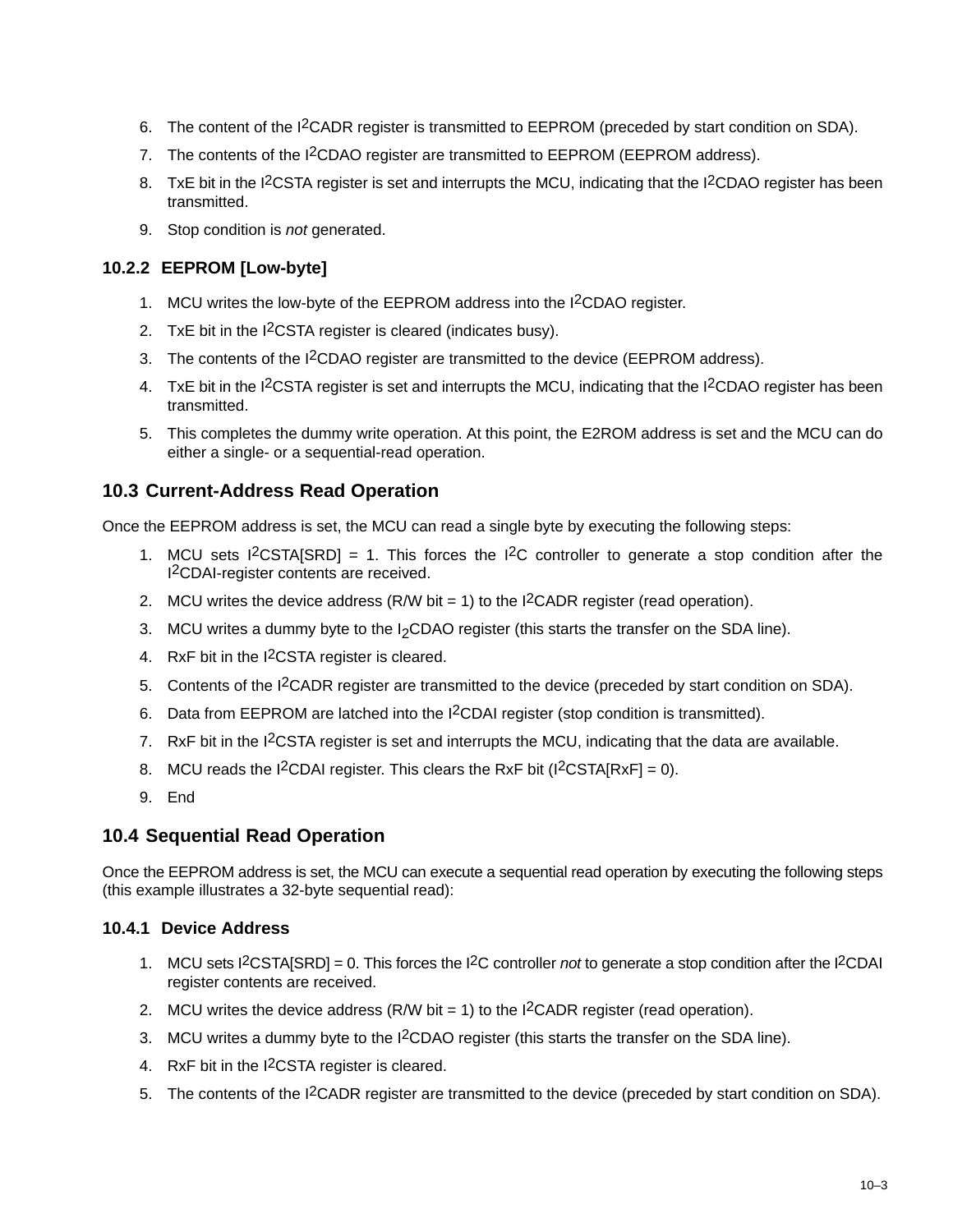6. The content of the I2CADR register is transmitted to EEPROM (preceded by start condition on SDA).
7. The contents of the I2CDAO register are transmitted to EEPROM (EEPROM address).
8. TxE bit in the I2CSTA register is set and interrupts the MCU, indicating that the I2CDAO register has been transmitted.
9. Stop condition is *not* generated.

### 10.2.2 EEPROM [Low-byte]

1. MCU writes the low-byte of the EEPROM address into the I2CDAO register.
2. TxE bit in the I2CSTA register is cleared (indicates busy).
3. The contents of the I2CDAO register are transmitted to the device (EEPROM address).
4. TxE bit in the I2CSTA register is set and interrupts the MCU, indicating that the I2CDAO register has been transmitted.
5. This completes the dummy write operation. At this point, the E2ROM address is set and the MCU can do either a single- or a sequential-read operation.

## 10.3 Current-Address Read Operation

Once the EEPROM address is set, the MCU can read a single byte by executing the following steps:

1. MCU sets I2CSTA[SRD] = 1. This forces the I2C controller to generate a stop condition after the I2CDAI-register contents are received.
2. MCU writes the device address (R/W bit = 1) to the I2CADR register (read operation).
3. MCU writes a dummy byte to the I2CDAO register (this starts the transfer on the SDA line).
4. RxF bit in the I2CSTA register is cleared.
5. Contents of the I2CADR register are transmitted to the device (preceded by start condition on SDA).
6. Data from EEPROM are latched into the I2CDAI register (stop condition is transmitted).
7. RxF bit in the I2CSTA register is set and interrupts the MCU, indicating that the data are available.
8. MCU reads the I2CDAI register. This clears the RxF bit (I2CSTA[RxF] = 0).
9. End

## 10.4 Sequential Read Operation

Once the EEPROM address is set, the MCU can execute a sequential read operation by executing the following steps (this example illustrates a 32-byte sequential read):

### 10.4.1 Device Address

1. MCU sets I2CSTA[SRD] = 0. This forces the I2C controller *not* to generate a stop condition after the I2CDAI register contents are received.
2. MCU writes the device address (R/W bit = 1) to the I2CADR register (read operation).
3. MCU writes a dummy byte to the I2CDAO register (this starts the transfer on the SDA line).
4. RxF bit in the I2CSTA register is cleared.
5. The contents of the I2CADR register are transmitted to the device (preceded by start condition on SDA).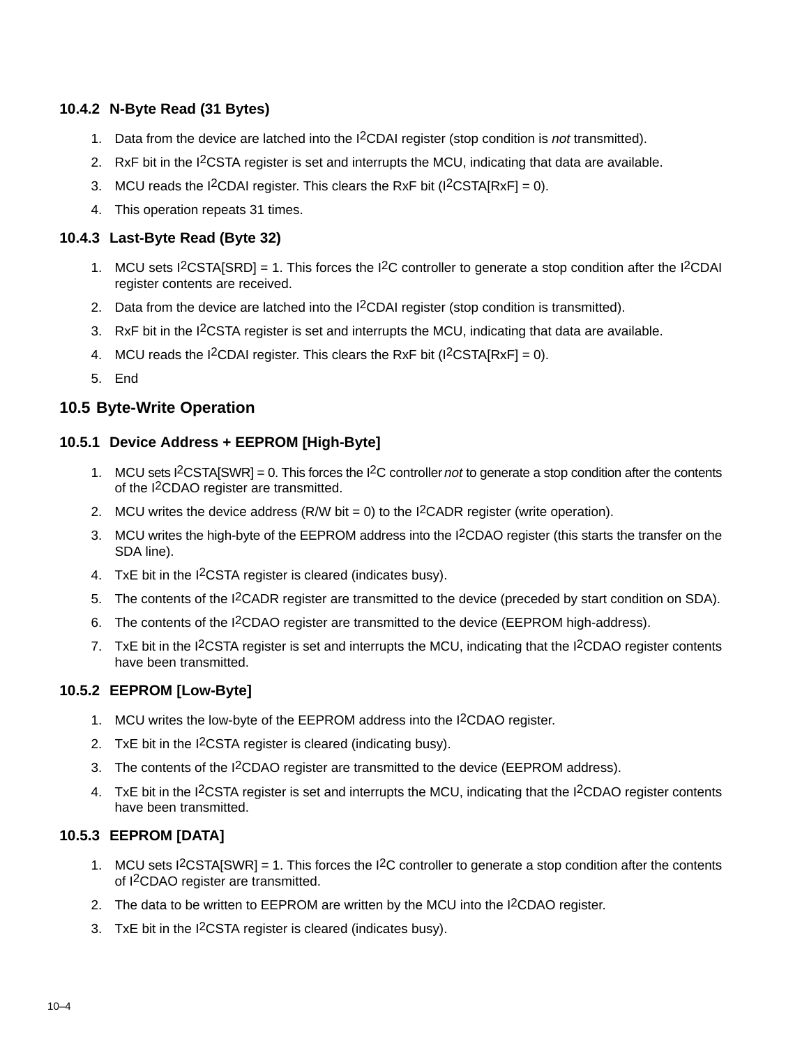### 10.4.2 N-Byte Read (31 Bytes)

1. Data from the device are latched into the I2CDAI register (stop condition is *not* transmitted).
2. RxF bit in the I2CSTA register is set and interrupts the MCU, indicating that data are available.
3. MCU reads the I2CDAI register. This clears the RxF bit (I2CSTA[RxF] = 0).
4. This operation repeats 31 times.

### 10.4.3 Last-Byte Read (Byte 32)

1. MCU sets I2CSTA[SRD] = 1. This forces the I2C controller to generate a stop condition after the I2CDAI register contents are received.
2. Data from the device are latched into the I2CDAI register (stop condition is transmitted).
3. RxF bit in the I2CSTA register is set and interrupts the MCU, indicating that data are available.
4. MCU reads the I2CDAI register. This clears the RxF bit (I2CSTA[RxF] = 0).
5. End

## 10.5 Byte-Write Operation

### 10.5.1 Device Address + EEPROM [High-Byte]

1. MCU sets I2CSTA[SWR] = 0. This forces the I2C controller *not* to generate a stop condition after the contents of the I2CDAO register are transmitted.
2. MCU writes the device address (R/W bit = 0) to the I2CADR register (write operation).
3. MCU writes the high-byte of the EEPROM address into the I2CDAO register (this starts the transfer on the SDA line).
4. TxE bit in the I2CSTA register is cleared (indicates busy).
5. The contents of the I2CADR register are transmitted to the device (preceded by start condition on SDA).
6. The contents of the I2CDAO register are transmitted to the device (EEPROM high-address).
7. TxE bit in the I2CSTA register is set and interrupts the MCU, indicating that the I2CDAO register contents have been transmitted.

### 10.5.2 EEPROM [Low-Byte]

1. MCU writes the low-byte of the EEPROM address into the I2CDAO register.
2. TxE bit in the I2CSTA register is cleared (indicating busy).
3. The contents of the I2CDAO register are transmitted to the device (EEPROM address).
4. TxE bit in the I2CSTA register is set and interrupts the MCU, indicating that the I2CDAO register contents have been transmitted.

### 10.5.3 EEPROM [DATA]

1. MCU sets I2CSTA[SWR] = 1. This forces the I2C controller to generate a stop condition after the contents of I2CDAO register are transmitted.
2. The data to be written to EEPROM are written by the MCU into the I2CDAO register.
3. TxE bit in the I2CSTA register is cleared (indicates busy).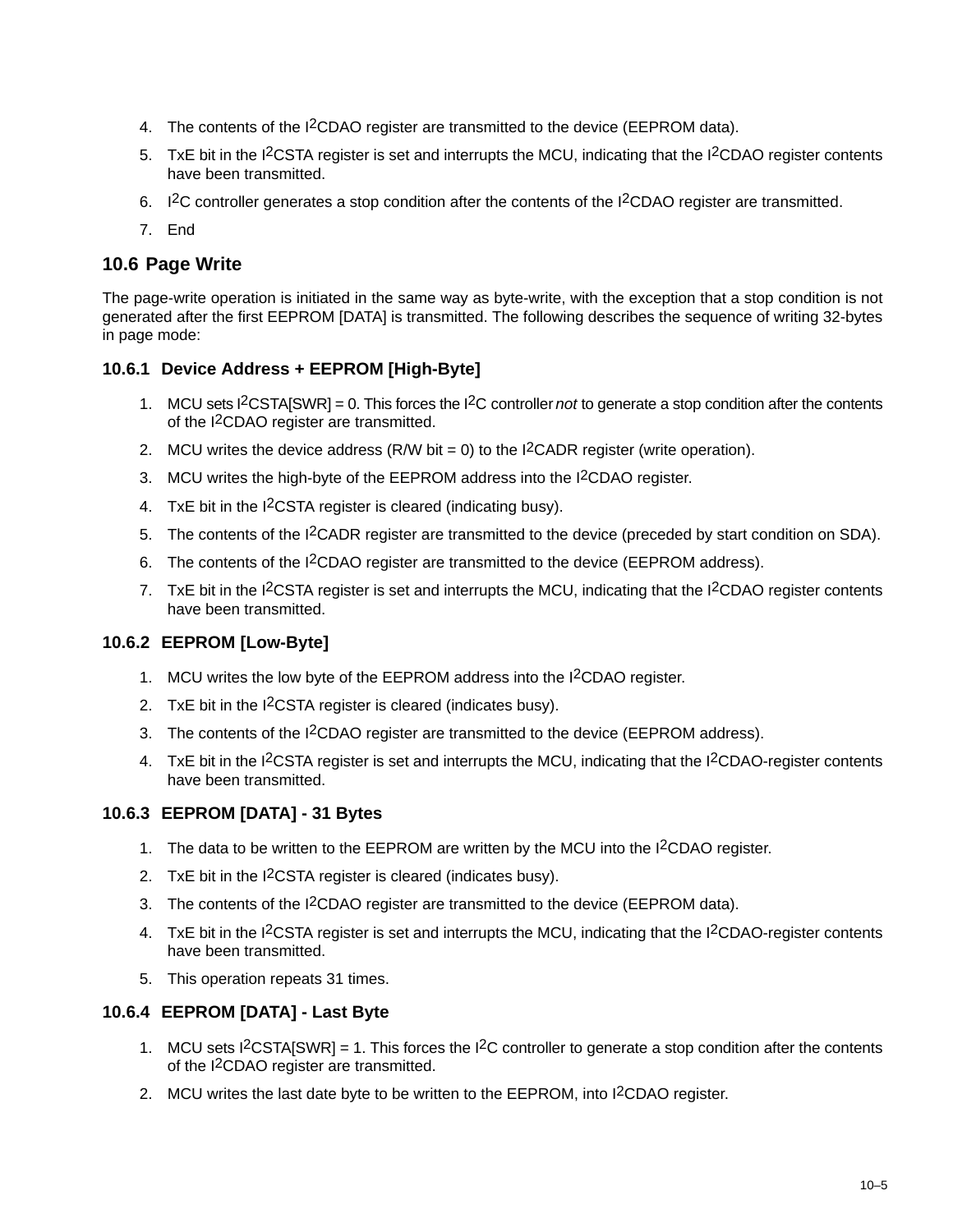4. The contents of the I2CDAO register are transmitted to the device (EEPROM data).
5. TxE bit in the I2CSTA register is set and interrupts the MCU, indicating that the I2CDAO register contents have been transmitted.
6. I2C controller generates a stop condition after the contents of the I2CDAO register are transmitted.
7. End

## 10.6 Page Write

The page-write operation is initiated in the same way as byte-write, with the exception that a stop condition is not generated after the first EEPROM [DATA] is transmitted. The following describes the sequence of writing 32-bytes in page mode:

### 10.6.1 Device Address + EEPROM [High-Byte]

1. MCU sets I2CSTA[SWR] = 0. This forces the I2C controller *not* to generate a stop condition after the contents of the I2CDAO register are transmitted.
2. MCU writes the device address (R/W bit = 0) to the I2CADR register (write operation).
3. MCU writes the high-byte of the EEPROM address into the I2CDAO register.
4. TxE bit in the I2CSTA register is cleared (indicating busy).
5. The contents of the I2CADR register are transmitted to the device (preceded by start condition on SDA).
6. The contents of the I2CDAO register are transmitted to the device (EEPROM address).
7. TxE bit in the I2CSTA register is set and interrupts the MCU, indicating that the I2CDAO register contents have been transmitted.

### 10.6.2 EEPROM [Low-Byte]

1. MCU writes the low byte of the EEPROM address into the I2CDAO register.
2. TxE bit in the I2CSTA register is cleared (indicates busy).
3. The contents of the I2CDAO register are transmitted to the device (EEPROM address).
4. TxE bit in the I2CSTA register is set and interrupts the MCU, indicating that the I2CDAO-register contents have been transmitted.

### 10.6.3 EEPROM [DATA] - 31 Bytes

1. The data to be written to the EEPROM are written by the MCU into the I2CDAO register.
2. TxE bit in the I2CSTA register is cleared (indicates busy).
3. The contents of the I2CDAO register are transmitted to the device (EEPROM data).
4. TxE bit in the I2CSTA register is set and interrupts the MCU, indicating that the I2CDAO-register contents have been transmitted.
5. This operation repeats 31 times.

### 10.6.4 EEPROM [DATA] - Last Byte

1. MCU sets I2CSTA[SWR] = 1. This forces the I2C controller to generate a stop condition after the contents of the I2CDAO register are transmitted.
2. MCU writes the last date byte to be written to the EEPROM, into I2CDAO register.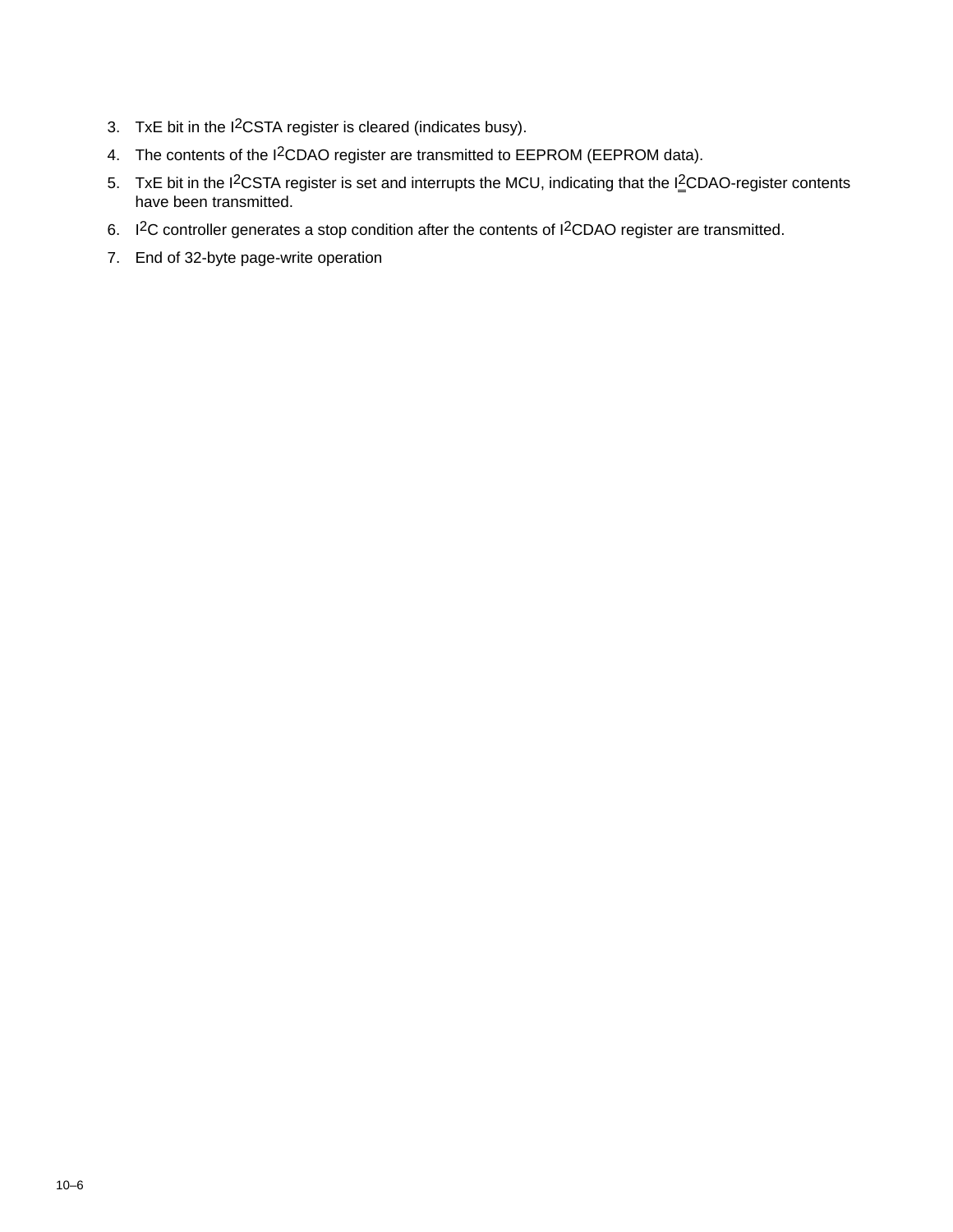3. TxE bit in the $I^2$CSTA register is cleared (indicates busy).
4. The contents of the $I^2$CDAO register are transmitted to EEPROM (EEPROM data).
5. TxE bit in the $I^2$CSTA register is set and interrupts the MCU, indicating that the $I^2$CDAO-register contents have been transmitted.
6. $I^2$C controller generates a stop condition after the contents of $I^2$CDAO register are transmitted.
7. End of 32-byte page-write operation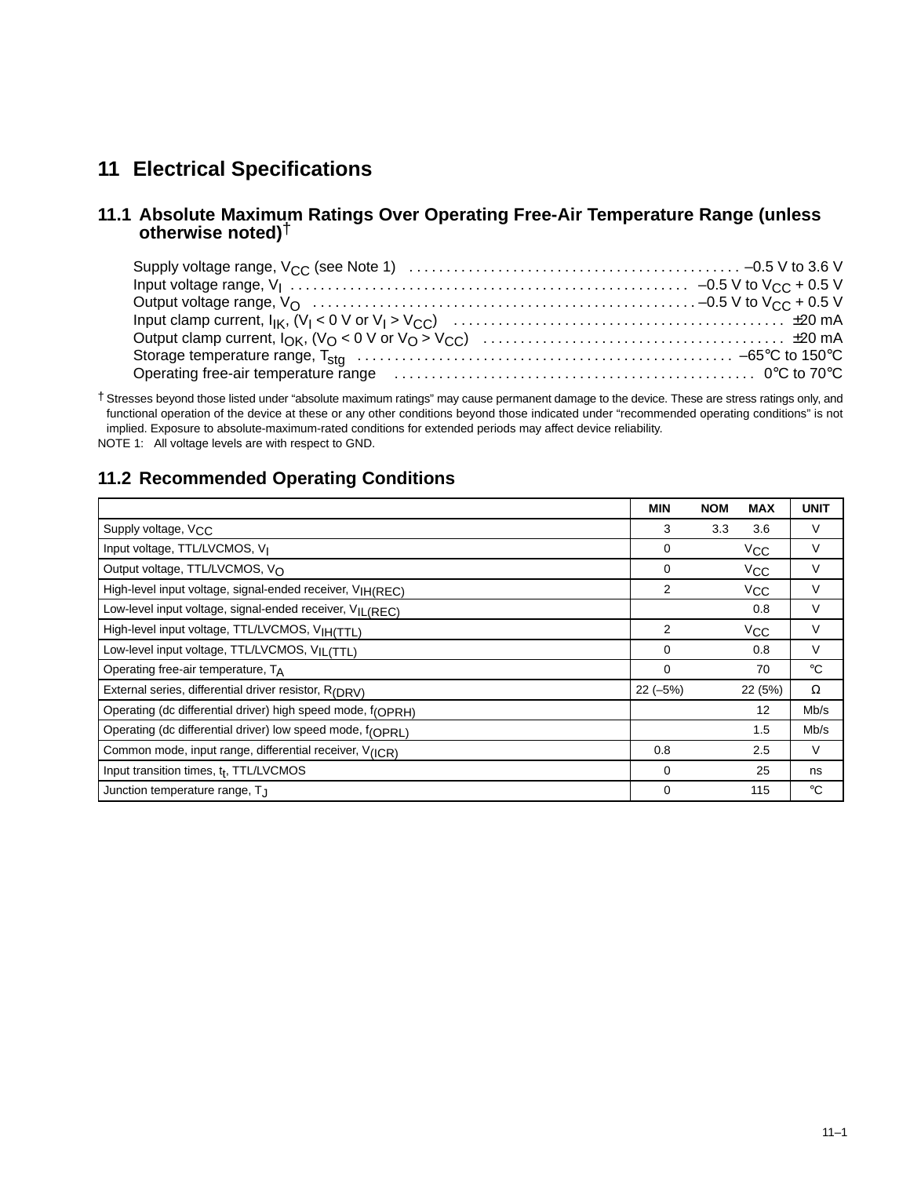# 11 Electrical Specifications

## 11.1 Absolute Maximum Ratings Over Operating Free-Air Temperature Range (unless otherwise noted)†

Supply voltage range, $V_{CC}$ (see Note 1) . . . . . . . . . . –0.5 V to 3.6 V
Input voltage range, $V_I$ . . . . . . . . . . –0.5 V to $V_{CC}$ + 0.5 V
Output voltage range, $V_O$ . . . . . . . . . . –0.5 V to $V_{CC}$ + 0.5 V
Input clamp current, $I_{IK}$, ($V_I$ < 0 V or $V_I$ > $V_{CC}$) . . . . . . . . . . ±20 mA
Output clamp current, $I_{OK}$, ($V_O$ < 0 V or $V_O$ > $V_{CC}$) . . . . . . . . . . ±20 mA
Storage temperature range, $T_{stg}$ . . . . . . . . . . –65°C to 150°C
Operating free-air temperature range . . . . . . . . . . 0°C to 70°C

† Stresses beyond those listed under "absolute maximum ratings" may cause permanent damage to the device. These are stress ratings only, and functional operation of the device at these or any other conditions beyond those indicated under "recommended operating conditions" is not implied. Exposure to absolute-maximum-rated conditions for extended periods may affect device reliability.

NOTE 1: All voltage levels are with respect to GND.

## 11.2 Recommended Operating Conditions

| | MIN | NOM | MAX | UNIT |
|---|---|---|---|---|
| Supply voltage, $V_{CC}$ | 3 | 3.3 | 3.6 | V |
| Input voltage, TTL/LVCMOS, $V_I$ | 0 | | $V_{CC}$ | V |
| Output voltage, TTL/LVCMOS, $V_O$ | 0 | | $V_{CC}$ | V |
| High-level input voltage, signal-ended receiver, $V_{IH(REC)}$ | 2 | | $V_{CC}$ | V |
| Low-level input voltage, signal-ended receiver, $V_{IL(REC)}$ | | | 0.8 | V |
| High-level input voltage, TTL/LVCMOS, $V_{IH(TTL)}$ | 2 | | $V_{CC}$ | V |
| Low-level input voltage, TTL/LVCMOS, $V_{IL(TTL)}$ | 0 | | 0.8 | V |
| Operating free-air temperature, $T_A$ | 0 | | 70 | °C |
| External series, differential driver resistor, $R_{(DRV)}$ | 22 (–5%) | | 22 (5%) | Ω |
| Operating (dc differential driver) high speed mode, $f_{(OPRH)}$ | | | 12 | Mb/s |
| Operating (dc differential driver) low speed mode, $f_{(OPRL)}$ | | | 1.5 | Mb/s |
| Common mode, input range, differential receiver, $V_{(ICR)}$ | 0.8 | | 2.5 | V |
| Input transition times, $t_t$, TTL/LVCMOS | 0 | | 25 | ns |
| Junction temperature range, $T_J$ | 0 | | 115 | °C |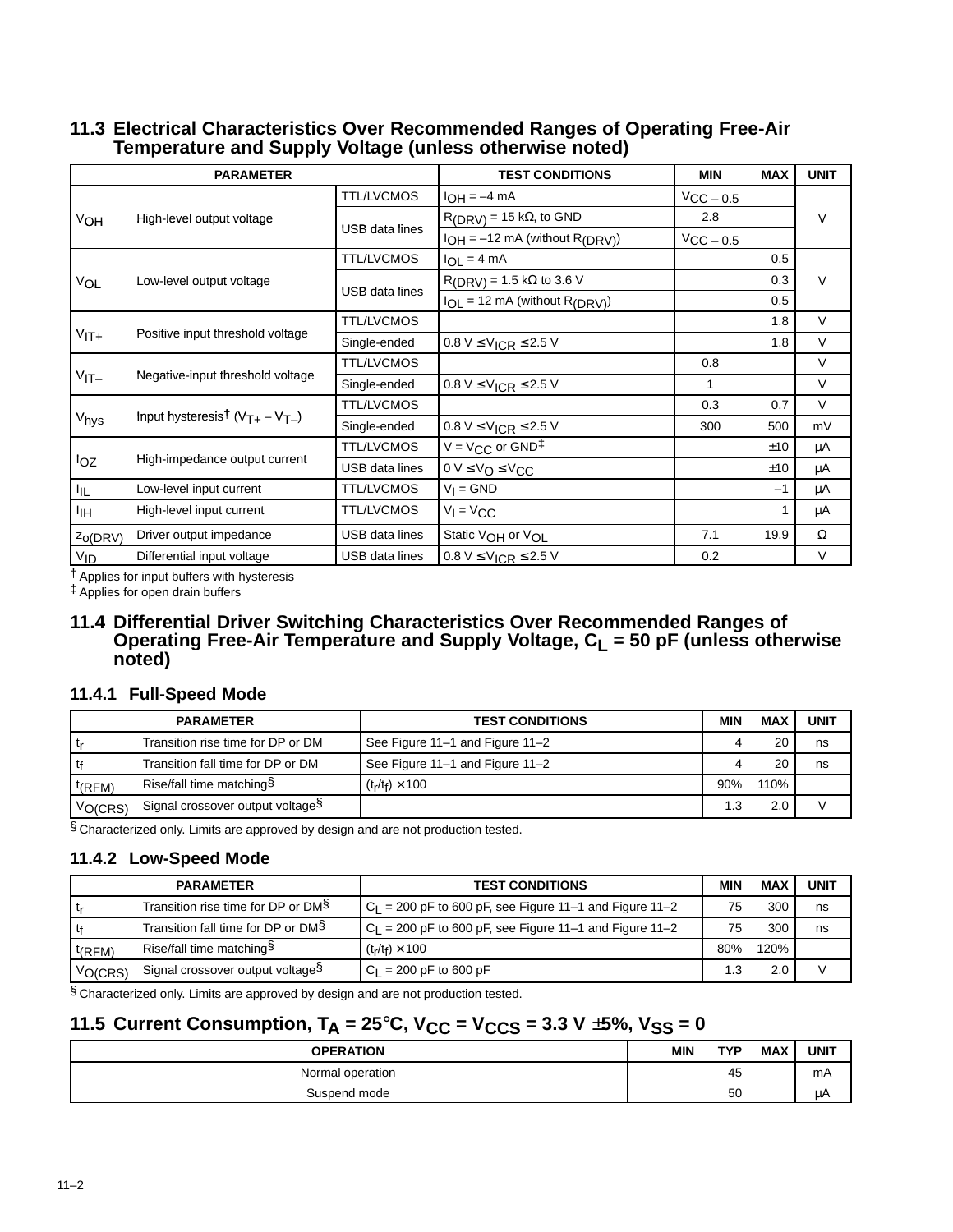## 11.3 Electrical Characteristics Over Recommended Ranges of Operating Free-Air Temperature and Supply Voltage (unless otherwise noted)

| PARAMETER | | | TEST CONDITIONS | MIN | MAX | UNIT |
|---|---|---|---|---|---|---|
| $V_{OH}$ | High-level output voltage | TTL/LVCMOS | $I_{OH}$ = –4 mA | $V_{CC}$ – 0.5 | | V |
| | | USB data lines | $R_{(DRV)}$ = 15 kΩ, to GND | 2.8 | | |
| | | | $I_{OH}$ = –12 mA (without $R_{(DRV)}$) | $V_{CC}$ – 0.5 | | |
| $V_{OL}$ | Low-level output voltage | TTL/LVCMOS | $I_{OL}$ = 4 mA | | 0.5 | V |
| | | USB data lines | $R_{(DRV)}$ = 1.5 kΩ to 3.6 V | | 0.3 | |
| | | | $I_{OL}$ = 12 mA (without $R_{(DRV)}$) | | 0.5 | |
| $V_{IT+}$ | Positive input threshold voltage | TTL/LVCMOS | | | 1.8 | V |
| | | Single-ended | 0.8 V ≤ $V_{ICR}$ ≤ 2.5 V | | 1.8 | V |
| $V_{IT-}$ | Negative-input threshold voltage | TTL/LVCMOS | | 0.8 | | V |
| | | Single-ended | 0.8 V ≤ $V_{ICR}$ ≤ 2.5 V | 1 | | V |
| $V_{hys}$ | Input hysteresis† ($V_{T+}$ – $V_{T-}$) | TTL/LVCMOS | | 0.3 | 0.7 | V |
| | | Single-ended | 0.8 V ≤ $V_{ICR}$ ≤ 2.5 V | 300 | 500 | mV |
| $I_{OZ}$ | High-impedance output current | TTL/LVCMOS | V = $V_{CC}$ or GND‡ | | ±10 | µA |
| | | USB data lines | 0 V ≤ $V_O$ ≤ $V_{CC}$ | | ±10 | µA |
| $I_{IL}$ | Low-level input current | TTL/LVCMOS | $V_I$ = GND | | –1 | µA |
| $I_{IH}$ | High-level input current | TTL/LVCMOS | $V_I$ = $V_{CC}$ | | 1 | µA |
| $z_{o(DRV)}$ | Driver output impedance | USB data lines | Static $V_{OH}$ or $V_{OL}$ | 7.1 | 19.9 | Ω |
| $V_{ID}$ | Differential input voltage | USB data lines | 0.8 V ≤ $V_{ICR}$ ≤ 2.5 V | 0.2 | | V |

† Applies for input buffers with hysteresis
‡ Applies for open drain buffers

## 11.4 Differential Driver Switching Characteristics Over Recommended Ranges of Operating Free-Air Temperature and Supply Voltage, $C_L$ = 50 pF (unless otherwise noted)

### 11.4.1 Full-Speed Mode

| PARAMETER | | TEST CONDITIONS | MIN | MAX | UNIT |
|---|---|---|---|---|---|
| $t_r$ | Transition rise time for DP or DM | See Figure 11–1 and Figure 11–2 | 4 | 20 | ns |
| $t_f$ | Transition fall time for DP or DM | See Figure 11–1 and Figure 11–2 | 4 | 20 | ns |
| $t_{(RFM)}$ | Rise/fall time matching§ | ($t_r$/$t_f$) × 100 | 90% | 110% | |
| $V_{O(CRS)}$ | Signal crossover output voltage§ | | 1.3 | 2.0 | V |

§ Characterized only. Limits are approved by design and are not production tested.

### 11.4.2 Low-Speed Mode

| PARAMETER | | TEST CONDITIONS | MIN | MAX | UNIT |
|---|---|---|---|---|---|
| $t_r$ | Transition rise time for DP or DM§ | $C_L$ = 200 pF to 600 pF, see Figure 11–1 and Figure 11–2 | 75 | 300 | ns |
| $t_f$ | Transition fall time for DP or DM§ | $C_L$ = 200 pF to 600 pF, see Figure 11–1 and Figure 11–2 | 75 | 300 | ns |
| $t_{(RFM)}$ | Rise/fall time matching§ | ($t_r$/$t_f$) × 100 | 80% | 120% | |
| $V_{O(CRS)}$ | Signal crossover output voltage§ | $C_L$ = 200 pF to 600 pF | 1.3 | 2.0 | V |

§ Characterized only. Limits are approved by design and are not production tested.

## 11.5 Current Consumption, $T_A$ = 25°C, $V_{CC}$ = $V_{CCS}$ = 3.3 V ±5%, $V_{SS}$ = 0

| OPERATION | MIN | TYP | MAX | UNIT |
|---|---|---|---|---|
| Normal operation | | 45 | | mA |
| Suspend mode | | 50 | | µA |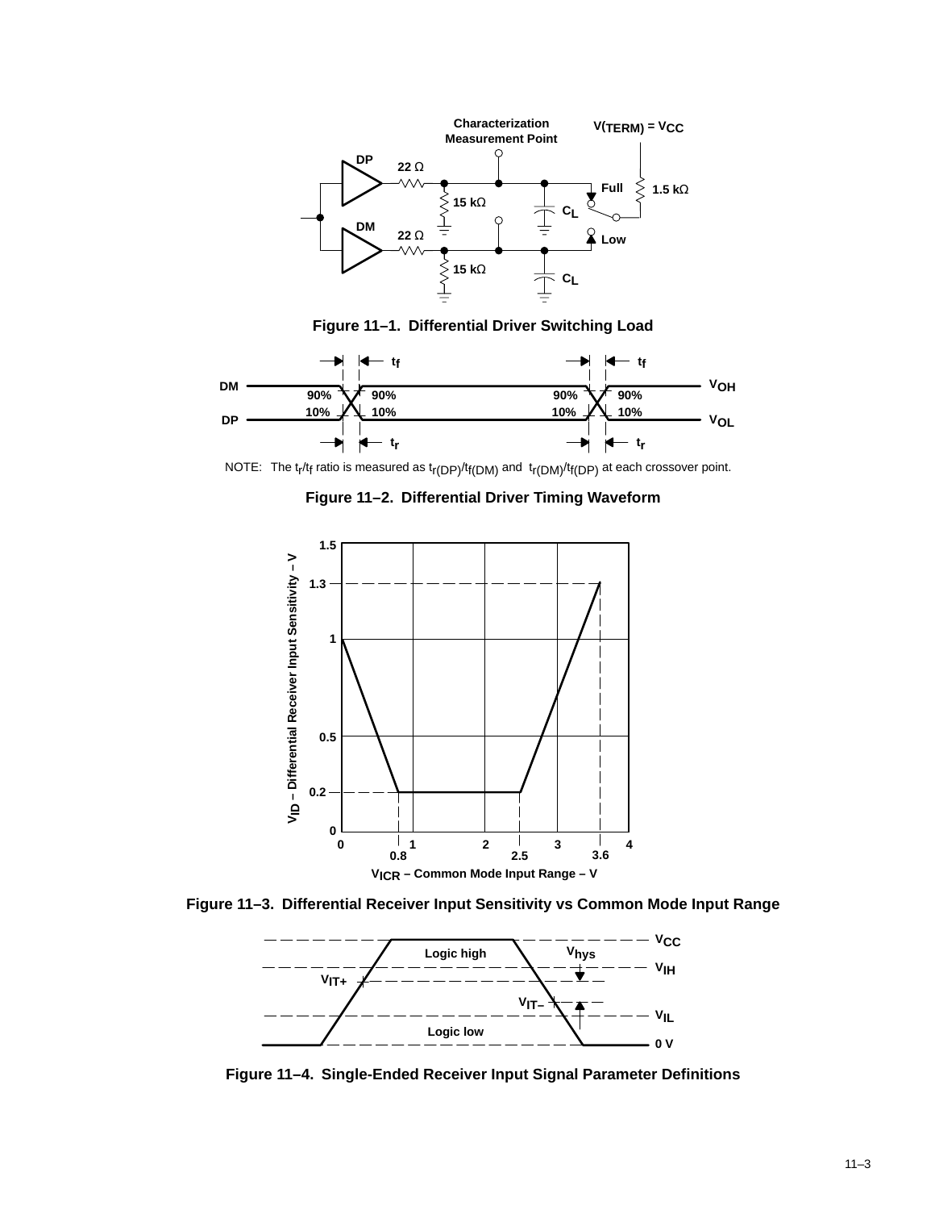Characterization Measurement Point

$V_{(TERM)} = V_{CC}$

DP

22 Ω

Full

1.5 kΩ

15 kΩ

$C_L$

DM

22 Ω

Low

15 kΩ

$C_L$

**Figure 11–1. Differential Driver Switching Load**

$t_f$ $t_f$

DM 90% 90% 90% 90% $V_{OH}$

DP 10% 10% 10% 10% $V_{OL}$

$t_r$ $t_r$

NOTE: The $t_r/t_f$ ratio is measured as $t_{r(DP)}/t_{f(DM)}$ and $t_{r(DM)}/t_{f(DP)}$ at each crossover point.

**Figure 11–2. Differential Driver Timing Waveform**

$V_{ID}$ – Differential Receiver Input Sensitivity – V

$V_{ICR}$ – Common Mode Input Range – V

**Figure 11–3. Differential Receiver Input Sensitivity vs Common Mode Input Range**

$V_{CC}$

Logic high

$V_{hys}$

$V_{IH}$

$V_{IT+}$

$V_{IT-}$

$V_{IL}$

Logic low

0 V

**Figure 11–4. Single-Ended Receiver Input Signal Parameter Definitions**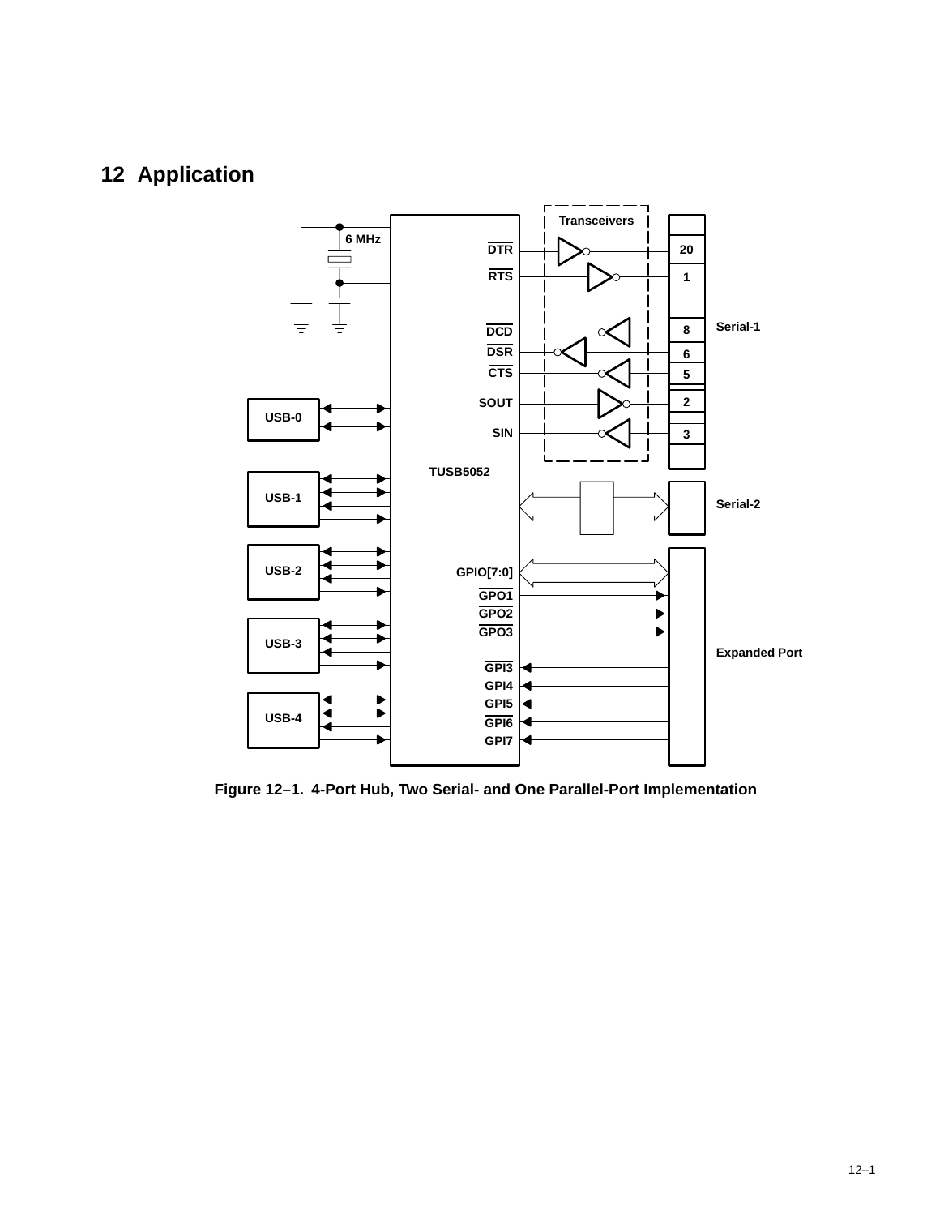# 12 Application

Figure 12–1. 4-Port Hub, Two Serial- and One Parallel-Port Implementation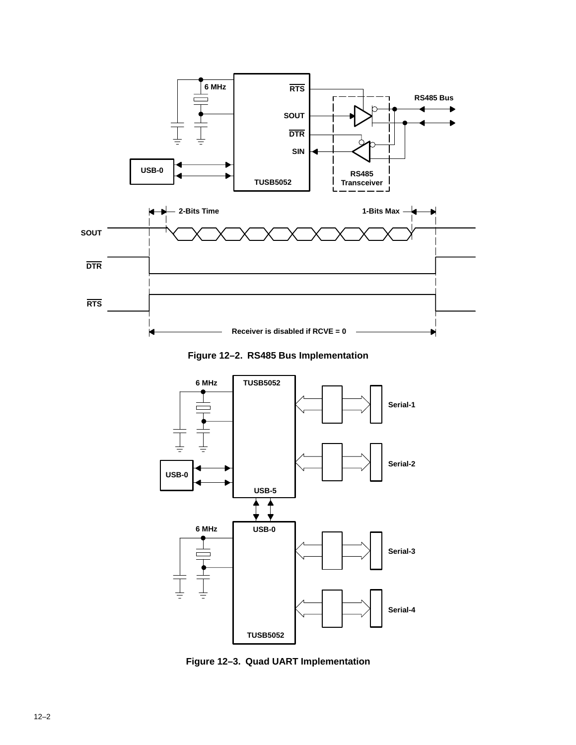Figure 12–2. RS485 Bus Implementation

Figure 12–3. Quad UART Implementation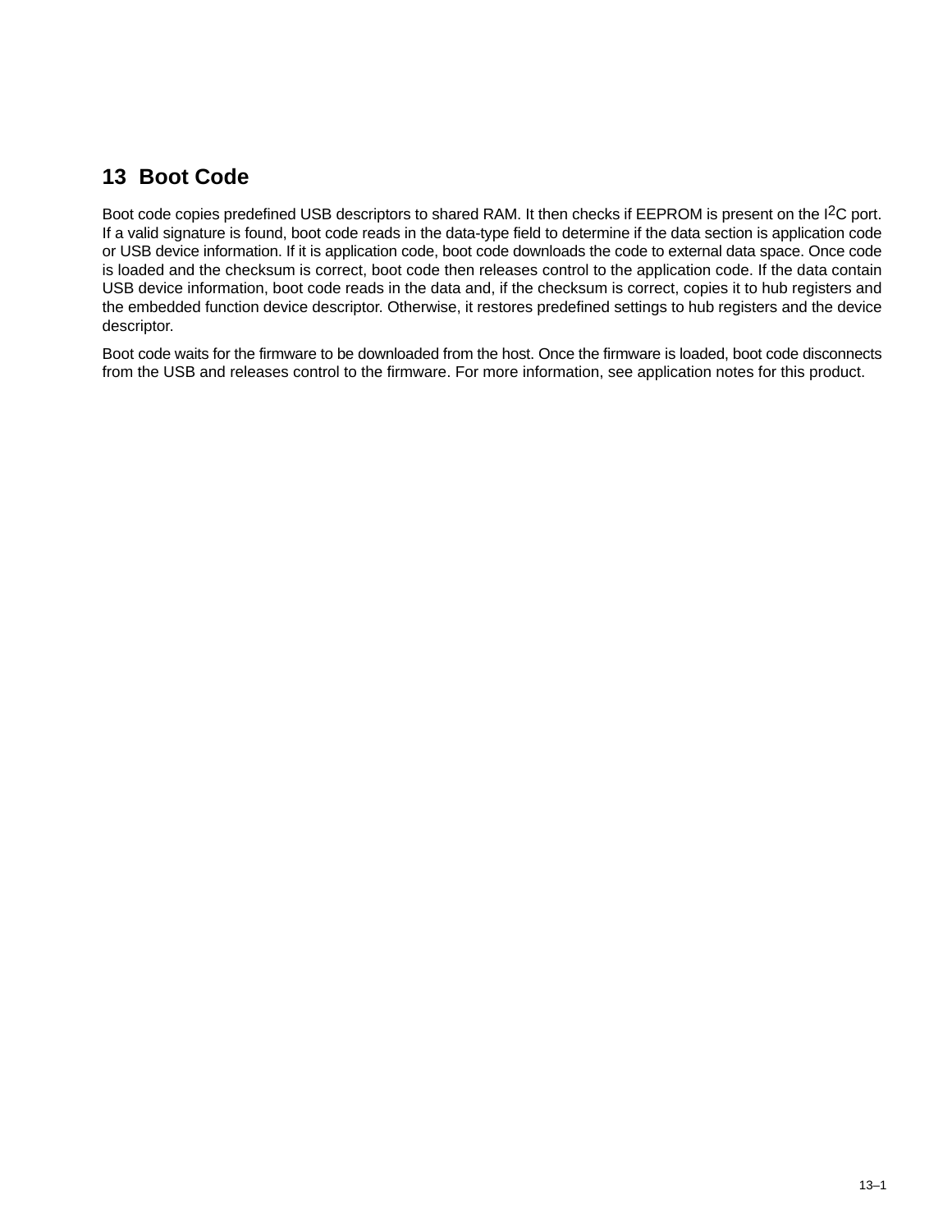# 13 Boot Code

Boot code copies predefined USB descriptors to shared RAM. It then checks if EEPROM is present on the I2C port. If a valid signature is found, boot code reads in the data-type field to determine if the data section is application code or USB device information. If it is application code, boot code downloads the code to external data space. Once code is loaded and the checksum is correct, boot code then releases control to the application code. If the data contain USB device information, boot code reads in the data and, if the checksum is correct, copies it to hub registers and the embedded function device descriptor. Otherwise, it restores predefined settings to hub registers and the device descriptor.

Boot code waits for the firmware to be downloaded from the host. Once the firmware is loaded, boot code disconnects from the USB and releases control to the firmware. For more information, see application notes for this product.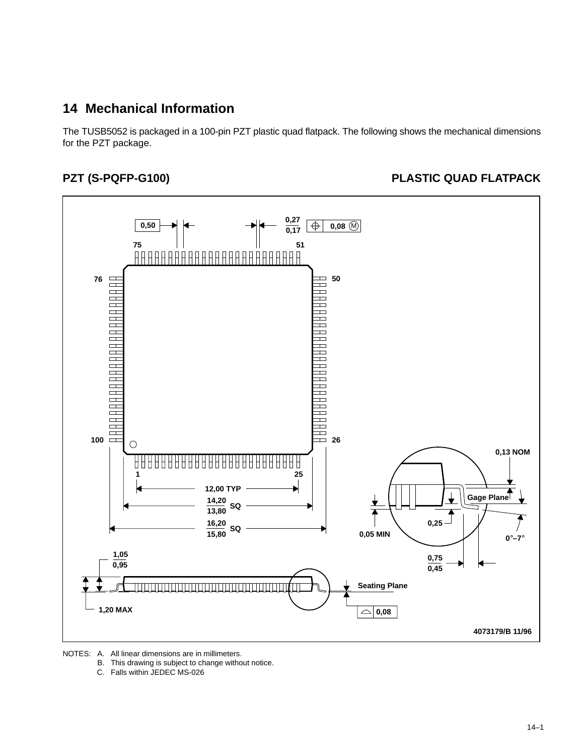# 14 Mechanical Information

The TUSB5052 is packaged in a 100-pin PZT plastic quad flatpack. The following shows the mechanical dimensions for the PZT package.

**PZT (S-PQFP-G100)** **PLASTIC QUAD FLATPACK**

0,50

0,27
0,17

0,08 M

75
51
76
50
100
26
1
25

12,00 TYP

14,20
13,80
SQ

16,20
15,80
SQ

0,13 NOM

Gage Plane

0,25

0,05 MIN

0°–7°

0,75
0,45

1,05
0,95

Seating Plane

1,20 MAX

0,08

4073179/B 11/96

NOTES:
- A. All linear dimensions are in millimeters.
- B. This drawing is subject to change without notice.
- C. Falls within JEDEC MS-026